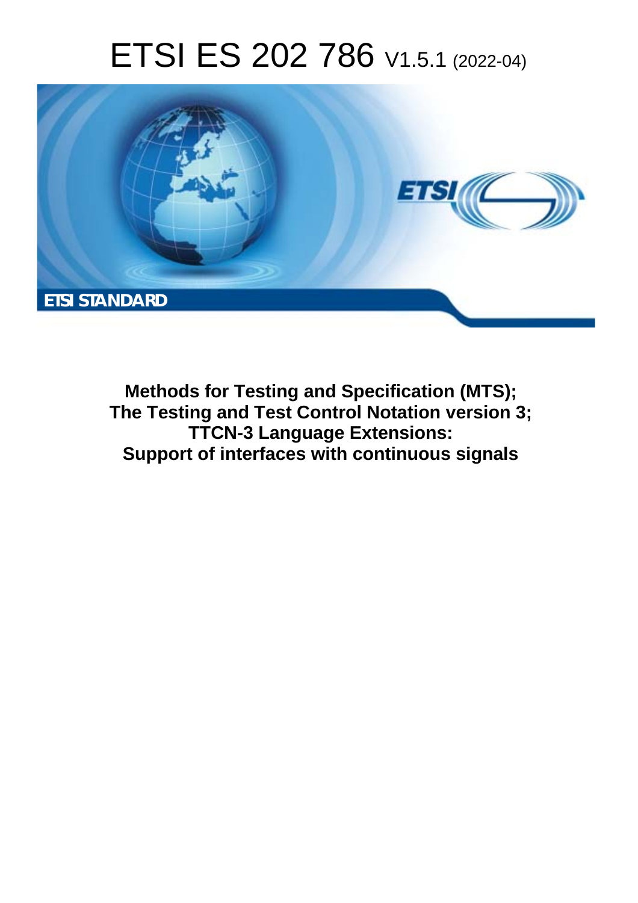# ETSI ES 202 786 V1.5.1 (2022-04)

ETSI STANDARD

**Methods for Testing and Specification (MTS); The Testing and Test Control Notation version 3; TTCN-3 Language Extensions: Support of interfaces with continuous signals**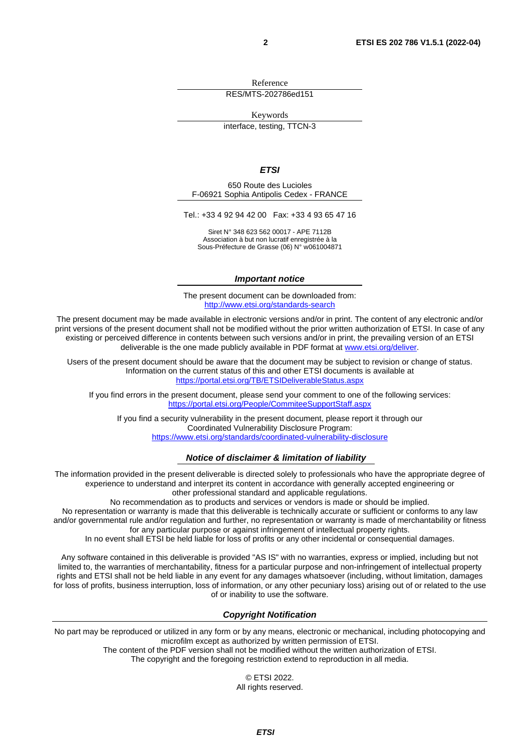Reference

RES/MTS-202786ed151

Keywords

interface, testing, TTCN-3

***ETSI***

650 Route des Lucioles
F-06921 Sophia Antipolis Cedex - FRANCE

Tel.: +33 4 92 94 42 00   Fax: +33 4 93 65 47 16

Siret N° 348 623 562 00017 - APE 7112B
Association à but non lucratif enregistrée à la
Sous-Préfecture de Grasse (06) N° w061004871

***Important notice***

The present document can be downloaded from:
http://www.etsi.org/standards-search

The present document may be made available in electronic versions and/or in print. The content of any electronic and/or print versions of the present document shall not be modified without the prior written authorization of ETSI. In case of any existing or perceived difference in contents between such versions and/or in print, the prevailing version of an ETSI deliverable is the one made publicly available in PDF format at www.etsi.org/deliver.

Users of the present document should be aware that the document may be subject to revision or change of status. Information on the current status of this and other ETSI documents is available at
https://portal.etsi.org/TB/ETSIDeliverableStatus.aspx

If you find errors in the present document, please send your comment to one of the following services:
https://portal.etsi.org/People/CommiteeSupportStaff.aspx

If you find a security vulnerability in the present document, please report it through our
Coordinated Vulnerability Disclosure Program:
https://www.etsi.org/standards/coordinated-vulnerability-disclosure

***Notice of disclaimer & limitation of liability***

The information provided in the present deliverable is directed solely to professionals who have the appropriate degree of experience to understand and interpret its content in accordance with generally accepted engineering or other professional standard and applicable regulations.
No recommendation as to products and services or vendors is made or should be implied.
No representation or warranty is made that this deliverable is technically accurate or sufficient or conforms to any law and/or governmental rule and/or regulation and further, no representation or warranty is made of merchantability or fitness for any particular purpose or against infringement of intellectual property rights.
In no event shall ETSI be held liable for loss of profits or any other incidental or consequential damages.

Any software contained in this deliverable is provided "AS IS" with no warranties, express or implied, including but not limited to, the warranties of merchantability, fitness for a particular purpose and non-infringement of intellectual property rights and ETSI shall not be held liable in any event for any damages whatsoever (including, without limitation, damages for loss of profits, business interruption, loss of information, or any other pecuniary loss) arising out of or related to the use of or inability to use the software.

***Copyright Notification***

No part may be reproduced or utilized in any form or by any means, electronic or mechanical, including photocopying and microfilm except as authorized by written permission of ETSI.
The content of the PDF version shall not be modified without the written authorization of ETSI.
The copyright and the foregoing restriction extend to reproduction in all media.

© ETSI 2022.
All rights reserved.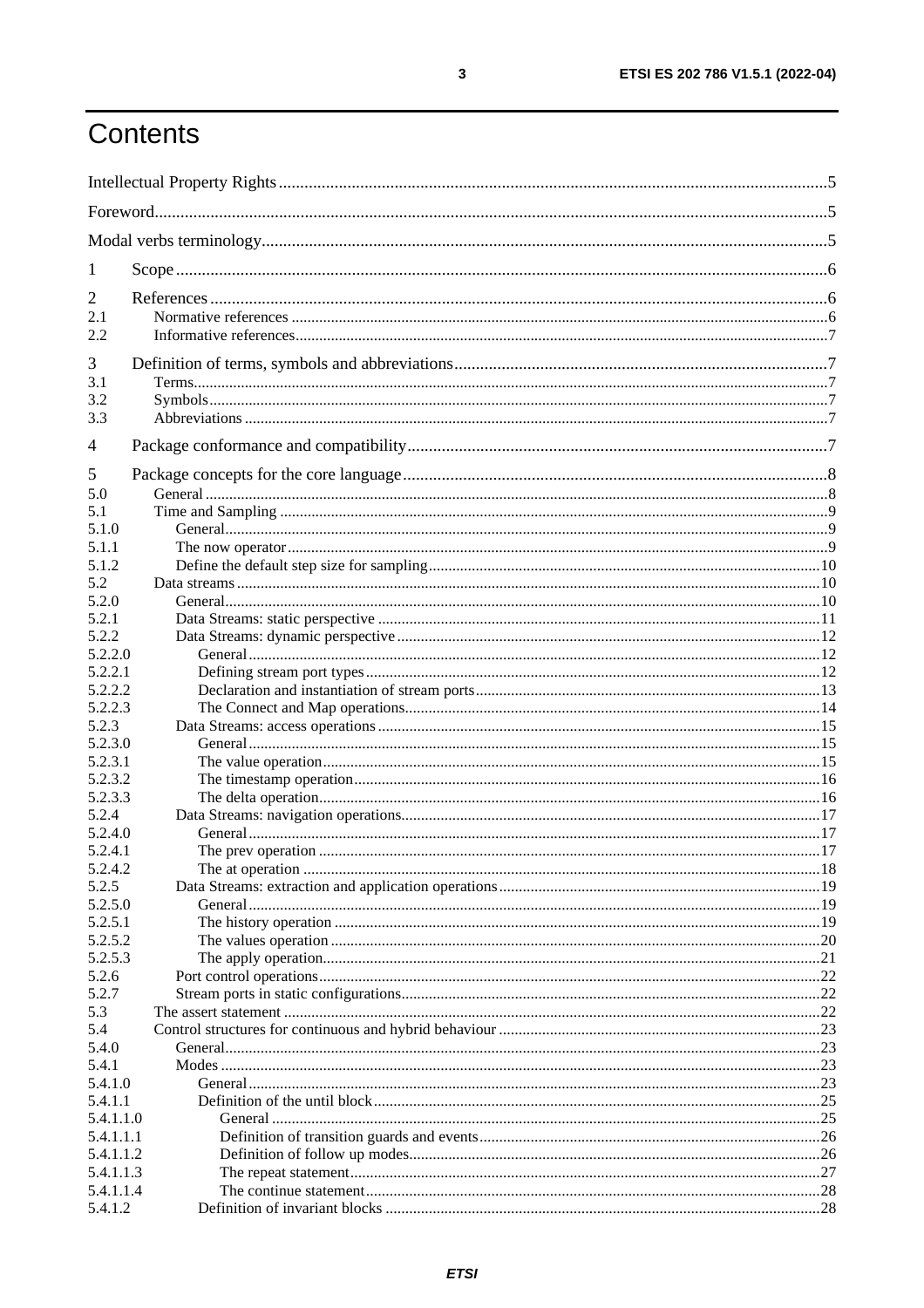# Contents

Intellectual Property Rights ....................................................................................................................5

Foreword ....................................................................................................................................................5

Modal verbs terminology ..........................................................................................................................5

1 Scope ......................................................................................................................................................6

2 References ..............................................................................................................................................6
- 2.1 Normative references .........................................................................................................................6
- 2.2 Informative references .......................................................................................................................7

3 Definition of terms, symbols and abbreviations ......................................................................................7
- 3.1 Terms ...................................................................................................................................................7
- 3.2 Symbols ...............................................................................................................................................7
- 3.3 Abbreviations ......................................................................................................................................7

4 Package conformance and compatibility .................................................................................................7

5 Package concepts for the core language ...................................................................................................8
- 5.0 General ................................................................................................................................................8
- 5.1 Time and Sampling .............................................................................................................................9
  - 5.1.0 General ..........................................................................................................................................9
  - 5.1.1 The now operator ..........................................................................................................................9
  - 5.1.2 Define the default step size for sampling .....................................................................................10
- 5.2 Data streams ......................................................................................................................................10
  - 5.2.0 General ........................................................................................................................................10
  - 5.2.1 Data Streams: static perspective ..................................................................................................11
  - 5.2.2 Data Streams: dynamic perspective .............................................................................................12
    - 5.2.2.0 General .....................................................................................................................................12
    - 5.2.2.1 Defining stream port types .......................................................................................................12
    - 5.2.2.2 Declaration and instantiation of stream ports ..........................................................................13
    - 5.2.2.3 The Connect and Map operations .............................................................................................14
  - 5.2.3 Data Streams: access operations ..................................................................................................15
    - 5.2.3.0 General .....................................................................................................................................15
    - 5.2.3.1 The value operation ..................................................................................................................15
    - 5.2.3.2 The timestamp operation ..........................................................................................................16
    - 5.2.3.3 The delta operation ...................................................................................................................16
  - 5.2.4 Data Streams: navigation operations ............................................................................................17
    - 5.2.4.0 General .....................................................................................................................................17
    - 5.2.4.1 The prev operation ...................................................................................................................17
    - 5.2.4.2 The at operation .......................................................................................................................18
  - 5.2.5 Data Streams: extraction and application operations ...................................................................19
    - 5.2.5.0 General .....................................................................................................................................19
    - 5.2.5.1 The history operation ................................................................................................................19
    - 5.2.5.2 The values operation .................................................................................................................20
    - 5.2.5.3 The apply operation ..................................................................................................................21
  - 5.2.6 Port control operations ................................................................................................................22
  - 5.2.7 Stream ports in static configurations ............................................................................................22
- 5.3 The assert statement .........................................................................................................................22
- 5.4 Control structures for continuous and hybrid behaviour ...................................................................23
  - 5.4.0 General ........................................................................................................................................23
  - 5.4.1 Modes ..........................................................................................................................................23
    - 5.4.1.0 General .....................................................................................................................................23
    - 5.4.1.1 Definition of the until block .....................................................................................................25
      - 5.4.1.1.0 General ................................................................................................................................25
      - 5.4.1.1.1 Definition of transition guards and events ...........................................................................26
      - 5.4.1.1.2 Definition of follow up modes .............................................................................................26
      - 5.4.1.1.3 The repeat statement ...........................................................................................................27
      - 5.4.1.1.4 The continue statement ........................................................................................................28
    - 5.4.1.2 Definition of invariant blocks ..................................................................................................28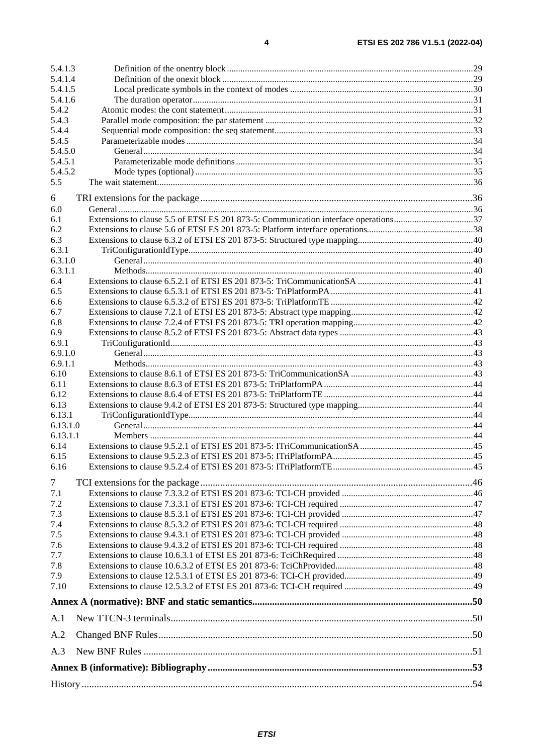5.4.1.3 Definition of the onentry block ... 29
5.4.1.4 Definition of the onexit block ... 29
5.4.1.5 Local predicate symbols in the context of modes ... 30
5.4.1.6 The duration operator ... 31
5.4.2 Atomic modes: the cont statement ... 31
5.4.3 Parallel mode composition: the par statement ... 32
5.4.4 Sequential mode composition: the seq statement ... 33
5.4.5 Parameterizable modes ... 34
5.4.5.0 General ... 34
5.4.5.1 Parameterizable mode definitions ... 35
5.4.5.2 Mode types (optional) ... 35
5.5 The wait statement ... 36

6 TRI extensions for the package ... 36
6.0 General ... 36
6.1 Extensions to clause 5.5 of ETSI ES 201 873-5: Communication interface operations ... 37
6.2 Extensions to clause 5.6 of ETSI ES 201 873-5: Platform interface operations ... 38
6.3 Extensions to clause 6.3.2 of ETSI ES 201 873-5: Structured type mapping ... 40
6.3.1 TriConfigurationIdType ... 40
6.3.1.0 General ... 40
6.3.1.1 Methods ... 40
6.4 Extensions to clause 6.5.2.1 of ETSI ES 201 873-5: TriCommunicationSA ... 41
6.5 Extensions to clause 6.5.3.1 of ETSI ES 201 873-5: TriPlatformPA ... 41
6.6 Extensions to clause 6.5.3.2 of ETSI ES 201 873-5: TriPlatformTE ... 42
6.7 Extensions to clause 7.2.1 of ETSI ES 201 873-5: Abstract type mapping ... 42
6.8 Extensions to clause 7.2.4 of ETSI ES 201 873-5: TRI operation mapping ... 42
6.9 Extensions to clause 8.5.2 of ETSI ES 201 873-5: Abstract data types ... 43
6.9.1 TriConfigurationId ... 43
6.9.1.0 General ... 43
6.9.1.1 Methods ... 43
6.10 Extensions to clause 8.6.1 of ETSI ES 201 873-5: TriCommunicationSA ... 43
6.11 Extensions to clause 8.6.3 of ETSI ES 201 873-5: TriPlatformPA ... 44
6.12 Extensions to clause 8.6.4 of ETSI ES 201 873-5: TriPlatformTE ... 44
6.13 Extensions to clause 9.4.2 of ETSI ES 201 873-5: Structured type mapping ... 44
6.13.1 TriConfigurationIdType ... 44
6.13.1.0 General ... 44
6.13.1.1 Members ... 44
6.14 Extensions to clause 9.5.2.1 of ETSI ES 201 873-5: ITriCommunicationSA ... 45
6.15 Extensions to clause 9.5.2.3 of ETSI ES 201 873-5: ITriPlatformPA ... 45
6.16 Extensions to clause 9.5.2.4 of ETSI ES 201 873-5: ITriPlatformTE ... 45

7 TCI extensions for the package ... 46
7.1 Extensions to clause 7.3.3.2 of ETSI ES 201 873-6: TCI-CH provided ... 46
7.2 Extensions to clause 7.3.3.1 of ETSI ES 201 873-6: TCI-CH required ... 47
7.3 Extensions to clause 8.5.3.1 of ETSI ES 201 873-6: TCI-CH provided ... 47
7.4 Extensions to clause 8.5.3.2 of ETSI ES 201 873-6: TCI-CH required ... 48
7.5 Extensions to clause 9.4.3.1 of ETSI ES 201 873-6: TCI-CH provided ... 48
7.6 Extensions to clause 9.4.3.2 of ETSI ES 201 873-6: TCI-CH required ... 48
7.7 Extensions to clause 10.6.3.1 of ETSI ES 201 873-6: TciChRequired ... 48
7.8 Extensions to clause 10.6.3.2 of ETSI ES 201 873-6: TciChProvided ... 48
7.9 Extensions to clause 12.5.3.1 of ETSI ES 201 873-6: TCI-CH provided ... 49
7.10 Extensions to clause 12.5.3.2 of ETSI ES 201 873-6: TCI-CH required ... 49

**Annex A (normative): BNF and static semantics ... 50**

A.1 New TTCN-3 terminals ... 50

A.2 Changed BNF Rules ... 50

A.3 New BNF Rules ... 51

**Annex B (informative): Bibliography ... 53**

History ... 54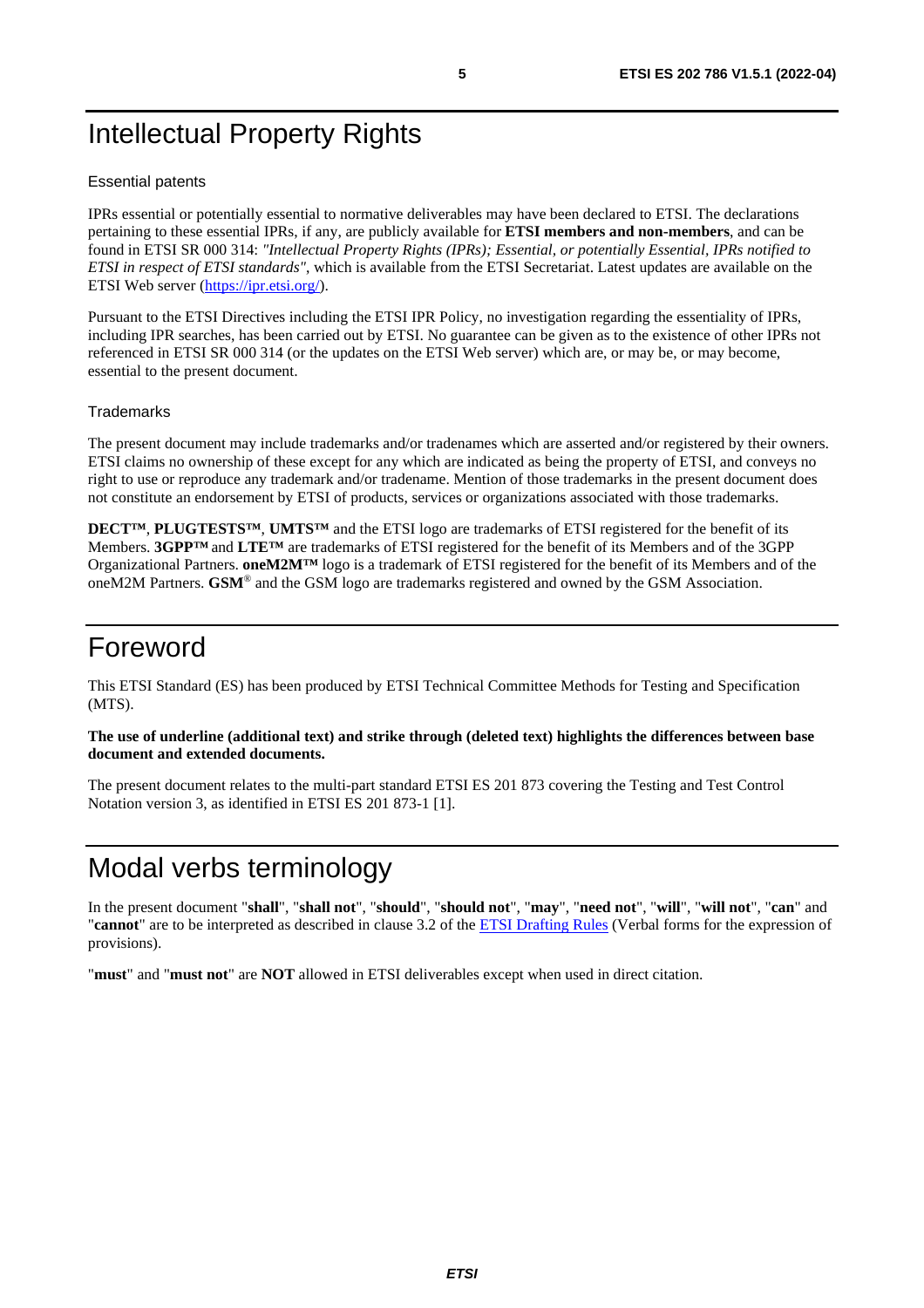# Intellectual Property Rights

## Essential patents

IPRs essential or potentially essential to normative deliverables may have been declared to ETSI. The declarations pertaining to these essential IPRs, if any, are publicly available for **ETSI members and non-members**, and can be found in ETSI SR 000 314: *"Intellectual Property Rights (IPRs); Essential, or potentially Essential, IPRs notified to ETSI in respect of ETSI standards"*, which is available from the ETSI Secretariat. Latest updates are available on the ETSI Web server (https://ipr.etsi.org/).

Pursuant to the ETSI Directives including the ETSI IPR Policy, no investigation regarding the essentiality of IPRs, including IPR searches, has been carried out by ETSI. No guarantee can be given as to the existence of other IPRs not referenced in ETSI SR 000 314 (or the updates on the ETSI Web server) which are, or may be, or may become, essential to the present document.

## Trademarks

The present document may include trademarks and/or tradenames which are asserted and/or registered by their owners. ETSI claims no ownership of these except for any which are indicated as being the property of ETSI, and conveys no right to use or reproduce any trademark and/or tradename. Mention of those trademarks in the present document does not constitute an endorsement by ETSI of products, services or organizations associated with those trademarks.

**DECT™**, **PLUGTESTS™**, **UMTS™** and the ETSI logo are trademarks of ETSI registered for the benefit of its Members. **3GPP™** and **LTE™** are trademarks of ETSI registered for the benefit of its Members and of the 3GPP Organizational Partners. **oneM2M™** logo is a trademark of ETSI registered for the benefit of its Members and of the oneM2M Partners. **GSM**® and the GSM logo are trademarks registered and owned by the GSM Association.

# Foreword

This ETSI Standard (ES) has been produced by ETSI Technical Committee Methods for Testing and Specification (MTS).

**The use of underline (additional text) and strike through (deleted text) highlights the differences between base document and extended documents.**

The present document relates to the multi-part standard ETSI ES 201 873 covering the Testing and Test Control Notation version 3, as identified in ETSI ES 201 873-1 [1].

# Modal verbs terminology

In the present document "**shall**", "**shall not**", "**should**", "**should not**", "**may**", "**need not**", "**will**", "**will not**", "**can**" and "**cannot**" are to be interpreted as described in clause 3.2 of the ETSI Drafting Rules (Verbal forms for the expression of provisions).

"**must**" and "**must not**" are **NOT** allowed in ETSI deliverables except when used in direct citation.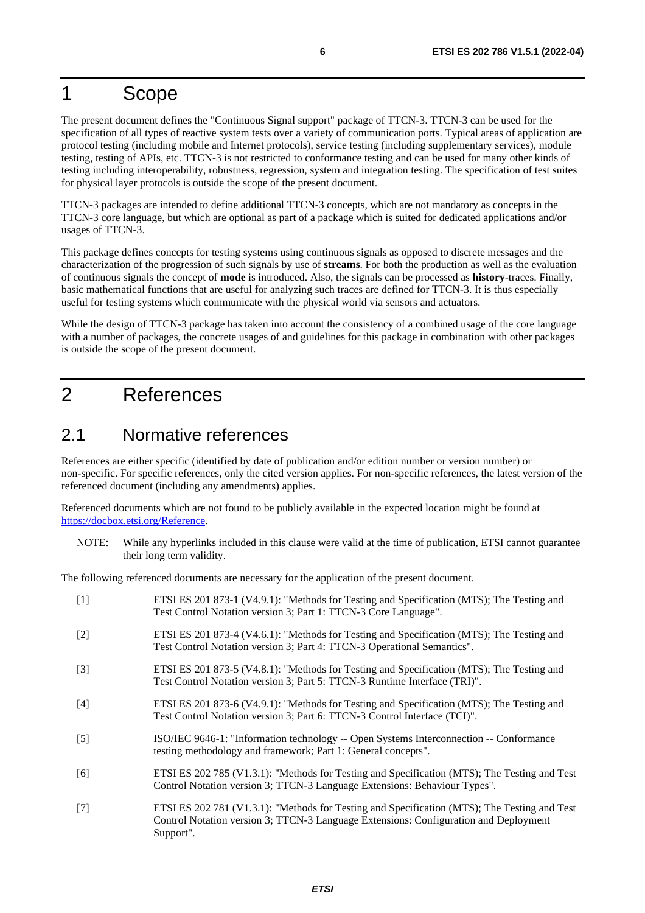# 1 Scope

The present document defines the "Continuous Signal support" package of TTCN-3. TTCN-3 can be used for the specification of all types of reactive system tests over a variety of communication ports. Typical areas of application are protocol testing (including mobile and Internet protocols), service testing (including supplementary services), module testing, testing of APIs, etc. TTCN-3 is not restricted to conformance testing and can be used for many other kinds of testing including interoperability, robustness, regression, system and integration testing. The specification of test suites for physical layer protocols is outside the scope of the present document.

TTCN-3 packages are intended to define additional TTCN-3 concepts, which are not mandatory as concepts in the TTCN-3 core language, but which are optional as part of a package which is suited for dedicated applications and/or usages of TTCN-3.

This package defines concepts for testing systems using continuous signals as opposed to discrete messages and the characterization of the progression of such signals by use of **streams**. For both the production as well as the evaluation of continuous signals the concept of **mode** is introduced. Also, the signals can be processed as **history**-traces. Finally, basic mathematical functions that are useful for analyzing such traces are defined for TTCN-3. It is thus especially useful for testing systems which communicate with the physical world via sensors and actuators.

While the design of TTCN-3 package has taken into account the consistency of a combined usage of the core language with a number of packages, the concrete usages of and guidelines for this package in combination with other packages is outside the scope of the present document.

# 2 References

## 2.1 Normative references

References are either specific (identified by date of publication and/or edition number or version number) or non-specific. For specific references, only the cited version applies. For non-specific references, the latest version of the referenced document (including any amendments) applies.

Referenced documents which are not found to be publicly available in the expected location might be found at https://docbox.etsi.org/Reference.

NOTE: While any hyperlinks included in this clause were valid at the time of publication, ETSI cannot guarantee their long term validity.

The following referenced documents are necessary for the application of the present document.

[1] ETSI ES 201 873-1 (V4.9.1): "Methods for Testing and Specification (MTS); The Testing and Test Control Notation version 3; Part 1: TTCN-3 Core Language".

[2] ETSI ES 201 873-4 (V4.6.1): "Methods for Testing and Specification (MTS); The Testing and Test Control Notation version 3; Part 4: TTCN-3 Operational Semantics".

[3] ETSI ES 201 873-5 (V4.8.1): "Methods for Testing and Specification (MTS); The Testing and Test Control Notation version 3; Part 5: TTCN-3 Runtime Interface (TRI)".

[4] ETSI ES 201 873-6 (V4.9.1): "Methods for Testing and Specification (MTS); The Testing and Test Control Notation version 3; Part 6: TTCN-3 Control Interface (TCI)".

[5] ISO/IEC 9646-1: "Information technology -- Open Systems Interconnection -- Conformance testing methodology and framework; Part 1: General concepts".

[6] ETSI ES 202 785 (V1.3.1): "Methods for Testing and Specification (MTS); The Testing and Test Control Notation version 3; TTCN-3 Language Extensions: Behaviour Types".

[7] ETSI ES 202 781 (V1.3.1): "Methods for Testing and Specification (MTS); The Testing and Test Control Notation version 3; TTCN-3 Language Extensions: Configuration and Deployment Support".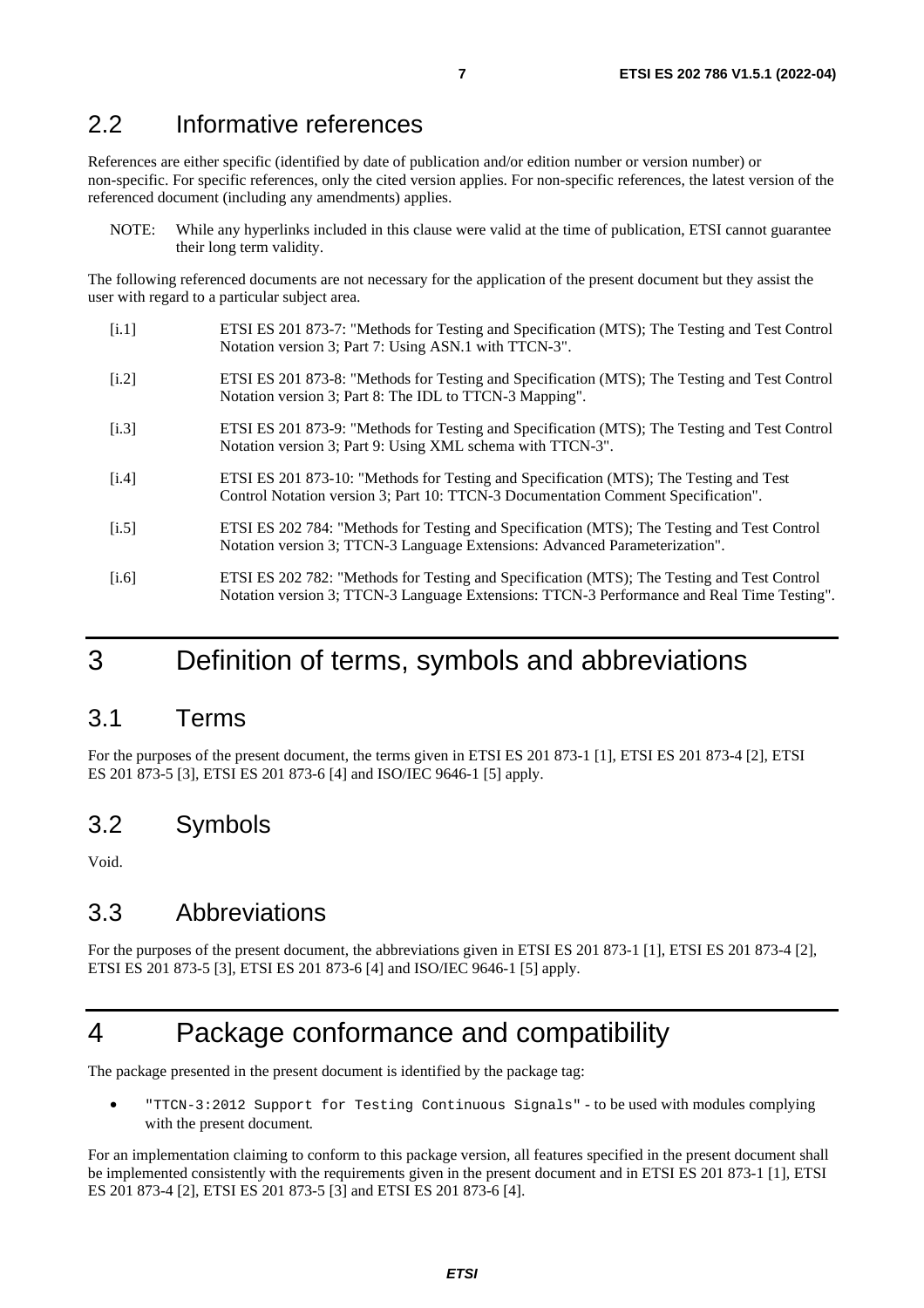## 2.2 Informative references

References are either specific (identified by date of publication and/or edition number or version number) or non-specific. For specific references, only the cited version applies. For non-specific references, the latest version of the referenced document (including any amendments) applies.

NOTE: While any hyperlinks included in this clause were valid at the time of publication, ETSI cannot guarantee their long term validity.

The following referenced documents are not necessary for the application of the present document but they assist the user with regard to a particular subject area.

[i.1] ETSI ES 201 873-7: "Methods for Testing and Specification (MTS); The Testing and Test Control Notation version 3; Part 7: Using ASN.1 with TTCN-3".

[i.2] ETSI ES 201 873-8: "Methods for Testing and Specification (MTS); The Testing and Test Control Notation version 3; Part 8: The IDL to TTCN-3 Mapping".

[i.3] ETSI ES 201 873-9: "Methods for Testing and Specification (MTS); The Testing and Test Control Notation version 3; Part 9: Using XML schema with TTCN-3".

[i.4] ETSI ES 201 873-10: "Methods for Testing and Specification (MTS); The Testing and Test Control Notation version 3; Part 10: TTCN-3 Documentation Comment Specification".

[i.5] ETSI ES 202 784: "Methods for Testing and Specification (MTS); The Testing and Test Control Notation version 3; TTCN-3 Language Extensions: Advanced Parameterization".

[i.6] ETSI ES 202 782: "Methods for Testing and Specification (MTS); The Testing and Test Control Notation version 3; TTCN-3 Language Extensions: TTCN-3 Performance and Real Time Testing".

# 3 Definition of terms, symbols and abbreviations

## 3.1 Terms

For the purposes of the present document, the terms given in ETSI ES 201 873-1 [1], ETSI ES 201 873-4 [2], ETSI ES 201 873-5 [3], ETSI ES 201 873-6 [4] and ISO/IEC 9646-1 [5] apply.

## 3.2 Symbols

Void.

## 3.3 Abbreviations

For the purposes of the present document, the abbreviations given in ETSI ES 201 873-1 [1], ETSI ES 201 873-4 [2], ETSI ES 201 873-5 [3], ETSI ES 201 873-6 [4] and ISO/IEC 9646-1 [5] apply.

# 4 Package conformance and compatibility

The package presented in the present document is identified by the package tag:

- `"TTCN-3:2012 Support for Testing Continuous Signals"` - to be used with modules complying with the present document.

For an implementation claiming to conform to this package version, all features specified in the present document shall be implemented consistently with the requirements given in the present document and in ETSI ES 201 873-1 [1], ETSI ES 201 873-4 [2], ETSI ES 201 873-5 [3] and ETSI ES 201 873-6 [4].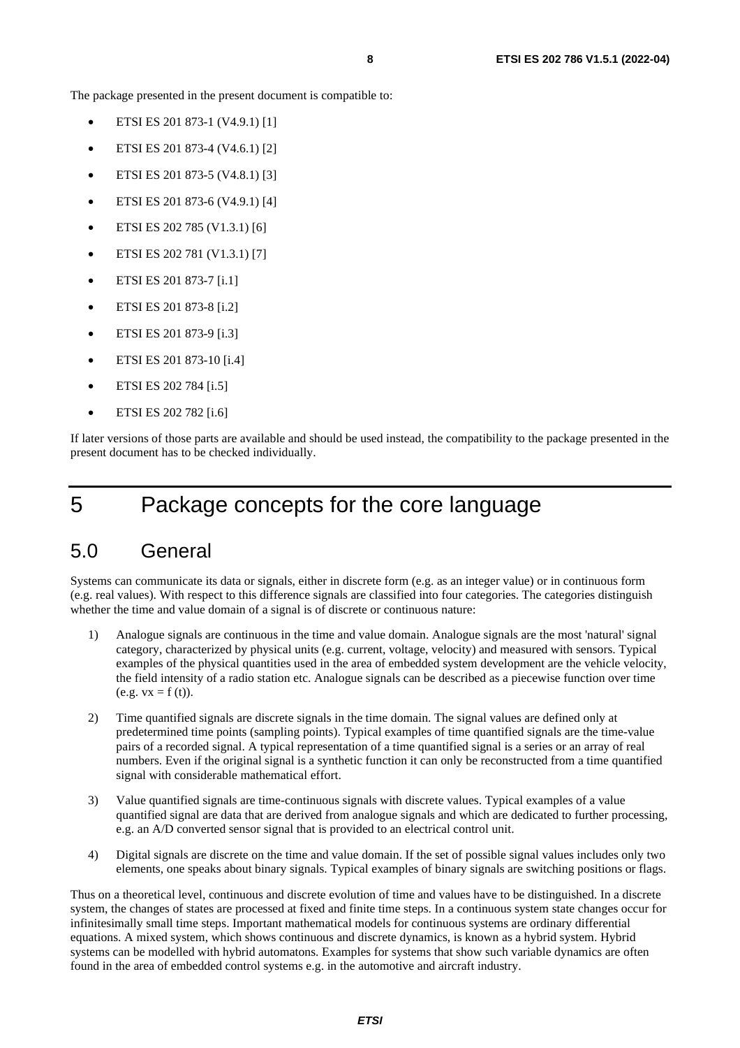The package presented in the present document is compatible to:

- ETSI ES 201 873-1 (V4.9.1) [1]
- ETSI ES 201 873-4 (V4.6.1) [2]
- ETSI ES 201 873-5 (V4.8.1) [3]
- ETSI ES 201 873-6 (V4.9.1) [4]
- ETSI ES 202 785 (V1.3.1) [6]
- ETSI ES 202 781 (V1.3.1) [7]
- ETSI ES 201 873-7 [i.1]
- ETSI ES 201 873-8 [i.2]
- ETSI ES 201 873-9 [i.3]
- ETSI ES 201 873-10 [i.4]
- ETSI ES 202 784 [i.5]
- ETSI ES 202 782 [i.6]

If later versions of those parts are available and should be used instead, the compatibility to the package presented in the present document has to be checked individually.

# 5 Package concepts for the core language

## 5.0 General

Systems can communicate its data or signals, either in discrete form (e.g. as an integer value) or in continuous form (e.g. real values). With respect to this difference signals are classified into four categories. The categories distinguish whether the time and value domain of a signal is of discrete or continuous nature:

1) Analogue signals are continuous in the time and value domain. Analogue signals are the most 'natural' signal category, characterized by physical units (e.g. current, voltage, velocity) and measured with sensors. Typical examples of the physical quantities used in the area of embedded system development are the vehicle velocity, the field intensity of a radio station etc. Analogue signals can be described as a piecewise function over time (e.g. $vx = f(t)$).

2) Time quantified signals are discrete signals in the time domain. The signal values are defined only at predetermined time points (sampling points). Typical examples of time quantified signals are the time-value pairs of a recorded signal. A typical representation of a time quantified signal is a series or an array of real numbers. Even if the original signal is a synthetic function it can only be reconstructed from a time quantified signal with considerable mathematical effort.

3) Value quantified signals are time-continuous signals with discrete values. Typical examples of a value quantified signal are data that are derived from analogue signals and which are dedicated to further processing, e.g. an A/D converted sensor signal that is provided to an electrical control unit.

4) Digital signals are discrete on the time and value domain. If the set of possible signal values includes only two elements, one speaks about binary signals. Typical examples of binary signals are switching positions or flags.

Thus on a theoretical level, continuous and discrete evolution of time and values have to be distinguished. In a discrete system, the changes of states are processed at fixed and finite time steps. In a continuous system state changes occur for infinitesimally small time steps. Important mathematical models for continuous systems are ordinary differential equations. A mixed system, which shows continuous and discrete dynamics, is known as a hybrid system. Hybrid systems can be modelled with hybrid automatons. Examples for systems that show such variable dynamics are often found in the area of embedded control systems e.g. in the automotive and aircraft industry.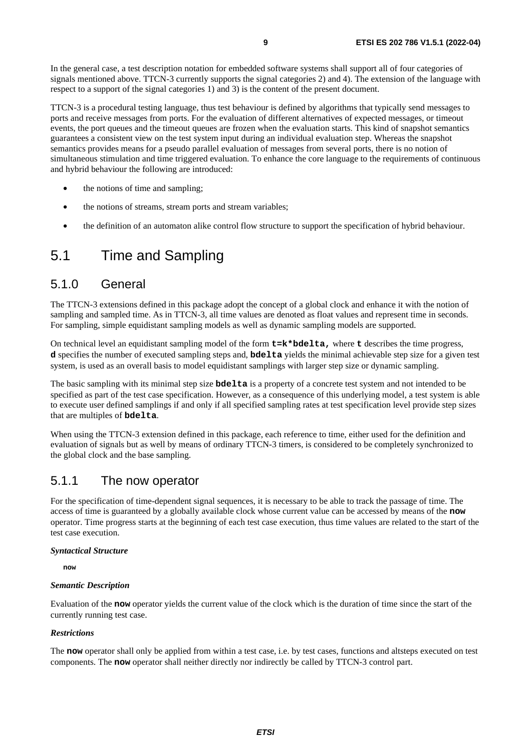In the general case, a test description notation for embedded software systems shall support all of four categories of signals mentioned above. TTCN-3 currently supports the signal categories 2) and 4). The extension of the language with respect to a support of the signal categories 1) and 3) is the content of the present document.

TTCN-3 is a procedural testing language, thus test behaviour is defined by algorithms that typically send messages to ports and receive messages from ports. For the evaluation of different alternatives of expected messages, or timeout events, the port queues and the timeout queues are frozen when the evaluation starts. This kind of snapshot semantics guarantees a consistent view on the test system input during an individual evaluation step. Whereas the snapshot semantics provides means for a pseudo parallel evaluation of messages from several ports, there is no notion of simultaneous stimulation and time triggered evaluation. To enhance the core language to the requirements of continuous and hybrid behaviour the following are introduced:

- the notions of time and sampling;
- the notions of streams, stream ports and stream variables;
- the definition of an automaton alike control flow structure to support the specification of hybrid behaviour.

# 5.1 Time and Sampling

## 5.1.0 General

The TTCN-3 extensions defined in this package adopt the concept of a global clock and enhance it with the notion of sampling and sampled time. As in TTCN-3, all time values are denoted as float values and represent time in seconds. For sampling, simple equidistant sampling models as well as dynamic sampling models are supported.

On technical level an equidistant sampling model of the form **t=k*bdelta,** where **t** describes the time progress, **d** specifies the number of executed sampling steps and, **bdelta** yields the minimal achievable step size for a given test system, is used as an overall basis to model equidistant samplings with larger step size or dynamic sampling.

The basic sampling with its minimal step size **bdelta** is a property of a concrete test system and not intended to be specified as part of the test case specification. However, as a consequence of this underlying model, a test system is able to execute user defined samplings if and only if all specified sampling rates at test specification level provide step sizes that are multiples of **bdelta**.

When using the TTCN-3 extension defined in this package, each reference to time, either used for the definition and evaluation of signals but as well by means of ordinary TTCN-3 timers, is considered to be completely synchronized to the global clock and the base sampling.

## 5.1.1 The now operator

For the specification of time-dependent signal sequences, it is necessary to be able to track the passage of time. The access of time is guaranteed by a globally available clock whose current value can be accessed by means of the **now** operator. Time progress starts at the beginning of each test case execution, thus time values are related to the start of the test case execution.

***Syntactical Structure***

```
now
```

***Semantic Description***

Evaluation of the **now** operator yields the current value of the clock which is the duration of time since the start of the currently running test case.

***Restrictions***

The **now** operator shall only be applied from within a test case, i.e. by test cases, functions and altsteps executed on test components. The **now** operator shall neither directly nor indirectly be called by TTCN-3 control part.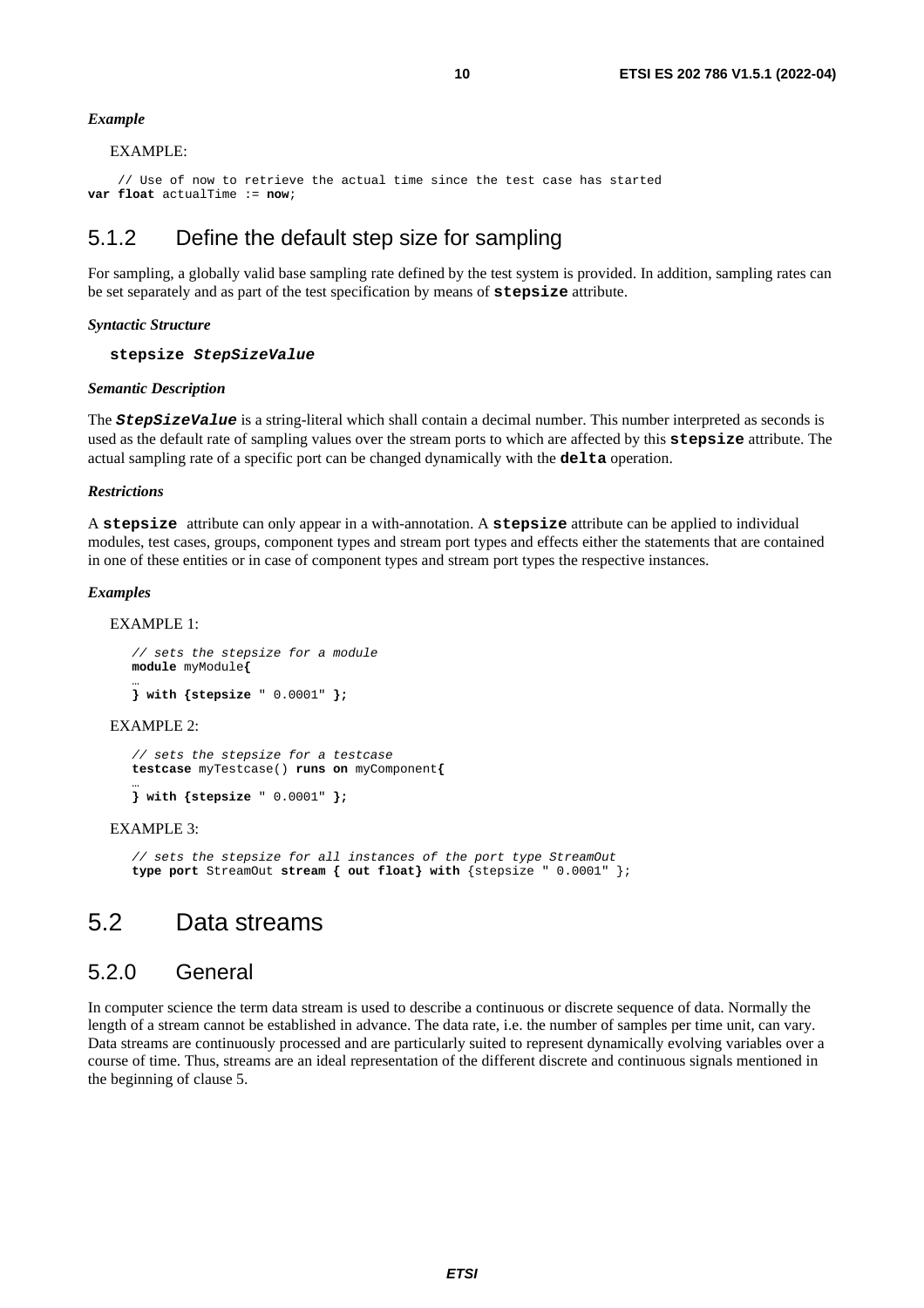*Example*

EXAMPLE:

```
   // Use of now to retrieve the actual time since the test case has started
var float actualTime := now;
```

## 5.1.2 Define the default step size for sampling

For sampling, a globally valid base sampling rate defined by the test system is provided. In addition, sampling rates can be set separately and as part of the test specification by means of **stepsize** attribute.

*Syntactic Structure*

**stepsize** ***StepSizeValue***

*Semantic Description*

The ***StepSizeValue*** is a string-literal which shall contain a decimal number. This number interpreted as seconds is used as the default rate of sampling values over the stream ports to which are affected by this **stepsize** attribute. The actual sampling rate of a specific port can be changed dynamically with the **delta** operation.

*Restrictions*

A **stepsize** attribute can only appear in a with-annotation. A **stepsize** attribute can be applied to individual modules, test cases, groups, component types and stream port types and effects either the statements that are contained in one of these entities or in case of component types and stream port types the respective instances.

*Examples*

EXAMPLE 1:

```
// sets the stepsize for a module
module myModule{
…
} with {stepsize " 0.0001" };
```

EXAMPLE 2:

```
// sets the stepsize for a testcase
testcase myTestcase() runs on myComponent{
…
} with {stepsize " 0.0001" };
```

EXAMPLE 3:

```
// sets the stepsize for all instances of the port type StreamOut
type port StreamOut stream { out float} with {stepsize " 0.0001" };
```

# 5.2 Data streams

## 5.2.0 General

In computer science the term data stream is used to describe a continuous or discrete sequence of data. Normally the length of a stream cannot be established in advance. The data rate, i.e. the number of samples per time unit, can vary. Data streams are continuously processed and are particularly suited to represent dynamically evolving variables over a course of time. Thus, streams are an ideal representation of the different discrete and continuous signals mentioned in the beginning of clause 5.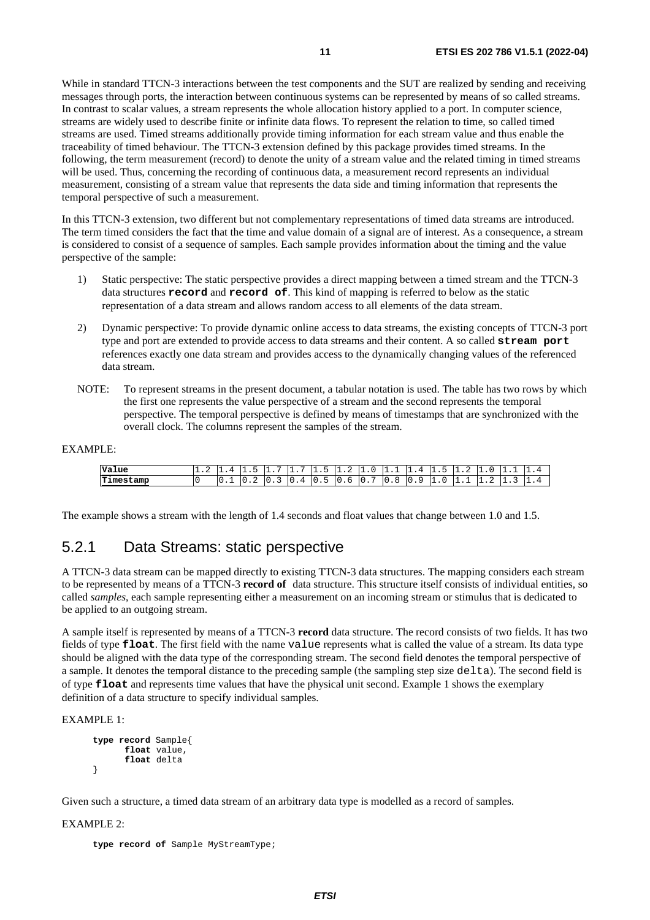While in standard TTCN-3 interactions between the test components and the SUT are realized by sending and receiving messages through ports, the interaction between continuous systems can be represented by means of so called streams. In contrast to scalar values, a stream represents the whole allocation history applied to a port. In computer science, streams are widely used to describe finite or infinite data flows. To represent the relation to time, so called timed streams are used. Timed streams additionally provide timing information for each stream value and thus enable the traceability of timed behaviour. The TTCN-3 extension defined by this package provides timed streams. In the following, the term measurement (record) to denote the unity of a stream value and the related timing in timed streams will be used. Thus, concerning the recording of continuous data, a measurement record represents an individual measurement, consisting of a stream value that represents the data side and timing information that represents the temporal perspective of such a measurement.

In this TTCN-3 extension, two different but not complementary representations of timed data streams are introduced. The term timed considers the fact that the time and value domain of a signal are of interest. As a consequence, a stream is considered to consist of a sequence of samples. Each sample provides information about the timing and the value perspective of the sample:

1) Static perspective: The static perspective provides a direct mapping between a timed stream and the TTCN-3 data structures **record** and **record of**. This kind of mapping is referred to below as the static representation of a data stream and allows random access to all elements of the data stream.

2) Dynamic perspective: To provide dynamic online access to data streams, the existing concepts of TTCN-3 port type and port are extended to provide access to data streams and their content. A so called **stream port** references exactly one data stream and provides access to the dynamically changing values of the referenced data stream.

NOTE: To represent streams in the present document, a tabular notation is used. The table has two rows by which the first one represents the value perspective of a stream and the second represents the temporal perspective. The temporal perspective is defined by means of timestamps that are synchronized with the overall clock. The columns represent the samples of the stream.

EXAMPLE:

| **Value** | 1.2 | 1.4 | 1.5 | 1.7 | 1.7 | 1.5 | 1.2 | 1.0 | 1.1 | 1.4 | 1.5 | 1.2 | 1.0 | 1.1 | 1.4 |
|---|---|---|---|---|---|---|---|---|---|---|---|---|---|---|---|
| **Timestamp** | 0 | 0.1 | 0.2 | 0.3 | 0.4 | 0.5 | 0.6 | 0.7 | 0.8 | 0.9 | 1.0 | 1.1 | 1.2 | 1.3 | 1.4 |

The example shows a stream with the length of 1.4 seconds and float values that change between 1.0 and 1.5.

## 5.2.1 Data Streams: static perspective

A TTCN-3 data stream can be mapped directly to existing TTCN-3 data structures. The mapping considers each stream to be represented by means of a TTCN-3 **record of** data structure. This structure itself consists of individual entities, so called *samples*, each sample representing either a measurement on an incoming stream or stimulus that is dedicated to be applied to an outgoing stream.

A sample itself is represented by means of a TTCN-3 **record** data structure. The record consists of two fields. It has two fields of type **float**. The first field with the name `value` represents what is called the value of a stream. Its data type should be aligned with the data type of the corresponding stream. The second field denotes the temporal perspective of a sample. It denotes the temporal distance to the preceding sample (the sampling step size `delta`). The second field is of type **float** and represents time values that have the physical unit second. Example 1 shows the exemplary definition of a data structure to specify individual samples.

EXAMPLE 1:

```
type record Sample{
      float value,
      float delta
}
```

Given such a structure, a timed data stream of an arbitrary data type is modelled as a record of samples.

EXAMPLE 2:

```
type record of Sample MyStreamType;
```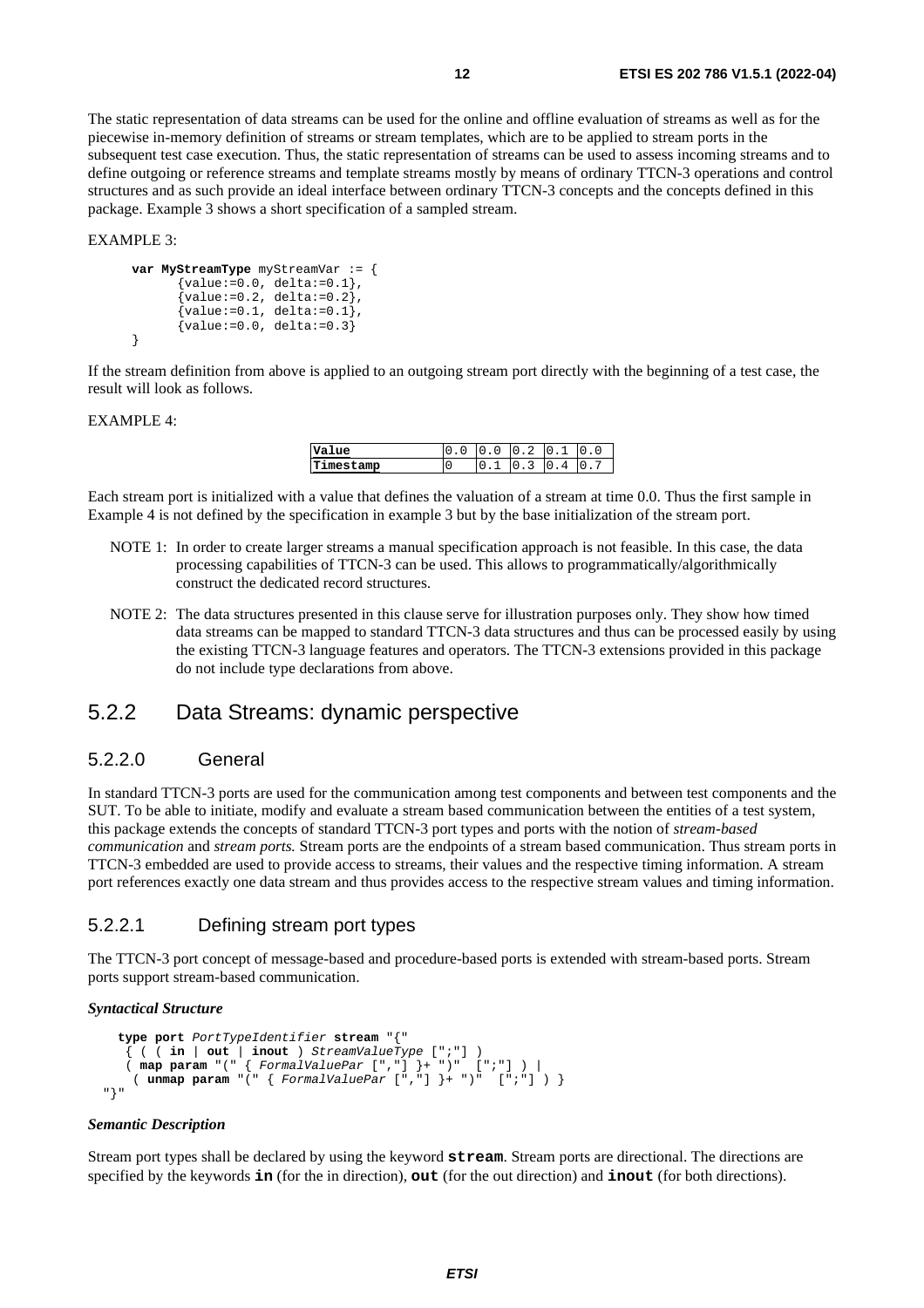The static representation of data streams can be used for the online and offline evaluation of streams as well as for the piecewise in-memory definition of streams or stream templates, which are to be applied to stream ports in the subsequent test case execution. Thus, the static representation of streams can be used to assess incoming streams and to define outgoing or reference streams and template streams mostly by means of ordinary TTCN-3 operations and control structures and as such provide an ideal interface between ordinary TTCN-3 concepts and the concepts defined in this package. Example 3 shows a short specification of a sampled stream.

EXAMPLE 3:

```
var MyStreamType myStreamVar := {
      {value:=0.0, delta:=0.1},
      {value:=0.2, delta:=0.2},
      {value:=0.1, delta:=0.1},
      {value:=0.0, delta:=0.3}
}
```

If the stream definition from above is applied to an outgoing stream port directly with the beginning of a test case, the result will look as follows.

EXAMPLE 4:

| Value | 0.0 | 0.0 | 0.2 | 0.1 | 0.0 |
|---|---|---|---|---|---|
| Timestamp | 0 | 0.1 | 0.3 | 0.4 | 0.7 |

Each stream port is initialized with a value that defines the valuation of a stream at time 0.0. Thus the first sample in Example 4 is not defined by the specification in example 3 but by the base initialization of the stream port.

NOTE 1: In order to create larger streams a manual specification approach is not feasible. In this case, the data processing capabilities of TTCN-3 can be used. This allows to programmatically/algorithmically construct the dedicated record structures.

NOTE 2: The data structures presented in this clause serve for illustration purposes only. They show how timed data streams can be mapped to standard TTCN-3 data structures and thus can be processed easily by using the existing TTCN-3 language features and operators. The TTCN-3 extensions provided in this package do not include type declarations from above.

## 5.2.2 Data Streams: dynamic perspective

### 5.2.2.0 General

In standard TTCN-3 ports are used for the communication among test components and between test components and the SUT. To be able to initiate, modify and evaluate a stream based communication between the entities of a test system, this package extends the concepts of standard TTCN-3 port types and ports with the notion of *stream-based communication* and *stream ports.* Stream ports are the endpoints of a stream based communication. Thus stream ports in TTCN-3 embedded are used to provide access to streams, their values and the respective timing information. A stream port references exactly one data stream and thus provides access to the respective stream values and timing information.

### 5.2.2.1 Defining stream port types

The TTCN-3 port concept of message-based and procedure-based ports is extended with stream-based ports. Stream ports support stream-based communication.

***Syntactical Structure***

```
   type port PortTypeIdentifier stream "{"
    { ( ( in | out | inout ) StreamValueType [";"] )
    ( map param "(" { FormalValuePar [","] }+ ")"  [";"] ) |
     ( unmap param "(" { FormalValuePar [","] }+ ")"  [";"] ) }
"}"
```

***Semantic Description***

Stream port types shall be declared by using the keyword **stream**. Stream ports are directional. The directions are specified by the keywords **in** (for the in direction), **out** (for the out direction) and **inout** (for both directions).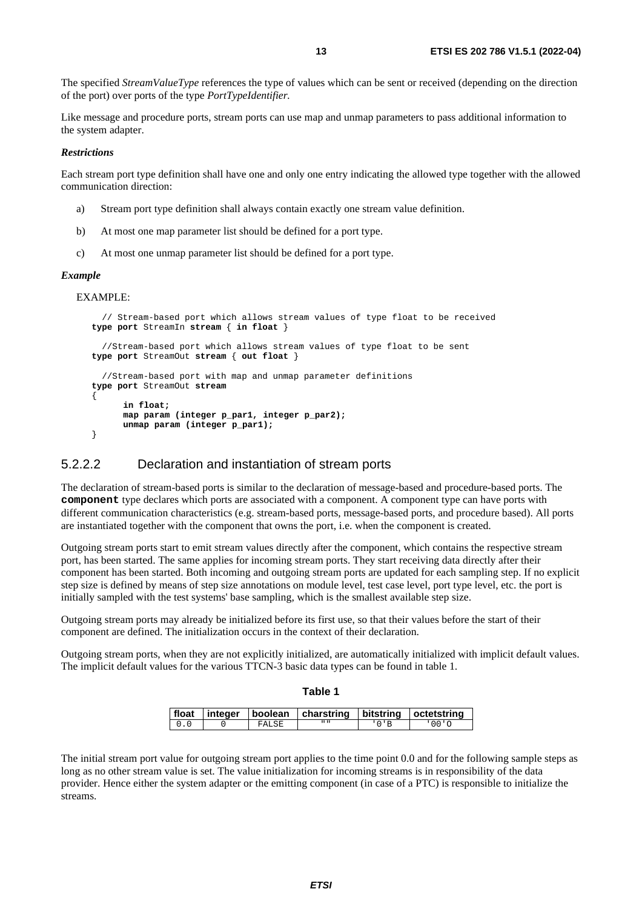The specified *StreamValueType* references the type of values which can be sent or received (depending on the direction of the port) over ports of the type *PortTypeIdentifier.*

Like message and procedure ports, stream ports can use map and unmap parameters to pass additional information to the system adapter.

***Restrictions***

Each stream port type definition shall have one and only one entry indicating the allowed type together with the allowed communication direction:

a) Stream port type definition shall always contain exactly one stream value definition.

b) At most one map parameter list should be defined for a port type.

c) At most one unmap parameter list should be defined for a port type.

***Example***

EXAMPLE:

```
  // Stream-based port which allows stream values of type float to be received
type port StreamIn stream { in float }

  //Stream-based port which allows stream values of type float to be sent
type port StreamOut stream { out float }

  //Stream-based port with map and unmap parameter definitions
type port StreamOut stream
{
      in float;
      map param (integer p_par1, integer p_par2);
      unmap param (integer p_par1);
}
```

### 5.2.2.2 Declaration and instantiation of stream ports

The declaration of stream-based ports is similar to the declaration of message-based and procedure-based ports. The **`component`** type declares which ports are associated with a component. A component type can have ports with different communication characteristics (e.g. stream-based ports, message-based ports, and procedure based). All ports are instantiated together with the component that owns the port, i.e. when the component is created.

Outgoing stream ports start to emit stream values directly after the component, which contains the respective stream port, has been started. The same applies for incoming stream ports. They start receiving data directly after their component has been started. Both incoming and outgoing stream ports are updated for each sampling step. If no explicit step size is defined by means of step size annotations on module level, test case level, port type level, etc. the port is initially sampled with the test systems' base sampling, which is the smallest available step size.

Outgoing stream ports may already be initialized before its first use, so that their values before the start of their component are defined. The initialization occurs in the context of their declaration.

Outgoing stream ports, when they are not explicitly initialized, are automatically initialized with implicit default values. The implicit default values for the various TTCN-3 basic data types can be found in table 1.

**Table 1**

| float | integer | boolean | charstring | bitstring | octetstring |
|---|---|---|---|---|---|
| `0.0` | `0` | `FALSE` | `""` | `'0'B` | `'00'O` |

The initial stream port value for outgoing stream port applies to the time point 0.0 and for the following sample steps as long as no other stream value is set. The value initialization for incoming streams is in responsibility of the data provider. Hence either the system adapter or the emitting component (in case of a PTC) is responsible to initialize the streams.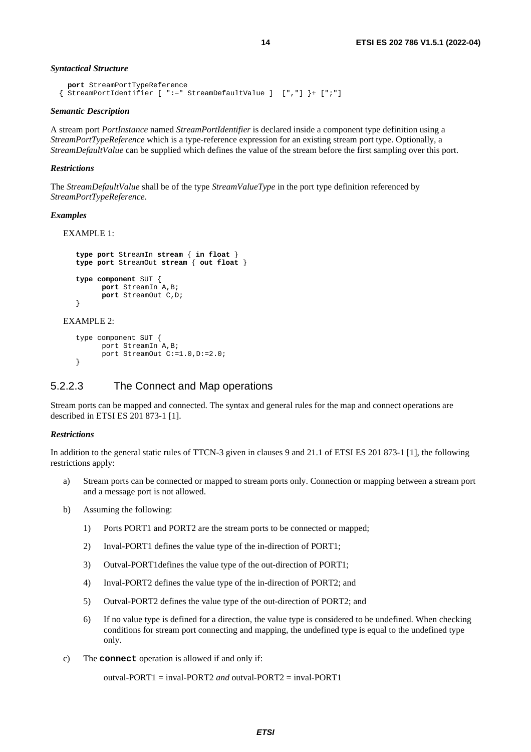***Syntactical Structure***

```
port StreamPortTypeReference
{ StreamPortIdentifier [ ":=" StreamDefaultValue ]  [","] }+ [";"]
```

***Semantic Description***

A stream port *PortInstance* named *StreamPortIdentifier* is declared inside a component type definition using a *StreamPortTypeReference* which is a type-reference expression for an existing stream port type. Optionally, a *StreamDefaultValue* can be supplied which defines the value of the stream before the first sampling over this port.

***Restrictions***

The *StreamDefaultValue* shall be of the type *StreamValueType* in the port type definition referenced by *StreamPortTypeReference*.

***Examples***

EXAMPLE 1:

```
type port StreamIn stream { in float }
type port StreamOut stream { out float }

type component SUT {
      port StreamIn A,B;
      port StreamOut C,D;
}
```

EXAMPLE 2:

```
type component SUT {
      port StreamIn A,B;
      port StreamOut C:=1.0,D:=2.0;
}
```

### 5.2.2.3 The Connect and Map operations

Stream ports can be mapped and connected. The syntax and general rules for the map and connect operations are described in ETSI ES 201 873-1 [1].

***Restrictions***

In addition to the general static rules of TTCN-3 given in clauses 9 and 21.1 of ETSI ES 201 873-1 [1], the following restrictions apply:

a) Stream ports can be connected or mapped to stream ports only. Connection or mapping between a stream port and a message port is not allowed.

b) Assuming the following:

   1) Ports PORT1 and PORT2 are the stream ports to be connected or mapped;

   2) Inval-PORT1 defines the value type of the in-direction of PORT1;

   3) Outval-PORT1defines the value type of the out-direction of PORT1;

   4) Inval-PORT2 defines the value type of the in-direction of PORT2; and

   5) Outval-PORT2 defines the value type of the out-direction of PORT2; and

   6) If no value type is defined for a direction, the value type is considered to be undefined. When checking conditions for stream port connecting and mapping, the undefined type is equal to the undefined type only.

c) The **`connect`** operation is allowed if and only if:

   outval-PORT1 = inval-PORT2 *and* outval-PORT2 = inval-PORT1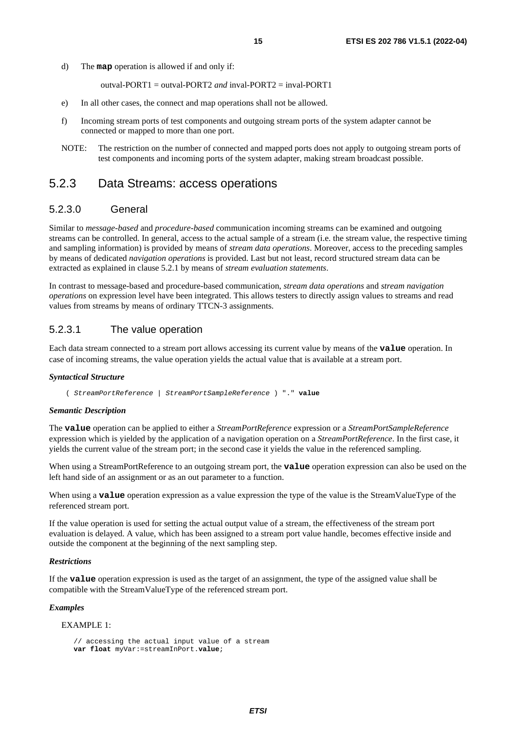d) The **map** operation is allowed if and only if:

   outval-PORT1 = outval-PORT2 *and* inval-PORT2 = inval-PORT1

e) In all other cases, the connect and map operations shall not be allowed.

f) Incoming stream ports of test components and outgoing stream ports of the system adapter cannot be connected or mapped to more than one port.

NOTE: The restriction on the number of connected and mapped ports does not apply to outgoing stream ports of test components and incoming ports of the system adapter, making stream broadcast possible.

### 5.2.3 Data Streams: access operations

#### 5.2.3.0 General

Similar to *message-based* and *procedure-based* communication incoming streams can be examined and outgoing streams can be controlled. In general, access to the actual sample of a stream (i.e. the stream value, the respective timing and sampling information) is provided by means of *stream data operations*. Moreover, access to the preceding samples by means of dedicated *navigation operations* is provided. Last but not least, record structured stream data can be extracted as explained in clause 5.2.1 by means of *stream evaluation statements*.

In contrast to message-based and procedure-based communication, *stream data operations* and *stream navigation operations* on expression level have been integrated. This allows testers to directly assign values to streams and read values from streams by means of ordinary TTCN-3 assignments.

#### 5.2.3.1 The value operation

Each data stream connected to a stream port allows accessing its current value by means of the **value** operation. In case of incoming streams, the value operation yields the actual value that is available at a stream port.

***Syntactical Structure***

```
( StreamPortReference | StreamPortSampleReference ) "." value
```

***Semantic Description***

The **value** operation can be applied to either a *StreamPortReference* expression or a *StreamPortSampleReference* expression which is yielded by the application of a navigation operation on a *StreamPortReference*. In the first case, it yields the current value of the stream port; in the second case it yields the value in the referenced sampling.

When using a StreamPortReference to an outgoing stream port, the **value** operation expression can also be used on the left hand side of an assignment or as an out parameter to a function.

When using a **value** operation expression as a value expression the type of the value is the StreamValueType of the referenced stream port.

If the value operation is used for setting the actual output value of a stream, the effectiveness of the stream port evaluation is delayed. A value, which has been assigned to a stream port value handle, becomes effective inside and outside the component at the beginning of the next sampling step.

***Restrictions***

If the **value** operation expression is used as the target of an assignment, the type of the assigned value shall be compatible with the StreamValueType of the referenced stream port.

***Examples***

EXAMPLE 1:

```
// accessing the actual input value of a stream
var float myVar:=streamInPort.value;
```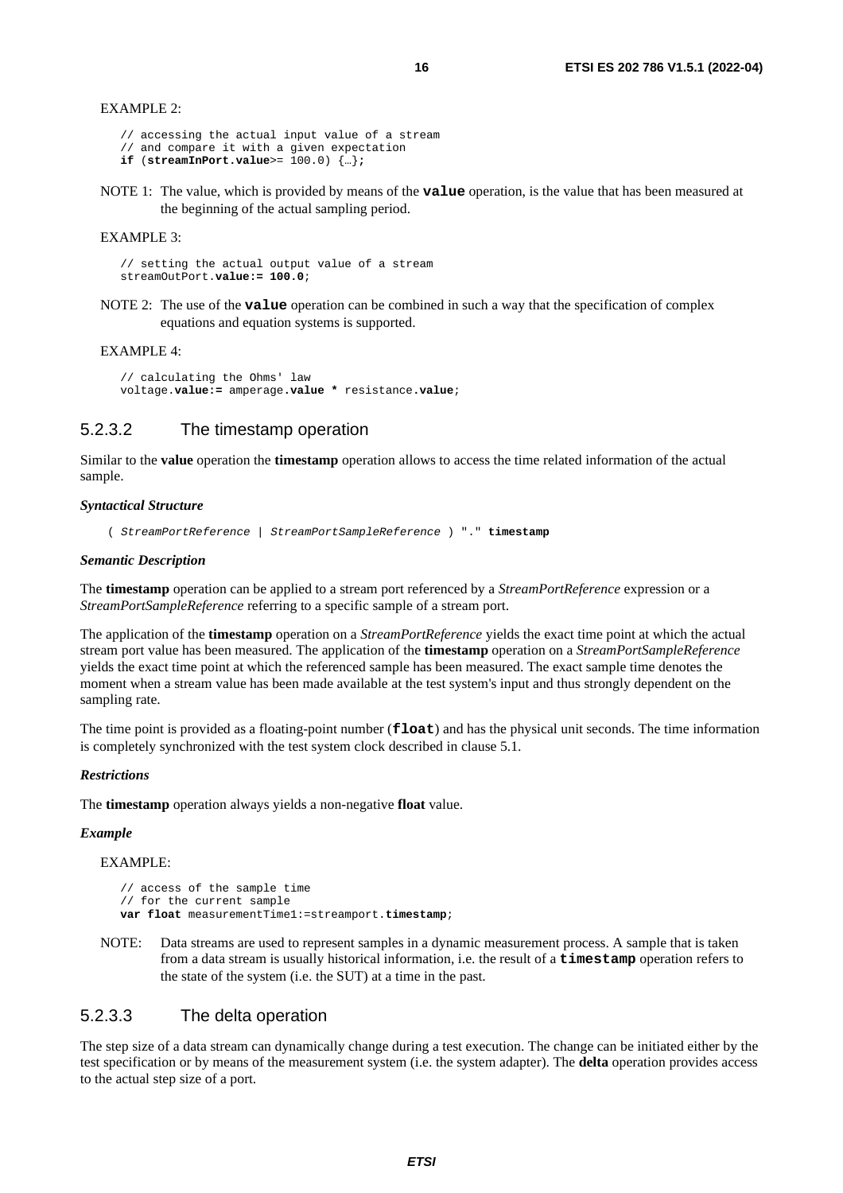EXAMPLE 2:

```
// accessing the actual input value of a stream
// and compare it with a given expectation
if (streamInPort.value>= 100.0) {…};
```

NOTE 1: The value, which is provided by means of the **value** operation, is the value that has been measured at the beginning of the actual sampling period.

EXAMPLE 3:

```
// setting the actual output value of a stream
streamOutPort.value:= 100.0;
```

NOTE 2: The use of the **value** operation can be combined in such a way that the specification of complex equations and equation systems is supported.

EXAMPLE 4:

```
// calculating the Ohms' law
voltage.value:= amperage.value * resistance.value;
```

### 5.2.3.2 The timestamp operation

Similar to the **value** operation the **timestamp** operation allows to access the time related information of the actual sample.

***Syntactical Structure***

```
( StreamPortReference | StreamPortSampleReference ) "." timestamp
```

***Semantic Description***

The **timestamp** operation can be applied to a stream port referenced by a *StreamPortReference* expression or a *StreamPortSampleReference* referring to a specific sample of a stream port.

The application of the **timestamp** operation on a *StreamPortReference* yields the exact time point at which the actual stream port value has been measured. The application of the **timestamp** operation on a *StreamPortSampleReference* yields the exact time point at which the referenced sample has been measured. The exact sample time denotes the moment when a stream value has been made available at the test system's input and thus strongly dependent on the sampling rate.

The time point is provided as a floating-point number (**float**) and has the physical unit seconds. The time information is completely synchronized with the test system clock described in clause 5.1.

***Restrictions***

The **timestamp** operation always yields a non-negative **float** value.

***Example***

EXAMPLE:

```
// access of the sample time
// for the current sample
var float measurementTime1:=streamport.timestamp;
```

NOTE: Data streams are used to represent samples in a dynamic measurement process. A sample that is taken from a data stream is usually historical information, i.e. the result of a **timestamp** operation refers to the state of the system (i.e. the SUT) at a time in the past.

### 5.2.3.3 The delta operation

The step size of a data stream can dynamically change during a test execution. The change can be initiated either by the test specification or by means of the measurement system (i.e. the system adapter). The **delta** operation provides access to the actual step size of a port.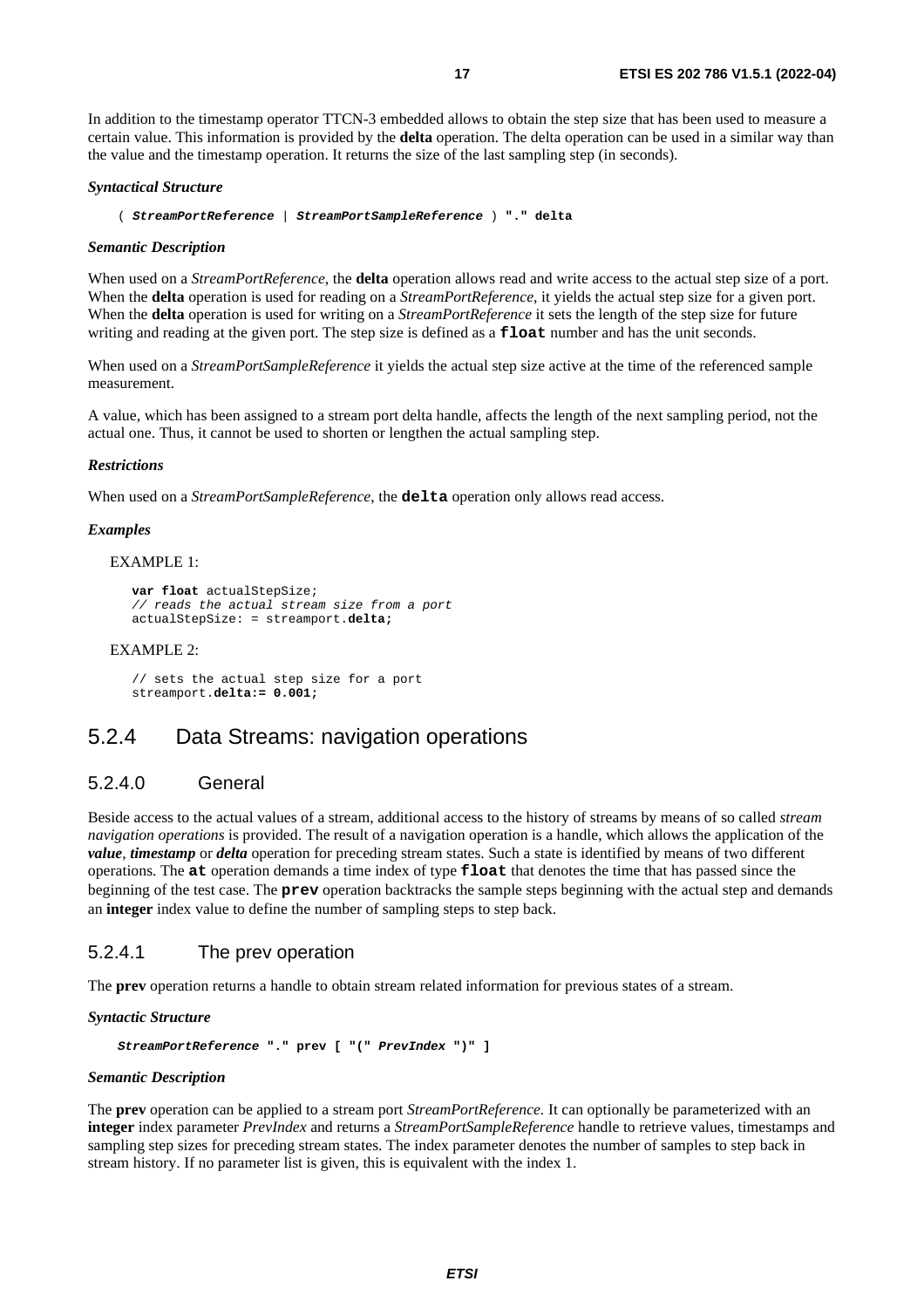In addition to the timestamp operator TTCN-3 embedded allows to obtain the step size that has been used to measure a certain value. This information is provided by the **delta** operation. The delta operation can be used in a similar way than the value and the timestamp operation. It returns the size of the last sampling step (in seconds).

***Syntactical Structure***

```
( StreamPortReference | StreamPortSampleReference ) "." delta
```

***Semantic Description***

When used on a *StreamPortReference*, the **delta** operation allows read and write access to the actual step size of a port. When the **delta** operation is used for reading on a *StreamPortReference*, it yields the actual step size for a given port. When the **delta** operation is used for writing on a *StreamPortReference* it sets the length of the step size for future writing and reading at the given port. The step size is defined as a **float** number and has the unit seconds.

When used on a *StreamPortSampleReference* it yields the actual step size active at the time of the referenced sample measurement.

A value, which has been assigned to a stream port delta handle, affects the length of the next sampling period, not the actual one. Thus, it cannot be used to shorten or lengthen the actual sampling step.

***Restrictions***

When used on a *StreamPortSampleReference*, the **delta** operation only allows read access.

***Examples***

EXAMPLE 1:

```
var float actualStepSize;
// reads the actual stream size from a port
actualStepSize: = streamport.delta;
```

EXAMPLE 2:

```
// sets the actual step size for a port
streamport.delta:= 0.001;
```

## 5.2.4 Data Streams: navigation operations

### 5.2.4.0 General

Beside access to the actual values of a stream, additional access to the history of streams by means of so called *stream navigation operations* is provided. The result of a navigation operation is a handle, which allows the application of the ***value***, ***timestamp*** or ***delta*** operation for preceding stream states. Such a state is identified by means of two different operations. The **at** operation demands a time index of type **float** that denotes the time that has passed since the beginning of the test case. The **prev** operation backtracks the sample steps beginning with the actual step and demands an **integer** index value to define the number of sampling steps to step back.

### 5.2.4.1 The prev operation

The **prev** operation returns a handle to obtain stream related information for previous states of a stream.

***Syntactic Structure***

```
StreamPortReference "." prev [ "(" PrevIndex ")" ]
```

***Semantic Description***

The **prev** operation can be applied to a stream port *StreamPortReference.* It can optionally be parameterized with an **integer** index parameter *PrevIndex* and returns a *StreamPortSampleReference* handle to retrieve values, timestamps and sampling step sizes for preceding stream states. The index parameter denotes the number of samples to step back in stream history. If no parameter list is given, this is equivalent with the index 1.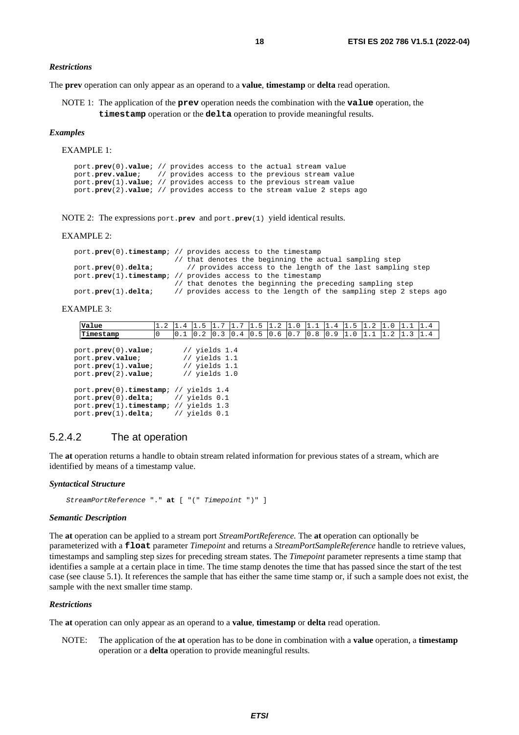*Restrictions*

The **prev** operation can only appear as an operand to a **value**, **timestamp** or **delta** read operation.

NOTE 1: The application of the **prev** operation needs the combination with the **value** operation, the **timestamp** operation or the **delta** operation to provide meaningful results.

*Examples*

EXAMPLE 1:

```
port.prev(0).value; // provides access to the actual stream value
port.prev.value;    // provides access to the previous stream value
port.prev(1).value; // provides access to the previous stream value
port.prev(2).value; // provides access to the stream value 2 steps ago
```

NOTE 2: The expressions `port.prev` and `port.prev(1)` yield identical results.

EXAMPLE 2:

```
port.prev(0).timestamp; // provides access to the timestamp
                        // that denotes the beginning the actual sampling step
port.prev(0).delta;        // provides access to the length of the last sampling step
port.prev(1).timestamp; // provides access to the timestamp
                        // that denotes the beginning the preceding sampling step
port.prev(1).delta;     // provides access to the length of the sampling step 2 steps ago
```

EXAMPLE 3:

| Value | 1.2 | 1.4 | 1.5 | 1.7 | 1.7 | 1.5 | 1.2 | 1.0 | 1.1 | 1.4 | 1.5 | 1.2 | 1.0 | 1.1 | 1.4 |
|---|---|---|---|---|---|---|---|---|---|---|---|---|---|---|---|
| Timestamp | 0 | 0.1 | 0.2 | 0.3 | 0.4 | 0.5 | 0.6 | 0.7 | 0.8 | 0.9 | 1.0 | 1.1 | 1.2 | 1.3 | 1.4 |

```
port.prev(0).value;       // yields 1.4
port.prev.value;          // yields 1.1
port.prev(1).value;       // yields 1.1
port.prev(2).value;       // yields 1.0

port.prev(0).timestamp; // yields 1.4
port.prev(0).delta;     // yields 0.1
port.prev(1).timestamp; // yields 1.3
port.prev(1).delta;     // yields 0.1
```

### 5.2.4.2 The at operation

The **at** operation returns a handle to obtain stream related information for previous states of a stream, which are identified by means of a timestamp value.

*Syntactical Structure*

```
StreamPortReference "." at [ "(" Timepoint ")" ]
```

*Semantic Description*

The **at** operation can be applied to a stream port *StreamPortReference.* The **at** operation can optionally be parameterized with a **float** parameter *Timepoint* and returns a *StreamPortSampleReference* handle to retrieve values, timestamps and sampling step sizes for preceding stream states. The *Timepoint* parameter represents a time stamp that identifies a sample at a certain place in time. The time stamp denotes the time that has passed since the start of the test case (see clause 5.1). It references the sample that has either the same time stamp or, if such a sample does not exist, the sample with the next smaller time stamp.

*Restrictions*

The **at** operation can only appear as an operand to a **value**, **timestamp** or **delta** read operation.

NOTE: The application of the **at** operation has to be done in combination with a **value** operation, a **timestamp** operation or a **delta** operation to provide meaningful results.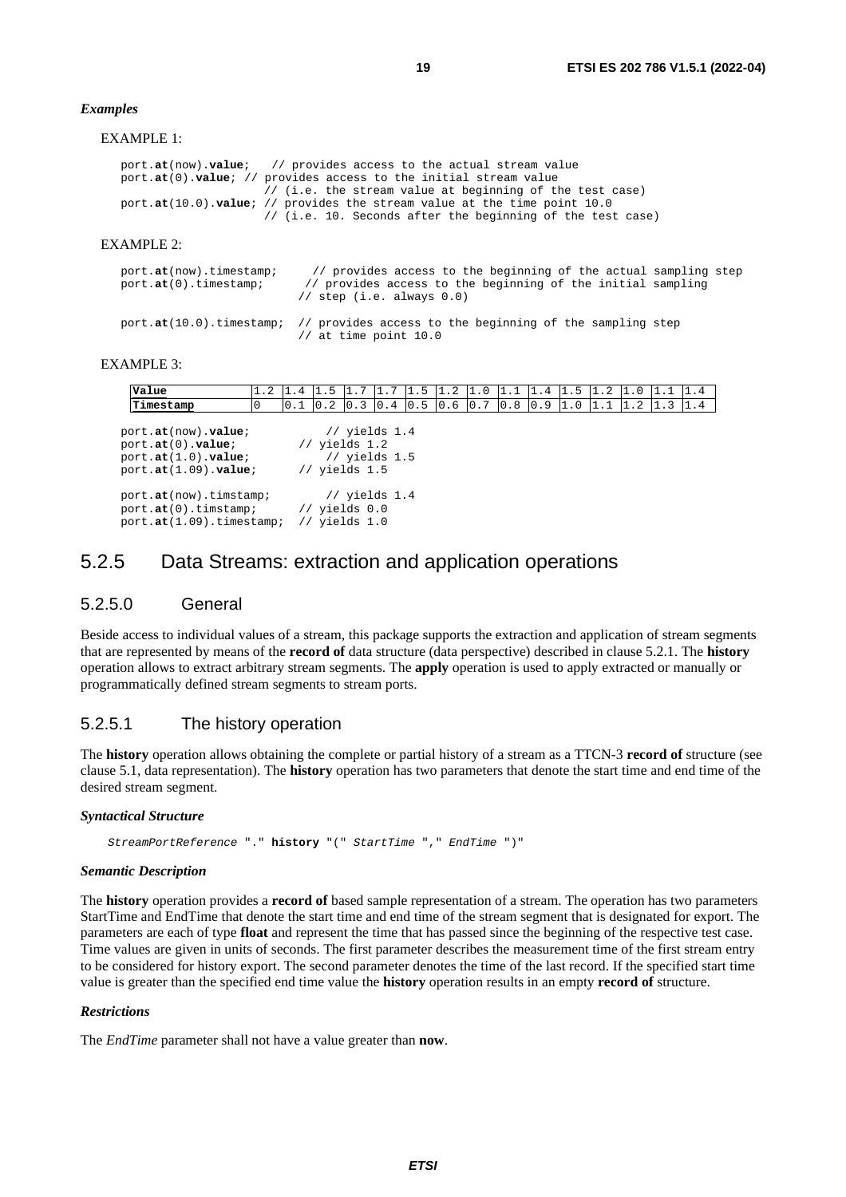*Examples*

EXAMPLE 1:

```
port.at(now).value;   // provides access to the actual stream value
port.at(0).value; // provides access to the initial stream value
                  // (i.e. the stream value at beginning of the test case)
port.at(10.0).value; // provides the stream value at the time point 10.0
                  // (i.e. 10. Seconds after the beginning of the test case)
```

EXAMPLE 2:

```
port.at(now).timestamp;     // provides access to the beginning of the actual sampling step
port.at(0).timestamp;      // provides access to the beginning of the initial sampling
                           // step (i.e. always 0.0)

port.at(10.0).timestamp;  // provides access to the beginning of the sampling step
                           // at time point 10.0
```

EXAMPLE 3:

| Value | 1.2 | 1.4 | 1.5 | 1.7 | 1.7 | 1.5 | 1.2 | 1.0 | 1.1 | 1.4 | 1.5 | 1.2 | 1.0 | 1.1 | 1.4 |
|---|---|---|---|---|---|---|---|---|---|---|---|---|---|---|---|
| Timestamp | 0 | 0.1 | 0.2 | 0.3 | 0.4 | 0.5 | 0.6 | 0.7 | 0.8 | 0.9 | 1.0 | 1.1 | 1.2 | 1.3 | 1.4 |

```
port.at(now).value;          // yields 1.4
port.at(0).value;         // yields 1.2
port.at(1.0).value;          // yields 1.5
port.at(1.09).value;      // yields 1.5

port.at(now).timstamp;       // yields 1.4
port.at(0).timstamp;      // yields 0.0
port.at(1.09).timestamp;  // yields 1.0
```

## 5.2.5 Data Streams: extraction and application operations

### 5.2.5.0 General

Beside access to individual values of a stream, this package supports the extraction and application of stream segments that are represented by means of the **record of** data structure (data perspective) described in clause 5.2.1. The **history** operation allows to extract arbitrary stream segments. The **apply** operation is used to apply extracted or manually or programmatically defined stream segments to stream ports.

### 5.2.5.1 The history operation

The **history** operation allows obtaining the complete or partial history of a stream as a TTCN-3 **record of** structure (see clause 5.1, data representation). The **history** operation has two parameters that denote the start time and end time of the desired stream segment.

*Syntactical Structure*

```
StreamPortReference "." history "(" StartTime "," EndTime ")"
```

*Semantic Description*

The **history** operation provides a **record of** based sample representation of a stream. The operation has two parameters StartTime and EndTime that denote the start time and end time of the stream segment that is designated for export. The parameters are each of type **float** and represent the time that has passed since the beginning of the respective test case. Time values are given in units of seconds. The first parameter describes the measurement time of the first stream entry to be considered for history export. The second parameter denotes the time of the last record. If the specified start time value is greater than the specified end time value the **history** operation results in an empty **record of** structure.

*Restrictions*

The *EndTime* parameter shall not have a value greater than **now**.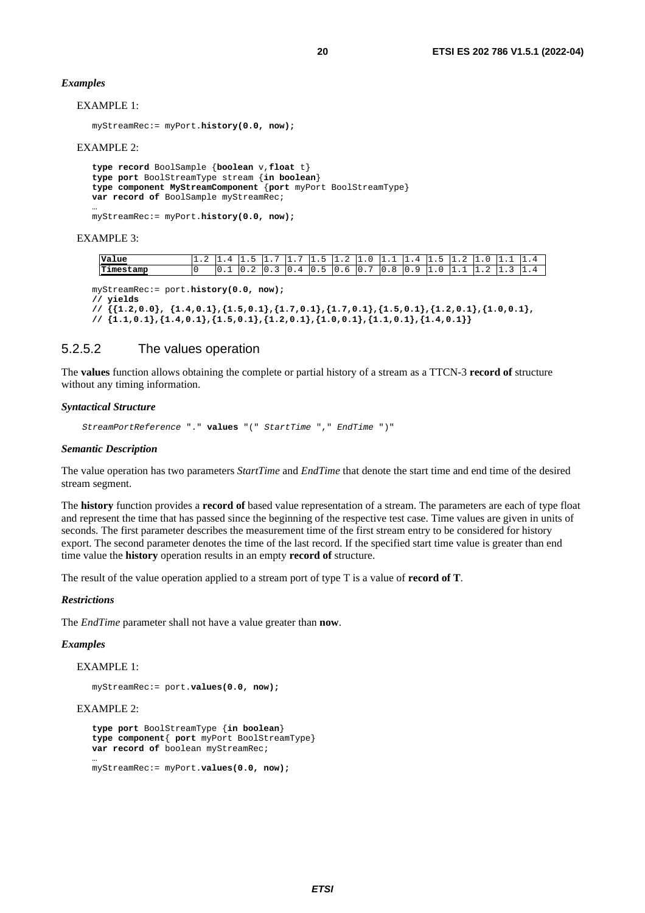*Examples*

EXAMPLE 1:

```
myStreamRec:= myPort.history(0.0, now);
```

EXAMPLE 2:

```
type record BoolSample {boolean v,float t}
type port BoolStreamType stream {in boolean}
type component MyStreamComponent {port myPort BoolStreamType}
var record of BoolSample myStreamRec;
…
myStreamRec:= myPort.history(0.0, now);
```

EXAMPLE 3:

| Value | 1.2 | 1.4 | 1.5 | 1.7 | 1.7 | 1.5 | 1.2 | 1.0 | 1.1 | 1.4 | 1.5 | 1.2 | 1.0 | 1.1 | 1.4 |
|---|---|---|---|---|---|---|---|---|---|---|---|---|---|---|---|
| Timestamp | 0 | 0.1 | 0.2 | 0.3 | 0.4 | 0.5 | 0.6 | 0.7 | 0.8 | 0.9 | 1.0 | 1.1 | 1.2 | 1.3 | 1.4 |

```
myStreamRec:= port.history(0.0, now);
// yields
// {{1.2,0.0}, {1.4,0.1},{1.5,0.1},{1.7,0.1},{1.7,0.1},{1.5,0.1},{1.2,0.1},{1.0,0.1},
// {1.1,0.1},{1.4,0.1},{1.5,0.1},{1.2,0.1},{1.0,0.1},{1.1,0.1},{1.4,0.1}}
```

### 5.2.5.2 The values operation

The **values** function allows obtaining the complete or partial history of a stream as a TTCN-3 **record of** structure without any timing information.

*Syntactical Structure*

```
StreamPortReference "." values "(" StartTime "," EndTime ")"
```

*Semantic Description*

The value operation has two parameters *StartTime* and *EndTime* that denote the start time and end time of the desired stream segment.

The **history** function provides a **record of** based value representation of a stream. The parameters are each of type float and represent the time that has passed since the beginning of the respective test case. Time values are given in units of seconds. The first parameter describes the measurement time of the first stream entry to be considered for history export. The second parameter denotes the time of the last record. If the specified start time value is greater than end time value the **history** operation results in an empty **record of** structure.

The result of the value operation applied to a stream port of type T is a value of **record of T**.

*Restrictions*

The *EndTime* parameter shall not have a value greater than **now**.

*Examples*

EXAMPLE 1:

```
myStreamRec:= port.values(0.0, now);
```

EXAMPLE 2:

```
type port BoolStreamType {in boolean}
type component{ port myPort BoolStreamType}
var record of boolean myStreamRec;
…
myStreamRec:= myPort.values(0.0, now);
```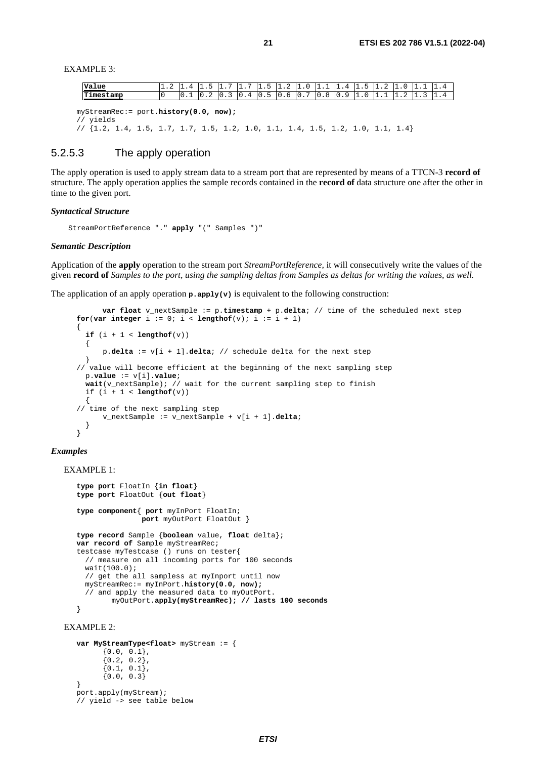EXAMPLE 3:

| Value | 1.2 | 1.4 | 1.5 | 1.7 | 1.7 | 1.5 | 1.2 | 1.0 | 1.1 | 1.4 | 1.5 | 1.2 | 1.0 | 1.1 | 1.4 |
|---|---|---|---|---|---|---|---|---|---|---|---|---|---|---|---|
| Timestamp | 0 | 0.1 | 0.2 | 0.3 | 0.4 | 0.5 | 0.6 | 0.7 | 0.8 | 0.9 | 1.0 | 1.1 | 1.2 | 1.3 | 1.4 |

```
myStreamRec:= port.history(0.0, now);
// yields
// {1.2, 1.4, 1.5, 1.7, 1.7, 1.5, 1.2, 1.0, 1.1, 1.4, 1.5, 1.2, 1.0, 1.1, 1.4}
```

### 5.2.5.3 The apply operation

The apply operation is used to apply stream data to a stream port that are represented by means of a TTCN-3 **record of** structure. The apply operation applies the sample records contained in the **record of** data structure one after the other in time to the given port.

***Syntactical Structure***

```
StreamPortReference "." apply "(" Samples ")"
```

***Semantic Description***

Application of the **apply** operation to the stream port *StreamPortReference*, it will consecutively write the values of the given **record of** *Samples to the port, using the sampling deltas from Samples as deltas for writing the values, as well.*

The application of an apply operation **p.apply(v)** is equivalent to the following construction:

```
      var float v_nextSample := p.timestamp + p.delta; // time of the scheduled next step
  for(var integer i := 0; i < lengthof(v); i := i + 1)
  {
    if (i + 1 < lengthof(v))
    {
        p.delta := v[i + 1].delta; // schedule delta for the next step
    }
  // value will become efficient at the beginning of the next sampling step
    p.value := v[i].value;
    wait(v_nextSample); // wait for the current sampling step to finish
    if (i + 1 < lengthof(v))
    {
  // time of the next sampling step
        v_nextSample := v_nextSample + v[i + 1].delta;
    }
  }
```

***Examples***

EXAMPLE 1:

```
type port FloatIn {in float}
type port FloatOut {out float}

type component{ port myInPort FloatIn;
                port myOutPort FloatOut }

type record Sample {boolean value, float delta};
var record of Sample myStreamRec;
testcase myTestcase () runs on tester{
  // measure on all incoming ports for 100 seconds
  wait(100.0);
  // get the all sampless at myInport until now
  myStreamRec:= myInPort.history(0.0, now);
  // and apply the measured data to myOutPort.
        myOutPort.apply(myStreamRec); // lasts 100 seconds
}
```

EXAMPLE 2:

```
var MyStreamType<float> myStream := {
      {0.0, 0.1},
      {0.2, 0.2},
      {0.1, 0.1},
      {0.0, 0.3}
}
port.apply(myStream);
// yield -> see table below
```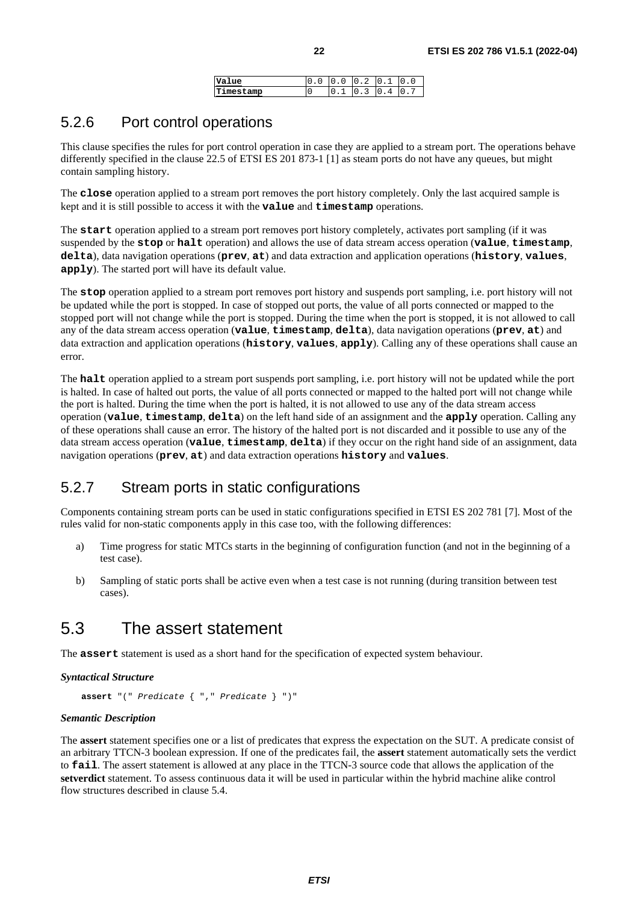| Value | 0.0 | 0.0 | 0.2 | 0.1 | 0.0 |
| --- | --- | --- | --- | --- | --- |
| Timestamp | 0 | 0.1 | 0.3 | 0.4 | 0.7 |

### 5.2.6 Port control operations

This clause specifies the rules for port control operation in case they are applied to a stream port. The operations behave differently specified in the clause 22.5 of ETSI ES 201 873-1 [1] as steam ports do not have any queues, but might contain sampling history.

The **close** operation applied to a stream port removes the port history completely. Only the last acquired sample is kept and it is still possible to access it with the **value** and **timestamp** operations.

The **start** operation applied to a stream port removes port history completely, activates port sampling (if it was suspended by the **stop** or **halt** operation) and allows the use of data stream access operation (**value**, **timestamp**, **delta**), data navigation operations (**prev**, **at**) and data extraction and application operations (**history**, **values**, **apply**). The started port will have its default value.

The **stop** operation applied to a stream port removes port history and suspends port sampling, i.e. port history will not be updated while the port is stopped. In case of stopped out ports, the value of all ports connected or mapped to the stopped port will not change while the port is stopped. During the time when the port is stopped, it is not allowed to call any of the data stream access operation (**value**, **timestamp**, **delta**), data navigation operations (**prev**, **at**) and data extraction and application operations (**history**, **values**, **apply**). Calling any of these operations shall cause an error.

The **halt** operation applied to a stream port suspends port sampling, i.e. port history will not be updated while the port is halted. In case of halted out ports, the value of all ports connected or mapped to the halted port will not change while the port is halted. During the time when the port is halted, it is not allowed to use any of the data stream access operation (**value**, **timestamp**, **delta**) on the left hand side of an assignment and the **apply** operation. Calling any of these operations shall cause an error. The history of the halted port is not discarded and it possible to use any of the data stream access operation (**value**, **timestamp**, **delta**) if they occur on the right hand side of an assignment, data navigation operations (**prev**, **at**) and data extraction operations **history** and **values**.

### 5.2.7 Stream ports in static configurations

Components containing stream ports can be used in static configurations specified in ETSI ES 202 781 [7]. Most of the rules valid for non-static components apply in this case too, with the following differences:

a) Time progress for static MTCs starts in the beginning of configuration function (and not in the beginning of a test case).

b) Sampling of static ports shall be active even when a test case is not running (during transition between test cases).

## 5.3 The assert statement

The **assert** statement is used as a short hand for the specification of expected system behaviour.

***Syntactical Structure***

```
assert "(" Predicate { "," Predicate } ")"
```

***Semantic Description***

The **assert** statement specifies one or a list of predicates that express the expectation on the SUT. A predicate consist of an arbitrary TTCN-3 boolean expression. If one of the predicates fail, the **assert** statement automatically sets the verdict to **fail**. The assert statement is allowed at any place in the TTCN-3 source code that allows the application of the **setverdict** statement. To assess continuous data it will be used in particular within the hybrid machine alike control flow structures described in clause 5.4.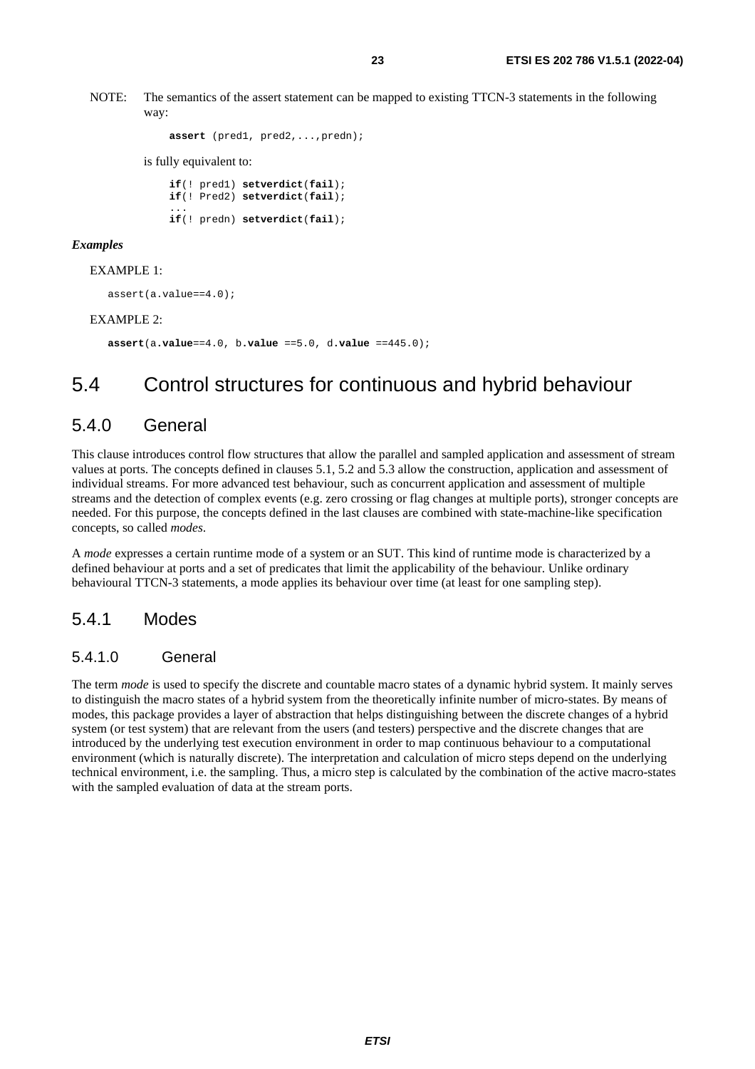NOTE: The semantics of the assert statement can be mapped to existing TTCN-3 statements in the following way:

```
assert (pred1, pred2,...,predn);
```

is fully equivalent to:

```
if(! pred1) setverdict(fail);
if(! Pred2) setverdict(fail);
...
if(! predn) setverdict(fail);
```

***Examples***

EXAMPLE 1:

```
assert(a.value==4.0);
```

EXAMPLE 2:

```
assert(a.value==4.0, b.value ==5.0, d.value ==445.0);
```

# 5.4 Control structures for continuous and hybrid behaviour

## 5.4.0 General

This clause introduces control flow structures that allow the parallel and sampled application and assessment of stream values at ports. The concepts defined in clauses 5.1, 5.2 and 5.3 allow the construction, application and assessment of individual streams. For more advanced test behaviour, such as concurrent application and assessment of multiple streams and the detection of complex events (e.g. zero crossing or flag changes at multiple ports), stronger concepts are needed. For this purpose, the concepts defined in the last clauses are combined with state-machine-like specification concepts, so called *modes*.

A *mode* expresses a certain runtime mode of a system or an SUT. This kind of runtime mode is characterized by a defined behaviour at ports and a set of predicates that limit the applicability of the behaviour. Unlike ordinary behavioural TTCN-3 statements, a mode applies its behaviour over time (at least for one sampling step).

## 5.4.1 Modes

### 5.4.1.0 General

The term *mode* is used to specify the discrete and countable macro states of a dynamic hybrid system. It mainly serves to distinguish the macro states of a hybrid system from the theoretically infinite number of micro-states. By means of modes, this package provides a layer of abstraction that helps distinguishing between the discrete changes of a hybrid system (or test system) that are relevant from the users (and testers) perspective and the discrete changes that are introduced by the underlying test execution environment in order to map continuous behaviour to a computational environment (which is naturally discrete). The interpretation and calculation of micro steps depend on the underlying technical environment, i.e. the sampling. Thus, a micro step is calculated by the combination of the active macro-states with the sampled evaluation of data at the stream ports.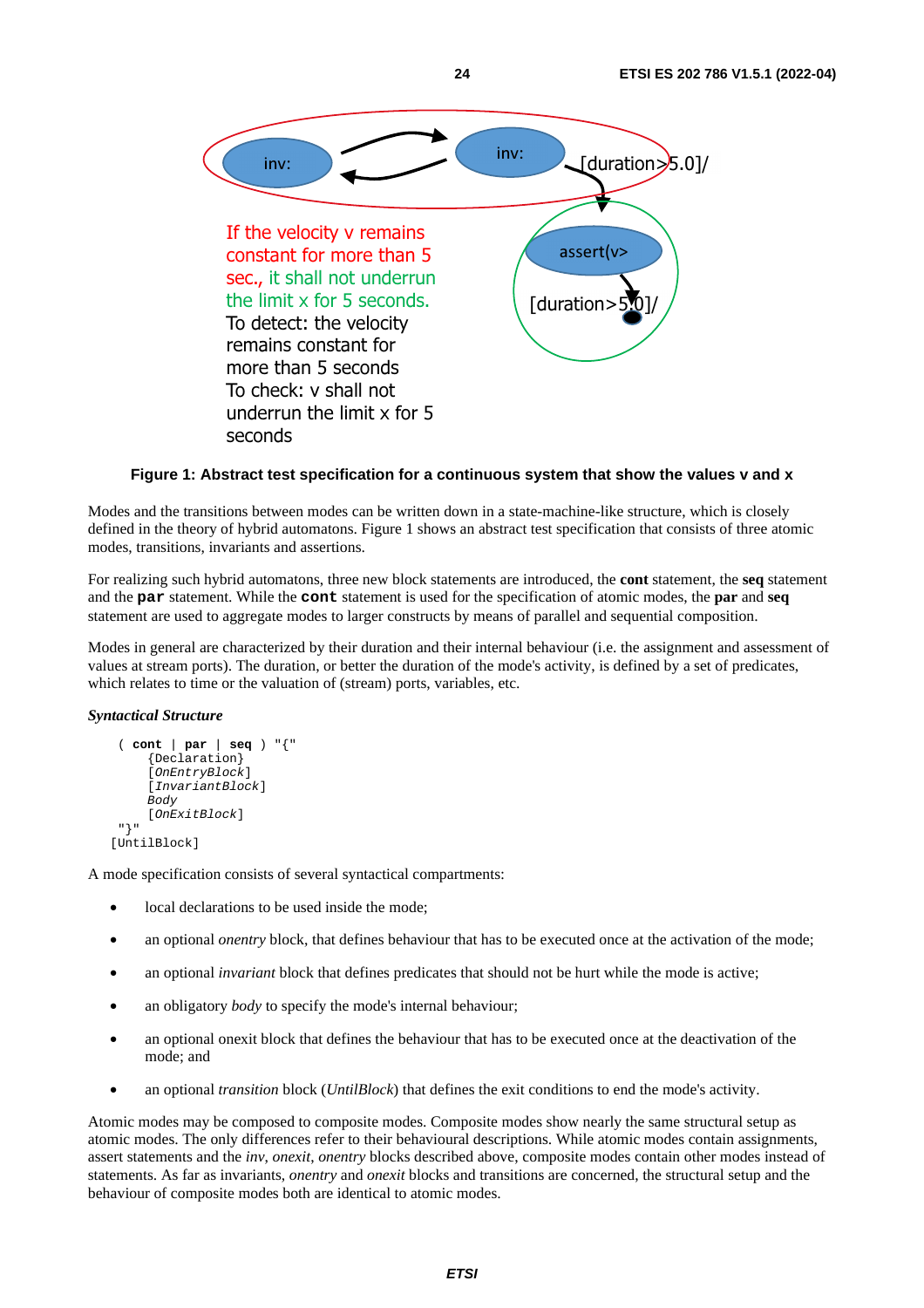inv:

inv:

[duration>5.0]/

If the velocity v remains constant for more than 5 sec., it shall not underrun the limit x for 5 seconds.
To detect: the velocity remains constant for more than 5 seconds
To check: v shall not underrun the limit x for 5 seconds

assert(v>

[duration>5.0]/

**Figure 1: Abstract test specification for a continuous system that show the values v and x**

Modes and the transitions between modes can be written down in a state-machine-like structure, which is closely defined in the theory of hybrid automatons. Figure 1 shows an abstract test specification that consists of three atomic modes, transitions, invariants and assertions.

For realizing such hybrid automatons, three new block statements are introduced, the **cont** statement, the **seq** statement and the **par** statement. While the **cont** statement is used for the specification of atomic modes, the **par** and **seq** statement are used to aggregate modes to larger constructs by means of parallel and sequential composition.

Modes in general are characterized by their duration and their internal behaviour (i.e. the assignment and assessment of values at stream ports). The duration, or better the duration of the mode's activity, is defined by a set of predicates, which relates to time or the valuation of (stream) ports, variables, etc.

***Syntactical Structure***

```
 ( cont | par | seq ) "{"
     {Declaration}
     [OnEntryBlock]
     [InvariantBlock]
     Body
     [OnExitBlock]
 "}"
[UntilBlock]
```

A mode specification consists of several syntactical compartments:

- local declarations to be used inside the mode;
- an optional *onentry* block, that defines behaviour that has to be executed once at the activation of the mode;
- an optional *invariant* block that defines predicates that should not be hurt while the mode is active;
- an obligatory *body* to specify the mode's internal behaviour;
- an optional onexit block that defines the behaviour that has to be executed once at the deactivation of the mode; and
- an optional *transition* block (*UntilBlock*) that defines the exit conditions to end the mode's activity.

Atomic modes may be composed to composite modes. Composite modes show nearly the same structural setup as atomic modes. The only differences refer to their behavioural descriptions. While atomic modes contain assignments, assert statements and the *inv*, *onexit*, *onentry* blocks described above, composite modes contain other modes instead of statements. As far as invariants, *onentry* and *onexit* blocks and transitions are concerned, the structural setup and the behaviour of composite modes both are identical to atomic modes.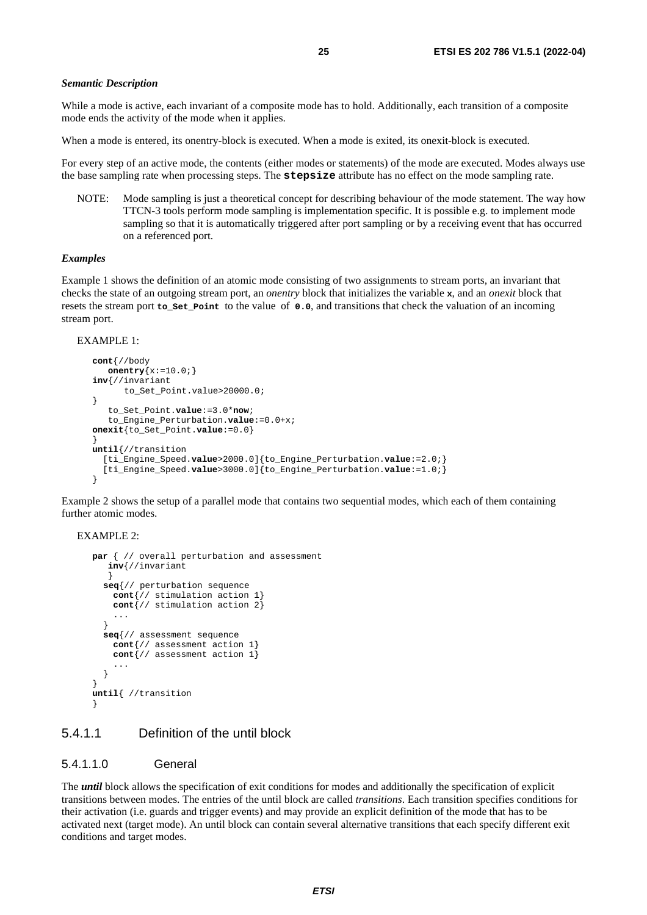***Semantic Description***

While a mode is active, each invariant of a composite mode has to hold. Additionally, each transition of a composite mode ends the activity of the mode when it applies.

When a mode is entered, its onentry-block is executed. When a mode is exited, its onexit-block is executed.

For every step of an active mode, the contents (either modes or statements) of the mode are executed. Modes always use the base sampling rate when processing steps. The **stepsize** attribute has no effect on the mode sampling rate.

NOTE: Mode sampling is just a theoretical concept for describing behaviour of the mode statement. The way how TTCN-3 tools perform mode sampling is implementation specific. It is possible e.g. to implement mode sampling so that it is automatically triggered after port sampling or by a receiving event that has occurred on a referenced port.

***Examples***

Example 1 shows the definition of an atomic mode consisting of two assignments to stream ports, an invariant that checks the state of an outgoing stream port, an *onentry* block that initializes the variable **x**, and an *onexit* block that resets the stream port **to_Set_Point** to the value of **0.0**, and transitions that check the valuation of an incoming stream port.

EXAMPLE 1:

```
cont{//body
   onentry{x:=10.0;}
inv{//invariant
       to_Set_Point.value>20000.0;
}
   to_Set_Point.value:=3.0*now;
   to_Engine_Perturbation.value:=0.0+x;
onexit{to_Set_Point.value:=0.0}
}
until{//transition
  [ti_Engine_Speed.value>2000.0]{to_Engine_Perturbation.value:=2.0;}
  [ti_Engine_Speed.value>3000.0]{to_Engine_Perturbation.value:=1.0;}
}
```

Example 2 shows the setup of a parallel mode that contains two sequential modes, which each of them containing further atomic modes.

EXAMPLE 2:

```
par { // overall perturbation and assessment
   inv{//invariant
   }
  seq{// perturbation sequence
    cont{// stimulation action 1}
    cont{// stimulation action 2}
    ...
  }
  seq{// assessment sequence
    cont{// assessment action 1}
    cont{// assessment action 1}
    ...
  }
}
until{ //transition
}
```

### 5.4.1.1 Definition of the until block

#### 5.4.1.1.0 General

The ***until*** block allows the specification of exit conditions for modes and additionally the specification of explicit transitions between modes. The entries of the until block are called *transitions*. Each transition specifies conditions for their activation (i.e. guards and trigger events) and may provide an explicit definition of the mode that has to be activated next (target mode). An until block can contain several alternative transitions that each specify different exit conditions and target modes.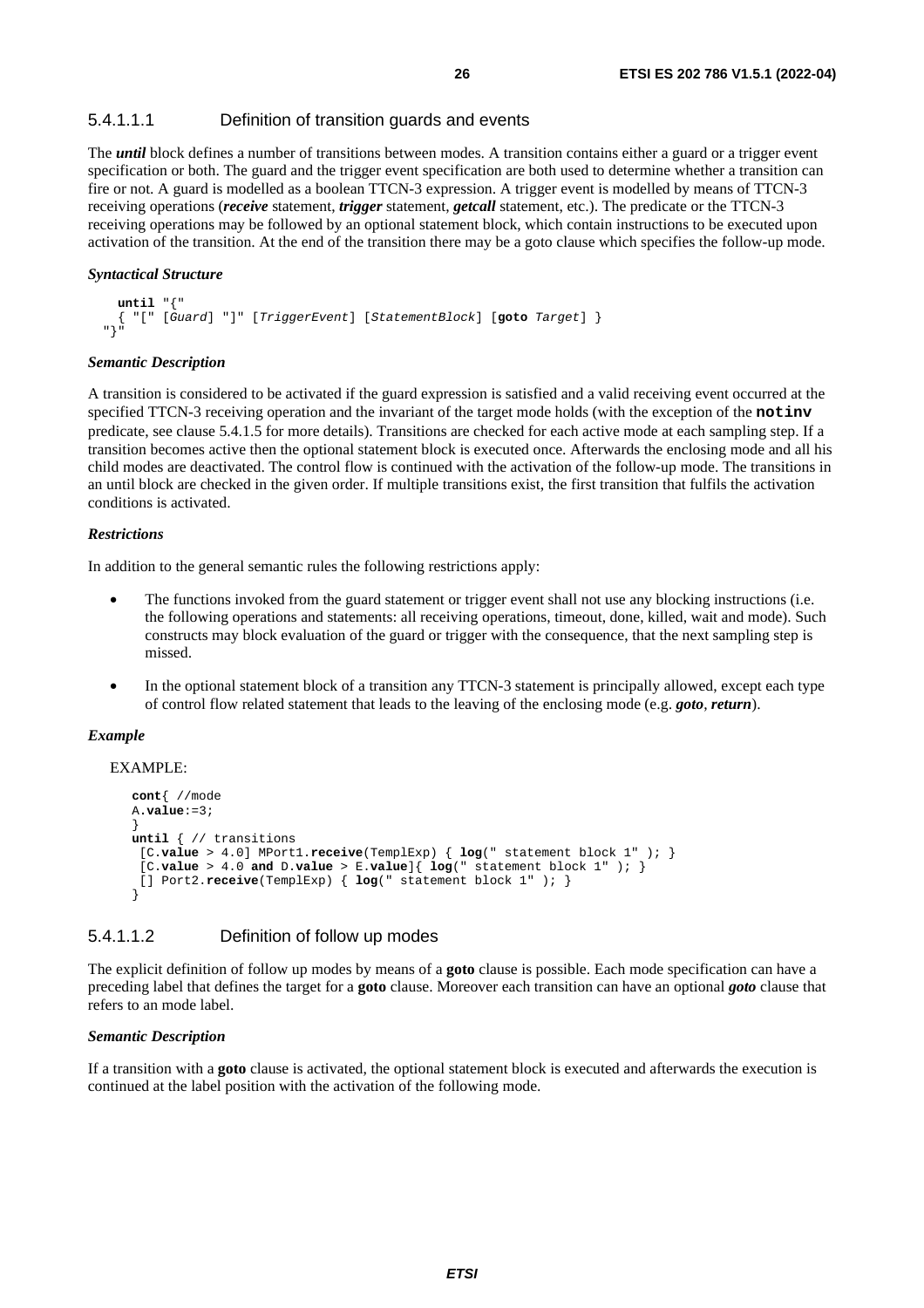#### 5.4.1.1.1 Definition of transition guards and events

The ***until*** block defines a number of transitions between modes. A transition contains either a guard or a trigger event specification or both. The guard and the trigger event specification are both used to determine whether a transition can fire or not. A guard is modelled as a boolean TTCN-3 expression. A trigger event is modelled by means of TTCN-3 receiving operations (***receive*** statement, ***trigger*** statement, ***getcall*** statement, etc.). The predicate or the TTCN-3 receiving operations may be followed by an optional statement block, which contain instructions to be executed upon activation of the transition. At the end of the transition there may be a goto clause which specifies the follow-up mode.

***Syntactical Structure***

```
  until "{"
  { "[" [Guard] "]" [TriggerEvent] [StatementBlock] [goto Target] }
"}"
```

***Semantic Description***

A transition is considered to be activated if the guard expression is satisfied and a valid receiving event occurred at the specified TTCN-3 receiving operation and the invariant of the target mode holds (with the exception of the **`notinv`** predicate, see clause 5.4.1.5 for more details). Transitions are checked for each active mode at each sampling step. If a transition becomes active then the optional statement block is executed once. Afterwards the enclosing mode and all his child modes are deactivated. The control flow is continued with the activation of the follow-up mode. The transitions in an until block are checked in the given order. If multiple transitions exist, the first transition that fulfils the activation conditions is activated.

***Restrictions***

In addition to the general semantic rules the following restrictions apply:

- The functions invoked from the guard statement or trigger event shall not use any blocking instructions (i.e. the following operations and statements: all receiving operations, timeout, done, killed, wait and mode). Such constructs may block evaluation of the guard or trigger with the consequence, that the next sampling step is missed.
- In the optional statement block of a transition any TTCN-3 statement is principally allowed, except each type of control flow related statement that leads to the leaving of the enclosing mode (e.g. ***goto***, ***return***).

***Example***

EXAMPLE:

```
cont{ //mode
A.value:=3;
}
until { // transitions
 [C.value > 4.0] MPort1.receive(TemplExp) { log(" statement block 1" ); }
 [C.value > 4.0 and D.value > E.value]{ log(" statement block 1" ); }
 [] Port2.receive(TemplExp) { log(" statement block 1" ); }
}
```

#### 5.4.1.1.2 Definition of follow up modes

The explicit definition of follow up modes by means of a **goto** clause is possible. Each mode specification can have a preceding label that defines the target for a **goto** clause. Moreover each transition can have an optional ***goto*** clause that refers to an mode label.

***Semantic Description***

If a transition with a **goto** clause is activated, the optional statement block is executed and afterwards the execution is continued at the label position with the activation of the following mode.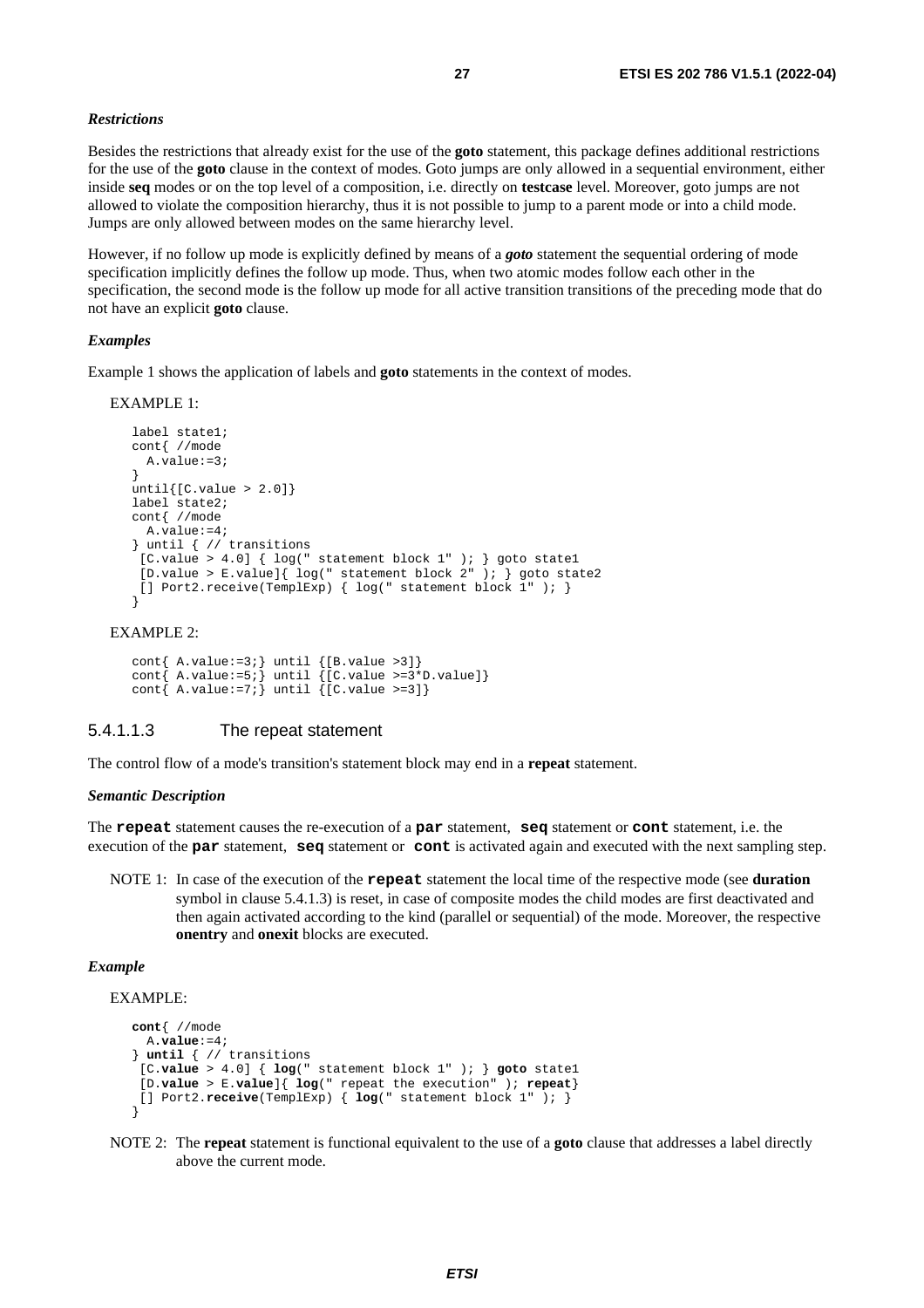#### *Restrictions*

Besides the restrictions that already exist for the use of the **goto** statement, this package defines additional restrictions for the use of the **goto** clause in the context of modes. Goto jumps are only allowed in a sequential environment, either inside **seq** modes or on the top level of a composition, i.e. directly on **testcase** level. Moreover, goto jumps are not allowed to violate the composition hierarchy, thus it is not possible to jump to a parent mode or into a child mode. Jumps are only allowed between modes on the same hierarchy level.

However, if no follow up mode is explicitly defined by means of a ***goto*** statement the sequential ordering of mode specification implicitly defines the follow up mode. Thus, when two atomic modes follow each other in the specification, the second mode is the follow up mode for all active transition transitions of the preceding mode that do not have an explicit **goto** clause.

#### *Examples*

Example 1 shows the application of labels and **goto** statements in the context of modes.

EXAMPLE 1:

```
label state1;
cont{ //mode
  A.value:=3;
}
until{[C.value > 2.0]}
label state2;
cont{ //mode
  A.value:=4;
} until { // transitions
 [C.value > 4.0] { log(" statement block 1" ); } goto state1
 [D.value > E.value]{ log(" statement block 2" ); } goto state2
 [] Port2.receive(TemplExp) { log(" statement block 1" ); }
}
```

EXAMPLE 2:

```
cont{ A.value:=3;} until {[B.value >3]}
cont{ A.value:=5;} until {[C.value >=3*D.value]}
cont{ A.value:=7;} until {[C.value >=3]}
```

### 5.4.1.1.3 The repeat statement

The control flow of a mode's transition's statement block may end in a **repeat** statement.

#### *Semantic Description*

The **repeat** statement causes the re-execution of a **par** statement, **seq** statement or **cont** statement, i.e. the execution of the **par** statement, **seq** statement or **cont** is activated again and executed with the next sampling step.

NOTE 1: In case of the execution of the **repeat** statement the local time of the respective mode (see **duration** symbol in clause 5.4.1.3) is reset, in case of composite modes the child modes are first deactivated and then again activated according to the kind (parallel or sequential) of the mode. Moreover, the respective **onentry** and **onexit** blocks are executed.

#### *Example*

EXAMPLE:

```
cont{ //mode
  A.value:=4;
} until { // transitions
 [C.value > 4.0] { log(" statement block 1" ); } goto state1
 [D.value > E.value]{ log(" repeat the execution" ); repeat}
 [] Port2.receive(TemplExp) { log(" statement block 1" ); }
}
```

NOTE 2: The **repeat** statement is functional equivalent to the use of a **goto** clause that addresses a label directly above the current mode.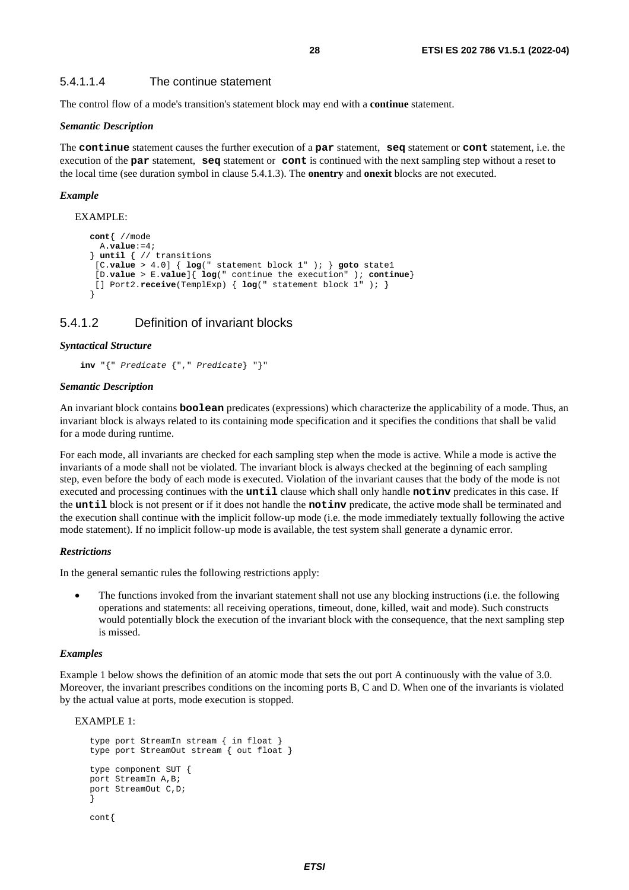#### 5.4.1.1.4 The continue statement

The control flow of a mode's transition's statement block may end with a **continue** statement.

***Semantic Description***

The **continue** statement causes the further execution of a **par** statement, **seq** statement or **cont** statement, i.e. the execution of the **par** statement, **seq** statement or **cont** is continued with the next sampling step without a reset to the local time (see duration symbol in clause 5.4.1.3). The **onentry** and **onexit** blocks are not executed.

***Example***

EXAMPLE:

```
cont{ //mode
  A.value:=4;
} until { // transitions
 [C.value > 4.0] { log(" statement block 1" ); } goto state1
 [D.value > E.value]{ log(" continue the execution" ); continue}
 [] Port2.receive(TemplExp) { log(" statement block 1" ); }
}
```

### 5.4.1.2 Definition of invariant blocks

***Syntactical Structure***

```
inv "{" Predicate {"," Predicate} "}"
```

***Semantic Description***

An invariant block contains **boolean** predicates (expressions) which characterize the applicability of a mode. Thus, an invariant block is always related to its containing mode specification and it specifies the conditions that shall be valid for a mode during runtime.

For each mode, all invariants are checked for each sampling step when the mode is active. While a mode is active the invariants of a mode shall not be violated. The invariant block is always checked at the beginning of each sampling step, even before the body of each mode is executed. Violation of the invariant causes that the body of the mode is not executed and processing continues with the **until** clause which shall only handle **notinv** predicates in this case. If the **until** block is not present or if it does not handle the **notinv** predicate, the active mode shall be terminated and the execution shall continue with the implicit follow-up mode (i.e. the mode immediately textually following the active mode statement). If no implicit follow-up mode is available, the test system shall generate a dynamic error.

***Restrictions***

In the general semantic rules the following restrictions apply:

- The functions invoked from the invariant statement shall not use any blocking instructions (i.e. the following operations and statements: all receiving operations, timeout, done, killed, wait and mode). Such constructs would potentially block the execution of the invariant block with the consequence, that the next sampling step is missed.

***Examples***

Example 1 below shows the definition of an atomic mode that sets the out port A continuously with the value of 3.0. Moreover, the invariant prescribes conditions on the incoming ports B, C and D. When one of the invariants is violated by the actual value at ports, mode execution is stopped.

EXAMPLE 1:

```
type port StreamIn stream { in float }
type port StreamOut stream { out float }

type component SUT {
port StreamIn A,B;
port StreamOut C,D;
}

cont{
```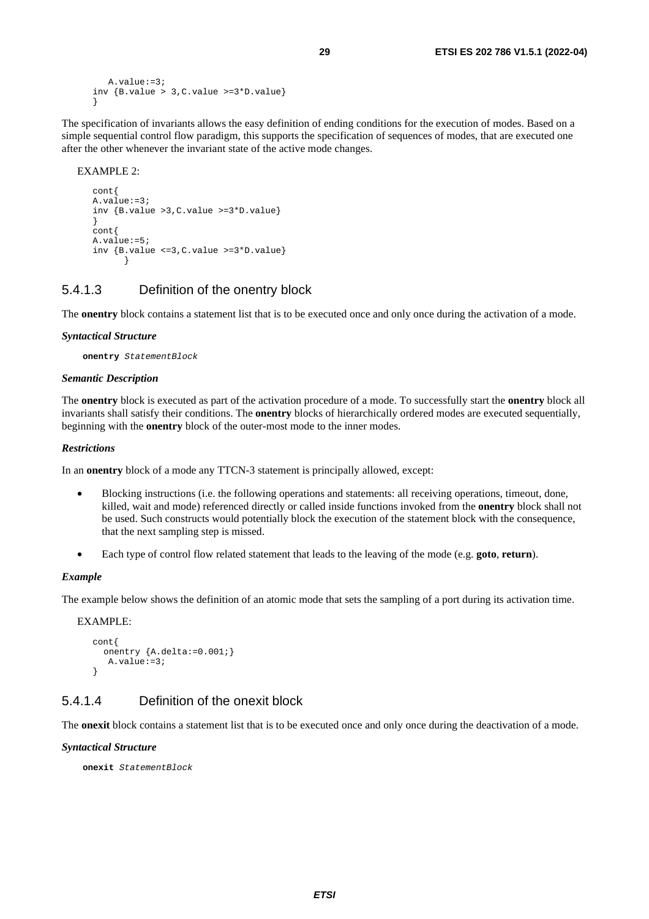```
   A.value:=3;
inv {B.value > 3,C.value >=3*D.value}
}
```

The specification of invariants allows the easy definition of ending conditions for the execution of modes. Based on a simple sequential control flow paradigm, this supports the specification of sequences of modes, that are executed one after the other whenever the invariant state of the active mode changes.

EXAMPLE 2:

```
cont{
A.value:=3;
inv {B.value >3,C.value >=3*D.value}
}
cont{
A.value:=5;
inv {B.value <=3,C.value >=3*D.value}
      }
```

### 5.4.1.3 Definition of the onentry block

The **onentry** block contains a statement list that is to be executed once and only once during the activation of a mode.

***Syntactical Structure***

```
onentry StatementBlock
```

***Semantic Description***

The **onentry** block is executed as part of the activation procedure of a mode. To successfully start the **onentry** block all invariants shall satisfy their conditions. The **onentry** blocks of hierarchically ordered modes are executed sequentially, beginning with the **onentry** block of the outer-most mode to the inner modes.

***Restrictions***

In an **onentry** block of a mode any TTCN-3 statement is principally allowed, except:

- Blocking instructions (i.e. the following operations and statements: all receiving operations, timeout, done, killed, wait and mode) referenced directly or called inside functions invoked from the **onentry** block shall not be used. Such constructs would potentially block the execution of the statement block with the consequence, that the next sampling step is missed.
- Each type of control flow related statement that leads to the leaving of the mode (e.g. **goto**, **return**).

***Example***

The example below shows the definition of an atomic mode that sets the sampling of a port during its activation time.

EXAMPLE:

```
cont{
  onentry {A.delta:=0.001;}
   A.value:=3;
}
```

### 5.4.1.4 Definition of the onexit block

The **onexit** block contains a statement list that is to be executed once and only once during the deactivation of a mode.

***Syntactical Structure***

```
onexit StatementBlock
```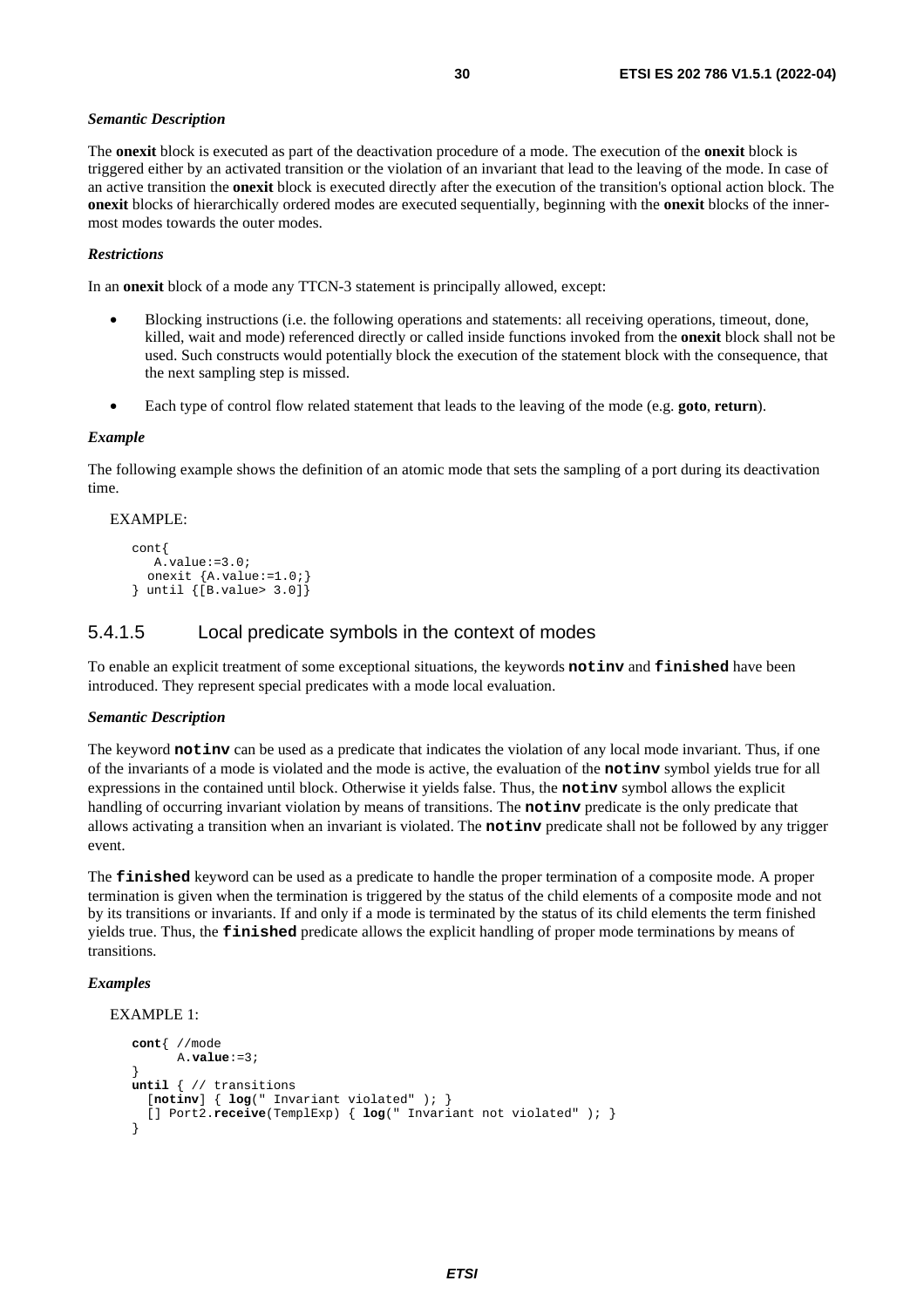*Semantic Description*

The **onexit** block is executed as part of the deactivation procedure of a mode. The execution of the **onexit** block is triggered either by an activated transition or the violation of an invariant that lead to the leaving of the mode. In case of an active transition the **onexit** block is executed directly after the execution of the transition's optional action block. The **onexit** blocks of hierarchically ordered modes are executed sequentially, beginning with the **onexit** blocks of the inner-most modes towards the outer modes.

*Restrictions*

In an **onexit** block of a mode any TTCN-3 statement is principally allowed, except:

- Blocking instructions (i.e. the following operations and statements: all receiving operations, timeout, done, killed, wait and mode) referenced directly or called inside functions invoked from the **onexit** block shall not be used. Such constructs would potentially block the execution of the statement block with the consequence, that the next sampling step is missed.
- Each type of control flow related statement that leads to the leaving of the mode (e.g. **goto**, **return**).

*Example*

The following example shows the definition of an atomic mode that sets the sampling of a port during its deactivation time.

EXAMPLE:

```
cont{
   A.value:=3.0;
  onexit {A.value:=1.0;}
} until {[B.value> 3.0]}
```

### 5.4.1.5 Local predicate symbols in the context of modes

To enable an explicit treatment of some exceptional situations, the keywords **notinv** and **finished** have been introduced. They represent special predicates with a mode local evaluation.

*Semantic Description*

The keyword **notinv** can be used as a predicate that indicates the violation of any local mode invariant. Thus, if one of the invariants of a mode is violated and the mode is active, the evaluation of the **notinv** symbol yields true for all expressions in the contained until block. Otherwise it yields false. Thus, the **notinv** symbol allows the explicit handling of occurring invariant violation by means of transitions. The **notinv** predicate is the only predicate that allows activating a transition when an invariant is violated. The **notinv** predicate shall not be followed by any trigger event.

The **finished** keyword can be used as a predicate to handle the proper termination of a composite mode. A proper termination is given when the termination is triggered by the status of the child elements of a composite mode and not by its transitions or invariants. If and only if a mode is terminated by the status of its child elements the term finished yields true. Thus, the **finished** predicate allows the explicit handling of proper mode terminations by means of transitions.

*Examples*

EXAMPLE 1:

```
cont{ //mode
      A.value:=3;
}
until { // transitions
  [notinv] { log(" Invariant violated" ); }
  [] Port2.receive(TemplExp) { log(" Invariant not violated" ); }
}
```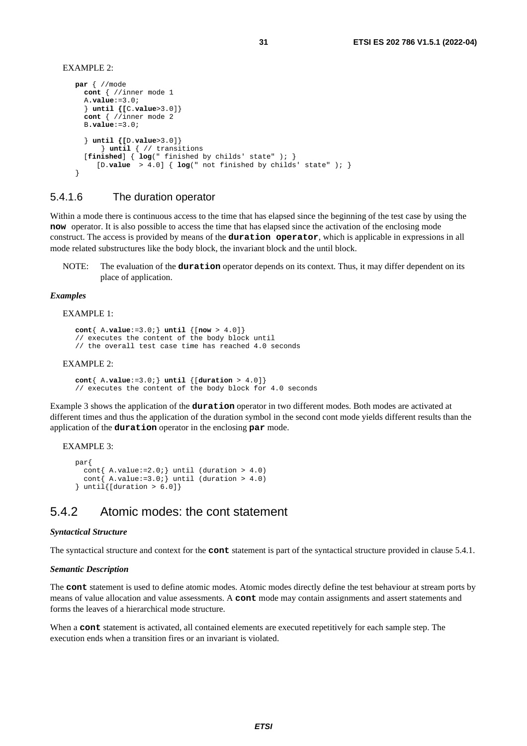EXAMPLE 2:

```
par { //mode
  cont { //inner mode 1
  A.value:=3.0;
  } until {[C.value>3.0]}
  cont { //inner mode 2
  B.value:=3.0;

  } until {[D.value>3.0]}
      } until { // transitions
  [finished] { log(" finished by childs' state" ); }
     [D.value  > 4.0] { log(" not finished by childs' state" ); }
}
```

### 5.4.1.6 The duration operator

Within a mode there is continuous access to the time that has elapsed since the beginning of the test case by using the **now** operator. It is also possible to access the time that has elapsed since the activation of the enclosing mode construct. The access is provided by means of the **duration operator**, which is applicable in expressions in all mode related substructures like the body block, the invariant block and the until block.

NOTE: The evaluation of the **duration** operator depends on its context. Thus, it may differ dependent on its place of application.

***Examples***

EXAMPLE 1:

```
cont{ A.value:=3.0;} until {[now > 4.0]}
// executes the content of the body block until
// the overall test case time has reached 4.0 seconds
```

EXAMPLE 2:

```
cont{ A.value:=3.0;} until {[duration > 4.0]}
// executes the content of the body block for 4.0 seconds
```

Example 3 shows the application of the **duration** operator in two different modes. Both modes are activated at different times and thus the application of the duration symbol in the second cont mode yields different results than the application of the **duration** operator in the enclosing **par** mode.

EXAMPLE 3:

```
par{
  cont{ A.value:=2.0;} until (duration > 4.0)
  cont{ A.value:=3.0;} until (duration > 4.0)
} until{[duration > 6.0]}
```

## 5.4.2 Atomic modes: the cont statement

***Syntactical Structure***

The syntactical structure and context for the **cont** statement is part of the syntactical structure provided in clause 5.4.1.

***Semantic Description***

The **cont** statement is used to define atomic modes. Atomic modes directly define the test behaviour at stream ports by means of value allocation and value assessments. A **cont** mode may contain assignments and assert statements and forms the leaves of a hierarchical mode structure.

When a **cont** statement is activated, all contained elements are executed repetitively for each sample step. The execution ends when a transition fires or an invariant is violated.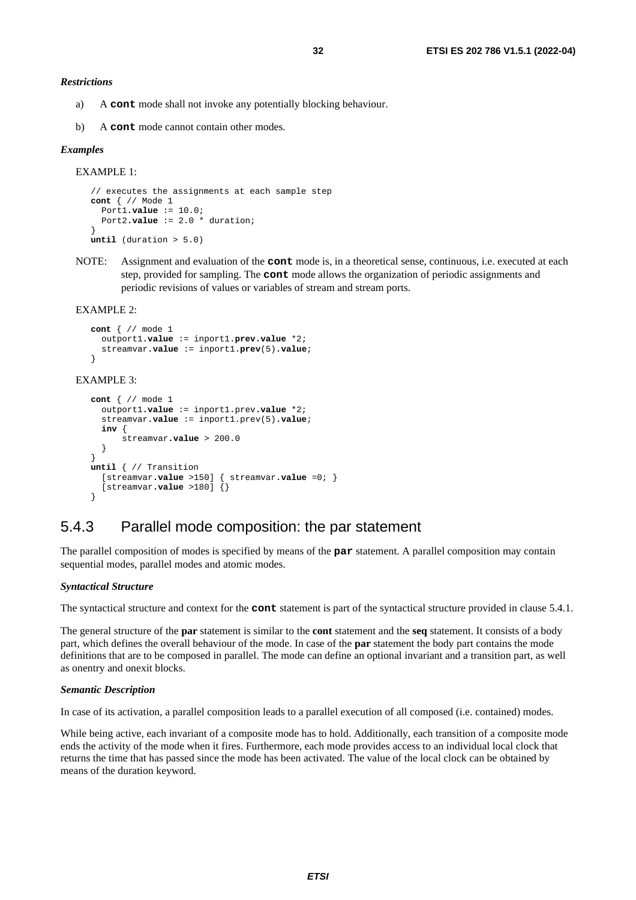***Restrictions***

a) A **cont** mode shall not invoke any potentially blocking behaviour.

b) A **cont** mode cannot contain other modes.

***Examples***

EXAMPLE 1:

```
// executes the assignments at each sample step
cont { // Mode 1
  Port1.value := 10.0;
  Port2.value := 2.0 * duration;
}
until (duration > 5.0)
```

NOTE: Assignment and evaluation of the **cont** mode is, in a theoretical sense, continuous, i.e. executed at each step, provided for sampling. The **cont** mode allows the organization of periodic assignments and periodic revisions of values or variables of stream and stream ports.

EXAMPLE 2:

```
cont { // mode 1
  outport1.value := inport1.prev.value *2;
  streamvar.value := inport1.prev(5).value;
}
```

EXAMPLE 3:

```
cont { // mode 1
  outport1.value := inport1.prev.value *2;
  streamvar.value := inport1.prev(5).value;
  inv {
      streamvar.value > 200.0
  }
}
until { // Transition
  [streamvar.value >150] { streamvar.value =0; }
  [streamvar.value >180] {}
}
```

## 5.4.3 Parallel mode composition: the par statement

The parallel composition of modes is specified by means of the **par** statement. A parallel composition may contain sequential modes, parallel modes and atomic modes.

***Syntactical Structure***

The syntactical structure and context for the **cont** statement is part of the syntactical structure provided in clause 5.4.1.

The general structure of the **par** statement is similar to the **cont** statement and the **seq** statement. It consists of a body part, which defines the overall behaviour of the mode. In case of the **par** statement the body part contains the mode definitions that are to be composed in parallel. The mode can define an optional invariant and a transition part, as well as onentry and onexit blocks.

***Semantic Description***

In case of its activation, a parallel composition leads to a parallel execution of all composed (i.e. contained) modes.

While being active, each invariant of a composite mode has to hold. Additionally, each transition of a composite mode ends the activity of the mode when it fires. Furthermore, each mode provides access to an individual local clock that returns the time that has passed since the mode has been activated. The value of the local clock can be obtained by means of the duration keyword.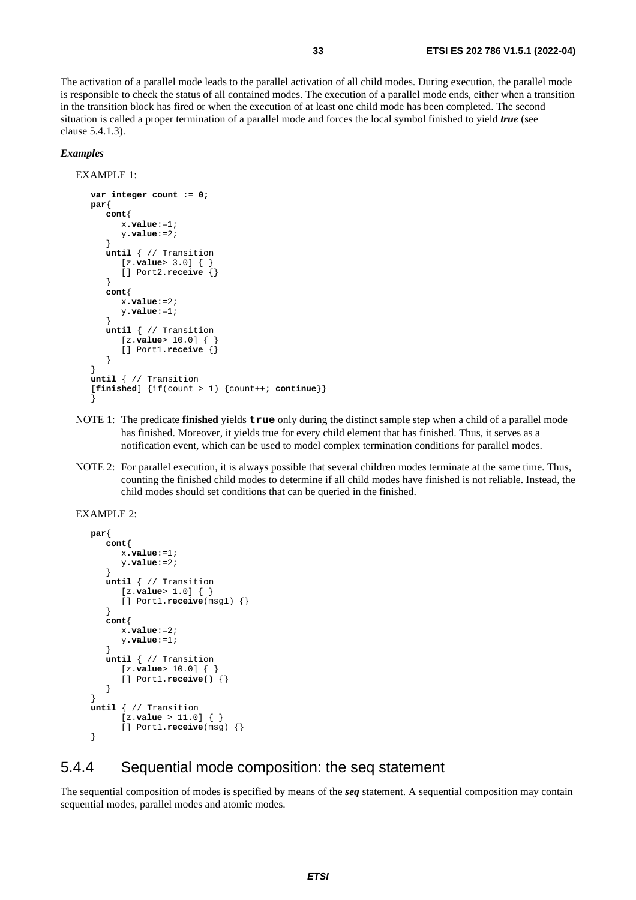The activation of a parallel mode leads to the parallel activation of all child modes. During execution, the parallel mode is responsible to check the status of all contained modes. The execution of a parallel mode ends, either when a transition in the transition block has fired or when the execution of at least one child mode has been completed. The second situation is called a proper termination of a parallel mode and forces the local symbol finished to yield ***true*** (see clause 5.4.1.3).

***Examples***

EXAMPLE 1:

```
var integer count := 0;
par{
   cont{
      x.value:=1;
      y.value:=2;
   }
   until { // Transition
      [z.value> 3.0] { }
      [] Port2.receive {}
   }
   cont{
      x.value:=2;
      y.value:=1;
   }
   until { // Transition
      [z.value> 10.0] { }
      [] Port1.receive {}
   }
}
until { // Transition
[finished] {if(count > 1) {count++; continue}}
}
```

NOTE 1: The predicate **finished** yields **true** only during the distinct sample step when a child of a parallel mode has finished. Moreover, it yields true for every child element that has finished. Thus, it serves as a notification event, which can be used to model complex termination conditions for parallel modes.

NOTE 2: For parallel execution, it is always possible that several children modes terminate at the same time. Thus, counting the finished child modes to determine if all child modes have finished is not reliable. Instead, the child modes should set conditions that can be queried in the finished.

EXAMPLE 2:

```
par{
   cont{
      x.value:=1;
      y.value:=2;
   }
   until { // Transition
      [z.value> 1.0] { }
      [] Port1.receive(msg1) {}
   }
   cont{
      x.value:=2;
      y.value:=1;
   }
   until { // Transition
      [z.value> 10.0] { }
      [] Port1.receive() {}
   }
}
until { // Transition
      [z.value > 11.0] { }
      [] Port1.receive(msg) {}
}
```

## 5.4.4 Sequential mode composition: the seq statement

The sequential composition of modes is specified by means of the ***seq*** statement. A sequential composition may contain sequential modes, parallel modes and atomic modes.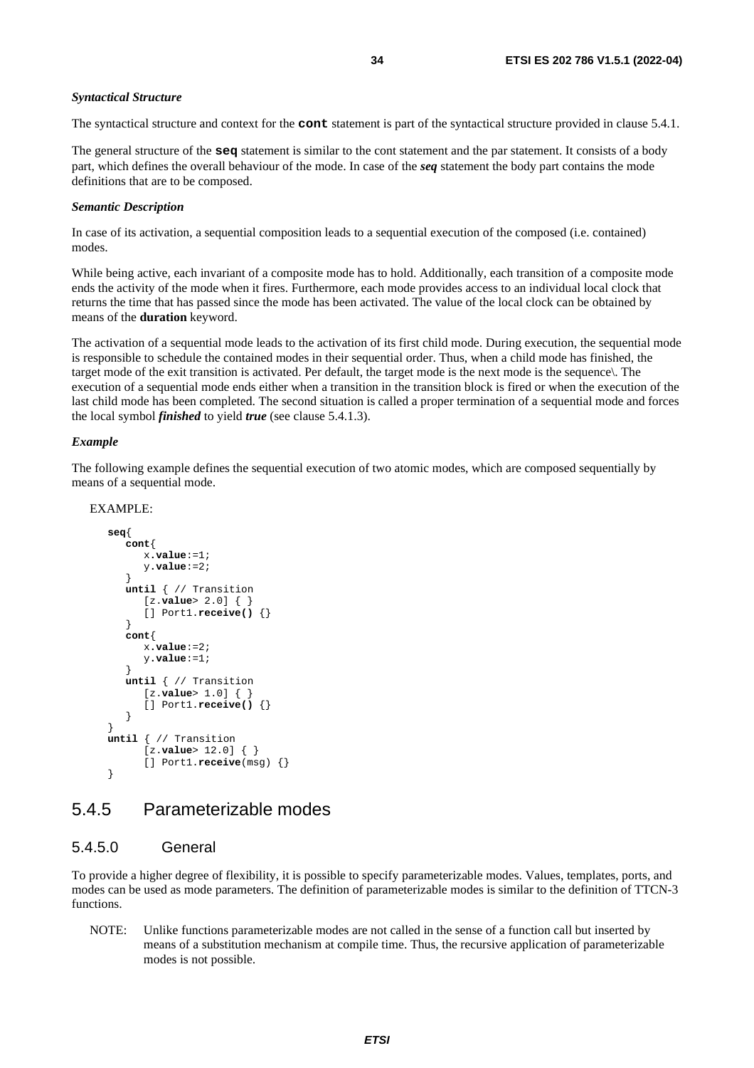***Syntactical Structure***

The syntactical structure and context for the **cont** statement is part of the syntactical structure provided in clause 5.4.1.

The general structure of the **seq** statement is similar to the cont statement and the par statement. It consists of a body part, which defines the overall behaviour of the mode. In case of the ***seq*** statement the body part contains the mode definitions that are to be composed.

***Semantic Description***

In case of its activation, a sequential composition leads to a sequential execution of the composed (i.e. contained) modes.

While being active, each invariant of a composite mode has to hold. Additionally, each transition of a composite mode ends the activity of the mode when it fires. Furthermore, each mode provides access to an individual local clock that returns the time that has passed since the mode has been activated. The value of the local clock can be obtained by means of the **duration** keyword.

The activation of a sequential mode leads to the activation of its first child mode. During execution, the sequential mode is responsible to schedule the contained modes in their sequential order. Thus, when a child mode has finished, the target mode of the exit transition is activated. Per default, the target mode is the next mode is the sequence\. The execution of a sequential mode ends either when a transition in the transition block is fired or when the execution of the last child mode has been completed. The second situation is called a proper termination of a sequential mode and forces the local symbol ***finished*** to yield ***true*** (see clause 5.4.1.3).

***Example***

The following example defines the sequential execution of two atomic modes, which are composed sequentially by means of a sequential mode.

EXAMPLE:

```
seq{
   cont{
      x.value:=1;
      y.value:=2;
   }
   until { // Transition
      [z.value> 2.0] { }
      [] Port1.receive() {}
   }
   cont{
      x.value:=2;
      y.value:=1;
   }
   until { // Transition
      [z.value> 1.0] { }
      [] Port1.receive() {}
   }
}
until { // Transition
      [z.value> 12.0] { }
      [] Port1.receive(msg) {}
}
```

## 5.4.5 Parameterizable modes

### 5.4.5.0 General

To provide a higher degree of flexibility, it is possible to specify parameterizable modes. Values, templates, ports, and modes can be used as mode parameters. The definition of parameterizable modes is similar to the definition of TTCN-3 functions.

NOTE: Unlike functions parameterizable modes are not called in the sense of a function call but inserted by means of a substitution mechanism at compile time. Thus, the recursive application of parameterizable modes is not possible.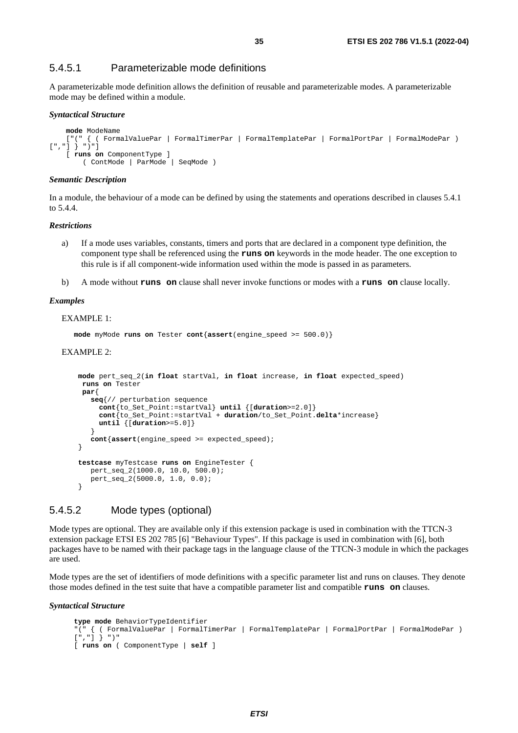### 5.4.5.1 Parameterizable mode definitions

A parameterizable mode definition allows the definition of reusable and parameterizable modes. A parameterizable mode may be defined within a module.

***Syntactical Structure***

```
    mode ModeName
    ["(" { ( FormalValuePar | FormalTimerPar | FormalTemplatePar | FormalPortPar | FormalModePar )
[","] } ")"]
    [ runs on ComponentType ]
        ( ContMode | ParMode | SeqMode )
```

***Semantic Description***

In a module, the behaviour of a mode can be defined by using the statements and operations described in clauses 5.4.1 to 5.4.4.

***Restrictions***

a) If a mode uses variables, constants, timers and ports that are declared in a component type definition, the component type shall be referenced using the **runs on** keywords in the mode header. The one exception to this rule is if all component-wide information used within the mode is passed in as parameters.

b) A mode without **runs on** clause shall never invoke functions or modes with a **runs on** clause locally.

***Examples***

EXAMPLE 1:

```
mode myMode runs on Tester cont{assert(engine_speed >= 500.0)}
```

EXAMPLE 2:

```
 mode pert_seq_2(in float startVal, in float increase, in float expected_speed)
  runs on Tester
  par{
    seq{// perturbation sequence
      cont{to_Set_Point:=startVal} until {[duration>=2.0]}
      cont{to_Set_Point:=startVal + duration/to_Set_Point.delta*increase}
      until {[duration>=5.0]}
    }
    cont{assert(engine_speed >= expected_speed);
 }

 testcase myTestcase runs on EngineTester {
    pert_seq_2(1000.0, 10.0, 500.0);
    pert_seq_2(5000.0, 1.0, 0.0);
 }
```

### 5.4.5.2 Mode types (optional)

Mode types are optional. They are available only if this extension package is used in combination with the TTCN-3 extension package ETSI ES 202 785 [6] "Behaviour Types". If this package is used in combination with [6], both packages have to be named with their package tags in the language clause of the TTCN-3 module in which the packages are used.

Mode types are the set of identifiers of mode definitions with a specific parameter list and runs on clauses. They denote those modes defined in the test suite that have a compatible parameter list and compatible **runs on** clauses.

***Syntactical Structure***

```
type mode BehaviorTypeIdentifier
"(" { ( FormalValuePar | FormalTimerPar | FormalTemplatePar | FormalPortPar | FormalModePar )
[","] } ")"
[ runs on ( ComponentType | self ]
```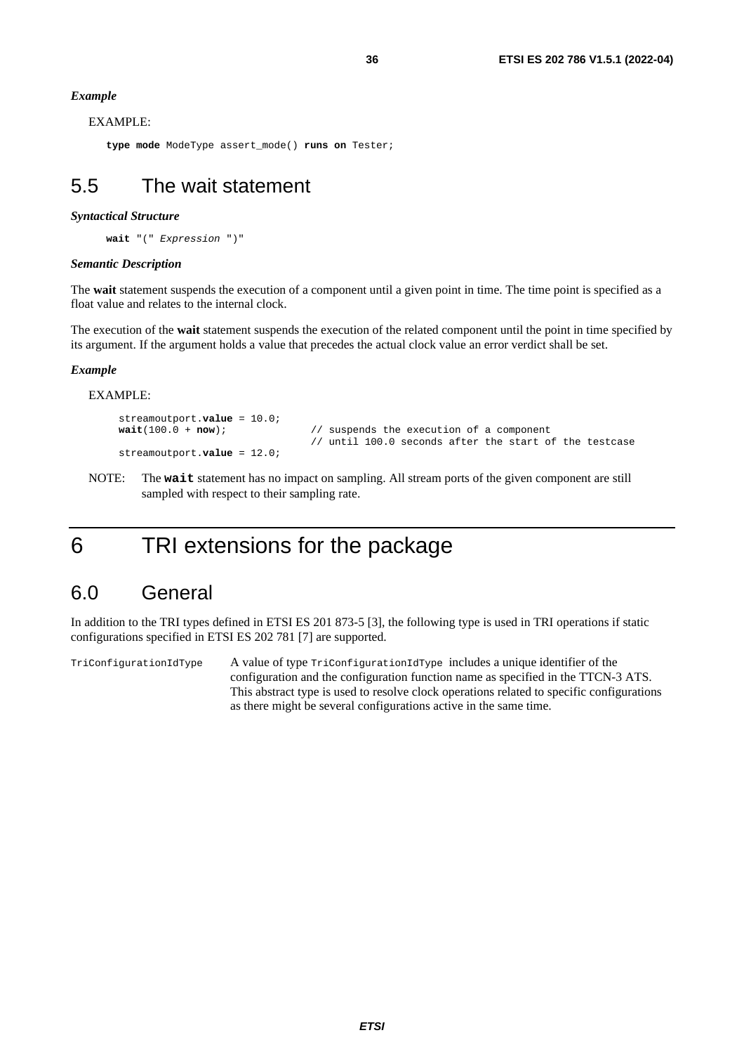*Example*

EXAMPLE:

```
type mode ModeType assert_mode() runs on Tester;
```

## 5.5 The wait statement

*Syntactical Structure*

```
wait "(" Expression ")"
```

*Semantic Description*

The **wait** statement suspends the execution of a component until a given point in time. The time point is specified as a float value and relates to the internal clock.

The execution of the **wait** statement suspends the execution of the related component until the point in time specified by its argument. If the argument holds a value that precedes the actual clock value an error verdict shall be set.

*Example*

EXAMPLE:

```
streamoutport.value = 10.0;
wait(100.0 + now);            // suspends the execution of a component
                              // until 100.0 seconds after the start of the testcase
streamoutport.value = 12.0;
```

NOTE: The **wait** statement has no impact on sampling. All stream ports of the given component are still sampled with respect to their sampling rate.

# 6 TRI extensions for the package

## 6.0 General

In addition to the TRI types defined in ETSI ES 201 873-5 [3], the following type is used in TRI operations if static configurations specified in ETSI ES 202 781 [7] are supported.

`TriConfigurationIdType` A value of type `TriConfigurationIdType` includes a unique identifier of the configuration and the configuration function name as specified in the TTCN-3 ATS. This abstract type is used to resolve clock operations related to specific configurations as there might be several configurations active in the same time.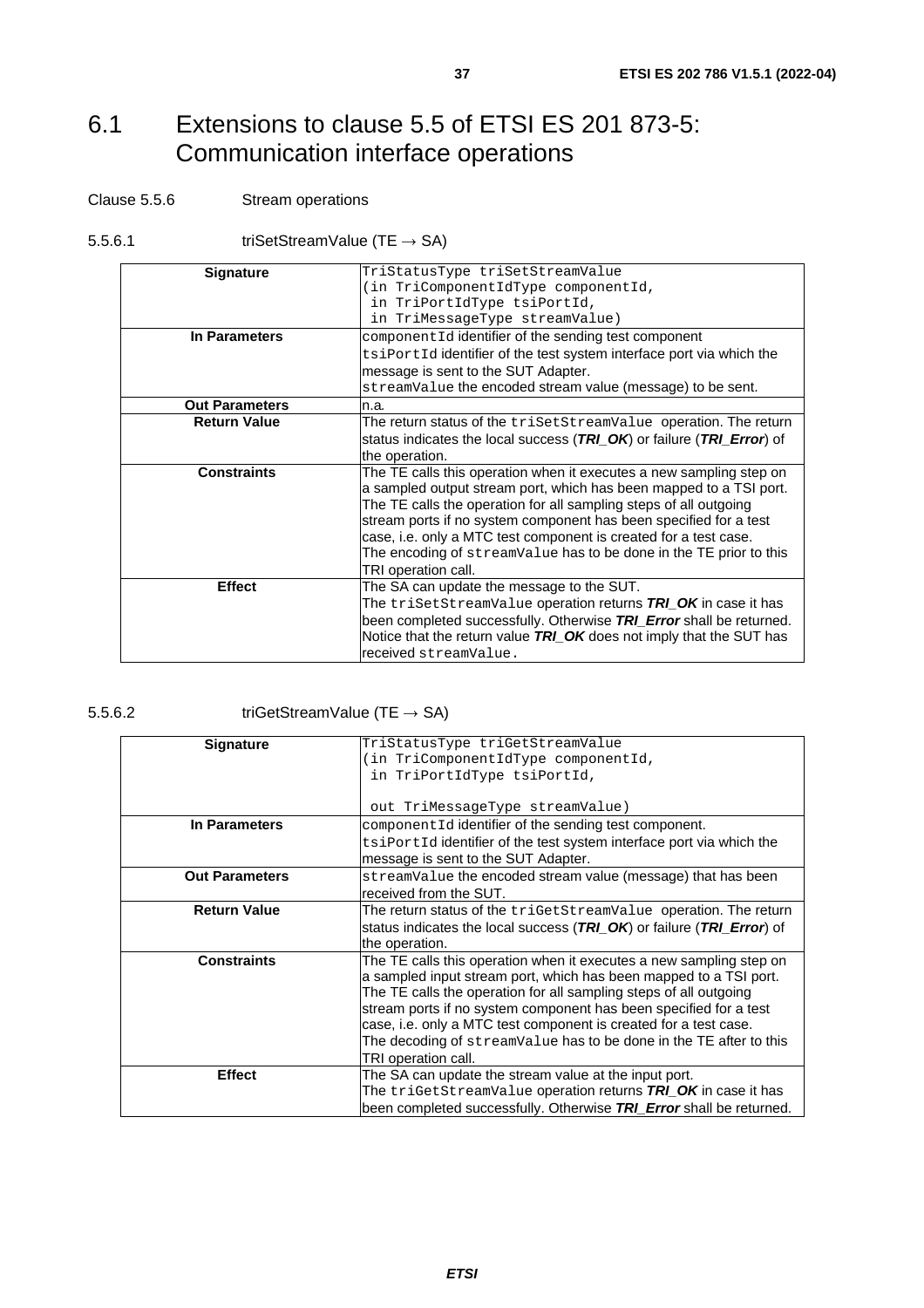# 6.1 Extensions to clause 5.5 of ETSI ES 201 873-5: Communication interface operations

Clause 5.5.6 Stream operations

5.5.6.1 triSetStreamValue (TE → SA)

| **Signature** | `TriStatusType triSetStreamValue`<br>`(in TriComponentIdType componentId,`<br>` in TriPortIdType tsiPortId,`<br>` in TriMessageType streamValue)` |
|---|---|
| **In Parameters** | `componentId` identifier of the sending test component<br>`tsiPortId` identifier of the test system interface port via which the message is sent to the SUT Adapter.<br>`streamValue` the encoded stream value (message) to be sent. |
| **Out Parameters** | n.a. |
| **Return Value** | The return status of the `triSetStreamValue` operation. The return status indicates the local success (***TRI_OK***) or failure (***TRI_Error***) of the operation. |
| **Constraints** | The TE calls this operation when it executes a new sampling step on a sampled output stream port, which has been mapped to a TSI port. The TE calls the operation for all sampling steps of all outgoing stream ports if no system component has been specified for a test case, i.e. only a MTC test component is created for a test case.<br>The encoding of `streamValue` has to be done in the TE prior to this TRI operation call. |
| **Effect** | The SA can update the message to the SUT.<br>The `triSetStreamValue` operation returns ***TRI_OK*** in case it has been completed successfully. Otherwise ***TRI_Error*** shall be returned. Notice that the return value ***TRI_OK*** does not imply that the SUT has received `streamValue.` |

5.5.6.2 triGetStreamValue (TE → SA)

| **Signature** | `TriStatusType triGetStreamValue`<br>`(in TriComponentIdType componentId,`<br>` in TriPortIdType tsiPortId,`<br><br>` out TriMessageType streamValue)` |
|---|---|
| **In Parameters** | `componentId` identifier of the sending test component.<br>`tsiPortId` identifier of the test system interface port via which the message is sent to the SUT Adapter. |
| **Out Parameters** | `streamValue` the encoded stream value (message) that has been received from the SUT. |
| **Return Value** | The return status of the `triGetStreamValue` operation. The return status indicates the local success (***TRI_OK***) or failure (***TRI_Error***) of the operation. |
| **Constraints** | The TE calls this operation when it executes a new sampling step on a sampled input stream port, which has been mapped to a TSI port. The TE calls the operation for all sampling steps of all outgoing stream ports if no system component has been specified for a test case, i.e. only a MTC test component is created for a test case.<br>The decoding of `streamValue` has to be done in the TE after to this TRI operation call. |
| **Effect** | The SA can update the stream value at the input port.<br>The `triGetStreamValue` operation returns ***TRI_OK*** in case it has been completed successfully. Otherwise ***TRI_Error*** shall be returned. |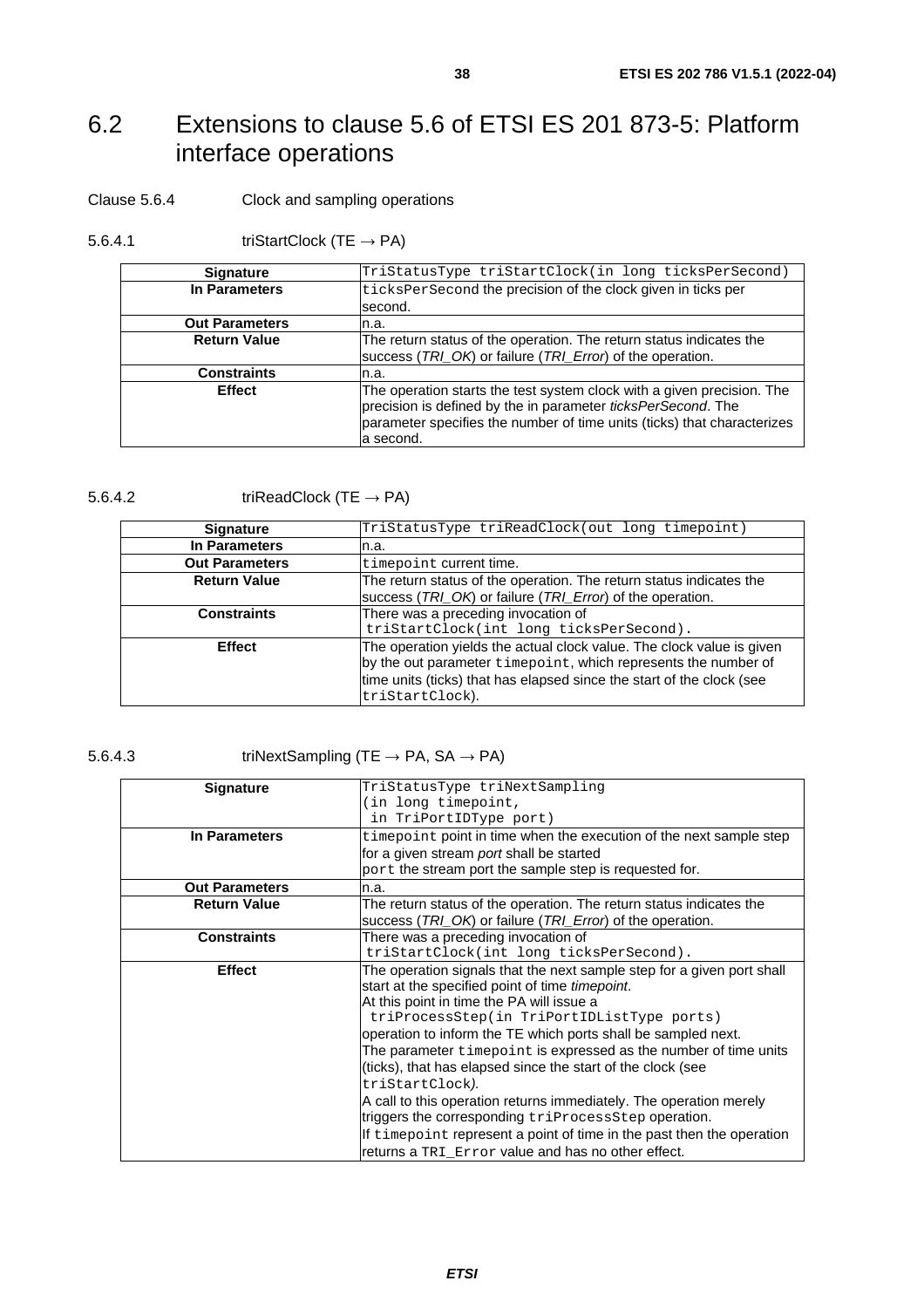## 6.2 Extensions to clause 5.6 of ETSI ES 201 873-5: Platform interface operations

Clause 5.6.4 Clock and sampling operations

5.6.4.1 triStartClock (TE → PA)

| Signature | `TriStatusType triStartClock(in long ticksPerSecond)` |
|---|---|
| **In Parameters** | `ticksPerSecond` the precision of the clock given in ticks per second. |
| **Out Parameters** | n.a. |
| **Return Value** | The return status of the operation. The return status indicates the success (*TRI_OK*) or failure (*TRI_Error*) of the operation. |
| **Constraints** | n.a. |
| **Effect** | The operation starts the test system clock with a given precision. The precision is defined by the in parameter *ticksPerSecond*. The parameter specifies the number of time units (ticks) that characterizes a second. |

5.6.4.2 triReadClock (TE → PA)

| Signature | `TriStatusType triReadClock(out long timepoint)` |
|---|---|
| **In Parameters** | n.a. |
| **Out Parameters** | `timepoint` current time. |
| **Return Value** | The return status of the operation. The return status indicates the success (*TRI_OK*) or failure (*TRI_Error*) of the operation. |
| **Constraints** | There was a preceding invocation of `triStartClock(int long ticksPerSecond).` |
| **Effect** | The operation yields the actual clock value. The clock value is given by the out parameter `timepoint`, which represents the number of time units (ticks) that has elapsed since the start of the clock (see `triStartClock`). |

5.6.4.3 triNextSampling (TE → PA, SA → PA)

| Signature | `TriStatusType triNextSampling (in long timepoint, in TriPortIDType port)` |
|---|---|
| **In Parameters** | `timepoint` point in time when the execution of the next sample step for a given stream *port* shall be started<br>`port` the stream port the sample step is requested for. |
| **Out Parameters** | n.a. |
| **Return Value** | The return status of the operation. The return status indicates the success (*TRI_OK*) or failure (*TRI_Error*) of the operation. |
| **Constraints** | There was a preceding invocation of `triStartClock(int long ticksPerSecond).` |
| **Effect** | The operation signals that the next sample step for a given port shall start at the specified point of time *timepoint*.<br>At this point in time the PA will issue a `triProcessStep(in TriPortIDListType ports)` operation to inform the TE which ports shall be sampled next.<br>The parameter `timepoint` is expressed as the number of time units (ticks), that has elapsed since the start of the clock (see `triStartClock`*).*<br>A call to this operation returns immediately. The operation merely triggers the corresponding `triProcessStep` operation.<br>If `timepoint` represent a point of time in the past then the operation returns a `TRI_Error` value and has no other effect. |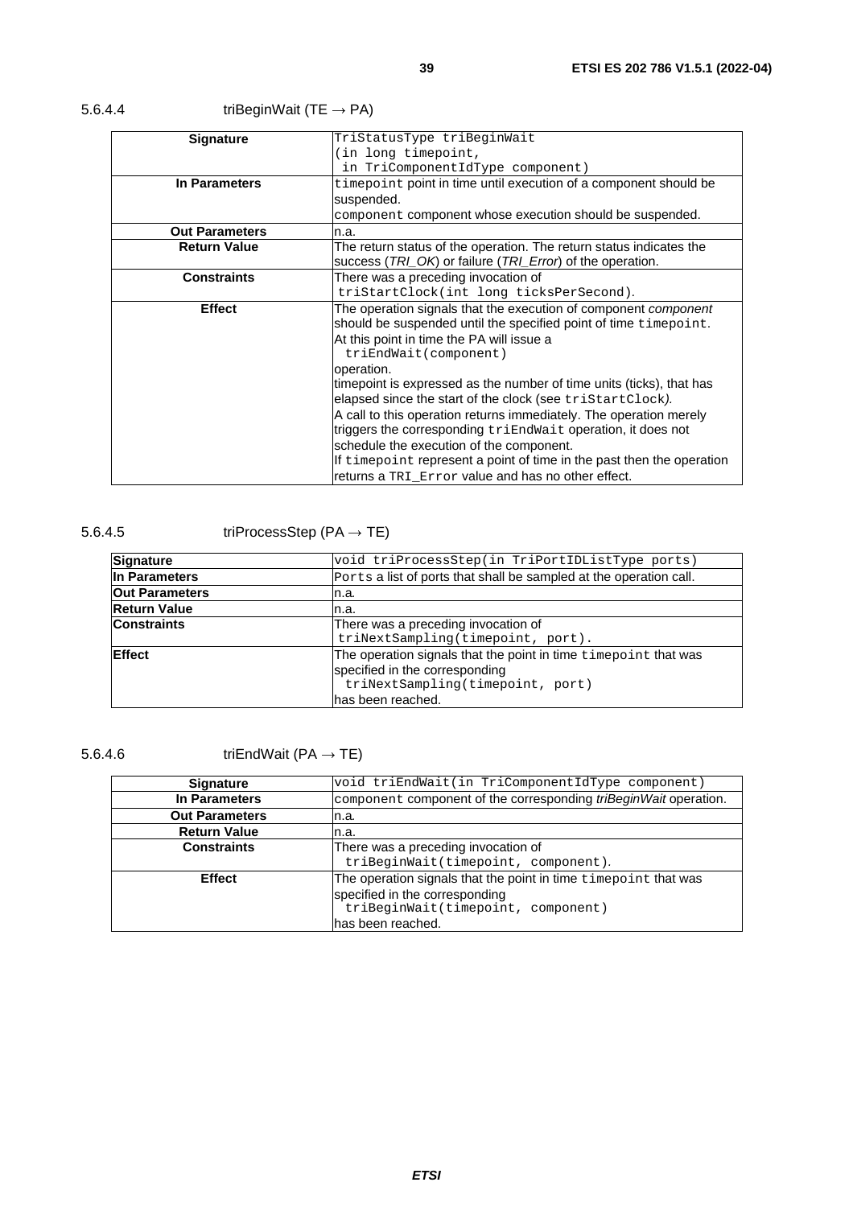#### 5.6.4.4 triBeginWait (TE → PA)

| | |
|---|---|
| **Signature** | `TriStatusType triBeginWait (in long timepoint, in TriComponentIdType component)` |
| **In Parameters** | `timepoint` point in time until execution of a component should be suspended.<br>`component` component whose execution should be suspended. |
| **Out Parameters** | n.a. |
| **Return Value** | The return status of the operation. The return status indicates the success (*TRI_OK*) or failure (*TRI_Error*) of the operation. |
| **Constraints** | There was a preceding invocation of `triStartClock(int long ticksPerSecond)`. |
| **Effect** | The operation signals that the execution of component *component* should be suspended until the specified point of time `timepoint`. At this point in time the PA will issue a `triEndWait(component)` operation.<br>timepoint is expressed as the number of time units (ticks), that has elapsed since the start of the clock (see `triStartClock`).<br>A call to this operation returns immediately. The operation merely triggers the corresponding `triEndWait` operation, it does not schedule the execution of the component.<br>If `timepoint` represent a point of time in the past then the operation returns a `TRI_Error` value and has no other effect. |

#### 5.6.4.5 triProcessStep (PA → TE)

| | |
|---|---|
| **Signature** | `void triProcessStep(in TriPortIDListType ports)` |
| **In Parameters** | `Ports` a list of ports that shall be sampled at the operation call. |
| **Out Parameters** | n.a. |
| **Return Value** | n.a. |
| **Constraints** | There was a preceding invocation of `triNextSampling(timepoint, port)`. |
| **Effect** | The operation signals that the point in time `timepoint` that was specified in the corresponding `triNextSampling(timepoint, port)` has been reached. |

#### 5.6.4.6 triEndWait (PA → TE)

| | |
|---|---|
| **Signature** | `void triEndWait(in TriComponentIdType component)` |
| **In Parameters** | `component` component of the corresponding *triBeginWait* operation. |
| **Out Parameters** | n.a. |
| **Return Value** | n.a. |
| **Constraints** | There was a preceding invocation of `triBeginWait(timepoint, component)`. |
| **Effect** | The operation signals that the point in time `timepoint` that was specified in the corresponding `triBeginWait(timepoint, component)` has been reached. |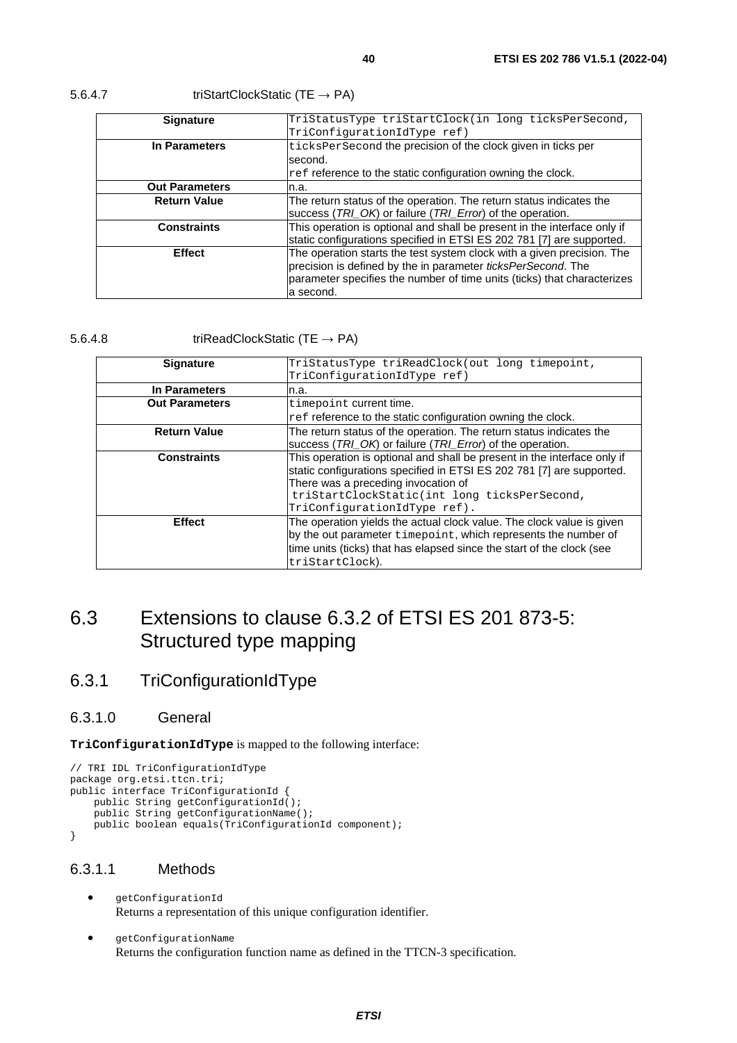#### 5.6.4.7 triStartClockStatic (TE → PA)

| | |
|---|---|
| **Signature** | `TriStatusType triStartClock(in long ticksPerSecond, TriConfigurationIdType ref)` |
| **In Parameters** | `ticksPerSecond` the precision of the clock given in ticks per second.<br>`ref` reference to the static configuration owning the clock. |
| **Out Parameters** | n.a. |
| **Return Value** | The return status of the operation. The return status indicates the success (*TRI_OK*) or failure (*TRI_Error*) of the operation. |
| **Constraints** | This operation is optional and shall be present in the interface only if static configurations specified in ETSI ES 202 781 [7] are supported. |
| **Effect** | The operation starts the test system clock with a given precision. The precision is defined by the in parameter *ticksPerSecond*. The parameter specifies the number of time units (ticks) that characterizes a second. |

#### 5.6.4.8 triReadClockStatic (TE → PA)

| | |
|---|---|
| **Signature** | `TriStatusType triReadClock(out long timepoint, TriConfigurationIdType ref)` |
| **In Parameters** | n.a. |
| **Out Parameters** | `timepoint` current time.<br>`ref` reference to the static configuration owning the clock. |
| **Return Value** | The return status of the operation. The return status indicates the success (*TRI_OK*) or failure (*TRI_Error*) of the operation. |
| **Constraints** | This operation is optional and shall be present in the interface only if static configurations specified in ETSI ES 202 781 [7] are supported. There was a preceding invocation of `triStartClockStatic(int long ticksPerSecond, TriConfigurationIdType ref)`. |
| **Effect** | The operation yields the actual clock value. The clock value is given by the out parameter `timepoint`, which represents the number of time units (ticks) that has elapsed since the start of the clock (see `triStartClock`). |

# 6.3 Extensions to clause 6.3.2 of ETSI ES 201 873-5: Structured type mapping

## 6.3.1 TriConfigurationIdType

### 6.3.1.0 General

**`TriConfigurationIdType`** is mapped to the following interface:

```
// TRI IDL TriConfigurationIdType
package org.etsi.ttcn.tri;
public interface TriConfigurationId {
    public String getConfigurationId();
    public String getConfigurationName();
    public boolean equals(TriConfigurationId component);
}
```

### 6.3.1.1 Methods

- `getConfigurationId`
  Returns a representation of this unique configuration identifier.
- `getConfigurationName`
  Returns the configuration function name as defined in the TTCN-3 specification.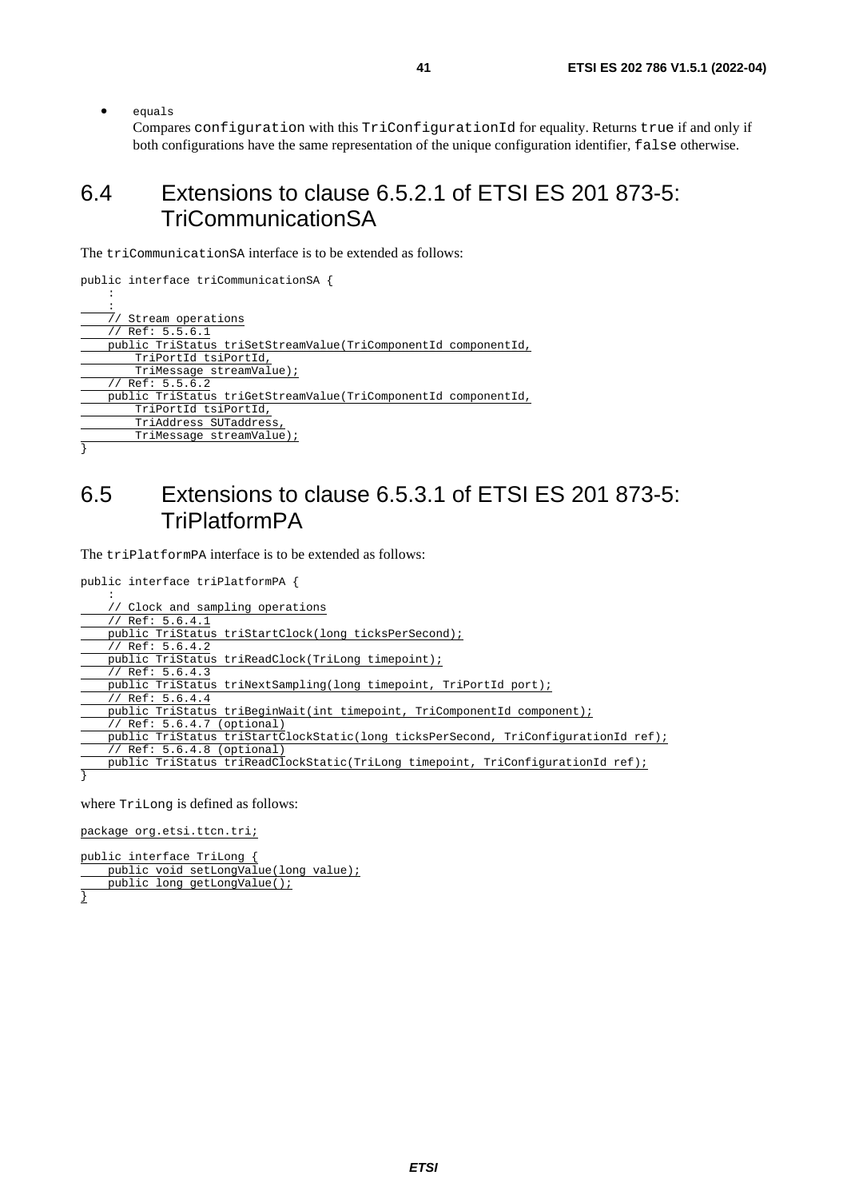- `equals`

  Compares `configuration` with this `TriConfigurationId` for equality. Returns `true` if and only if both configurations have the same representation of the unique configuration identifier, `false` otherwise.

## 6.4 Extensions to clause 6.5.2.1 of ETSI ES 201 873-5: TriCommunicationSA

The `triCommunicationSA` interface is to be extended as follows:

```
public interface triCommunicationSA {
    :
    :
    // Stream operations
    // Ref: 5.5.6.1
    public TriStatus triSetStreamValue(TriComponentId componentId,
        TriPortId tsiPortId,
        TriMessage streamValue);
    // Ref: 5.5.6.2
    public TriStatus triGetStreamValue(TriComponentId componentId,
        TriPortId tsiPortId,
        TriAddress SUTaddress,
        TriMessage streamValue);
}
```

## 6.5 Extensions to clause 6.5.3.1 of ETSI ES 201 873-5: TriPlatformPA

The `triPlatformPA` interface is to be extended as follows:

```
public interface triPlatformPA {
    :
    // Clock and sampling operations
    // Ref: 5.6.4.1
    public TriStatus triStartClock(long ticksPerSecond);
    // Ref: 5.6.4.2
    public TriStatus triReadClock(TriLong timepoint);
    // Ref: 5.6.4.3
    public TriStatus triNextSampling(long timepoint, TriPortId port);
    // Ref: 5.6.4.4
    public TriStatus triBeginWait(int timepoint, TriComponentId component);
    // Ref: 5.6.4.7 (optional)
    public TriStatus triStartClockStatic(long ticksPerSecond, TriConfigurationId ref);
    // Ref: 5.6.4.8 (optional)
    public TriStatus triReadClockStatic(TriLong timepoint, TriConfigurationId ref);
}
```

where `TriLong` is defined as follows:

```
package org.etsi.ttcn.tri;

public interface TriLong {
    public void setLongValue(long value);
    public long getLongValue();
}
```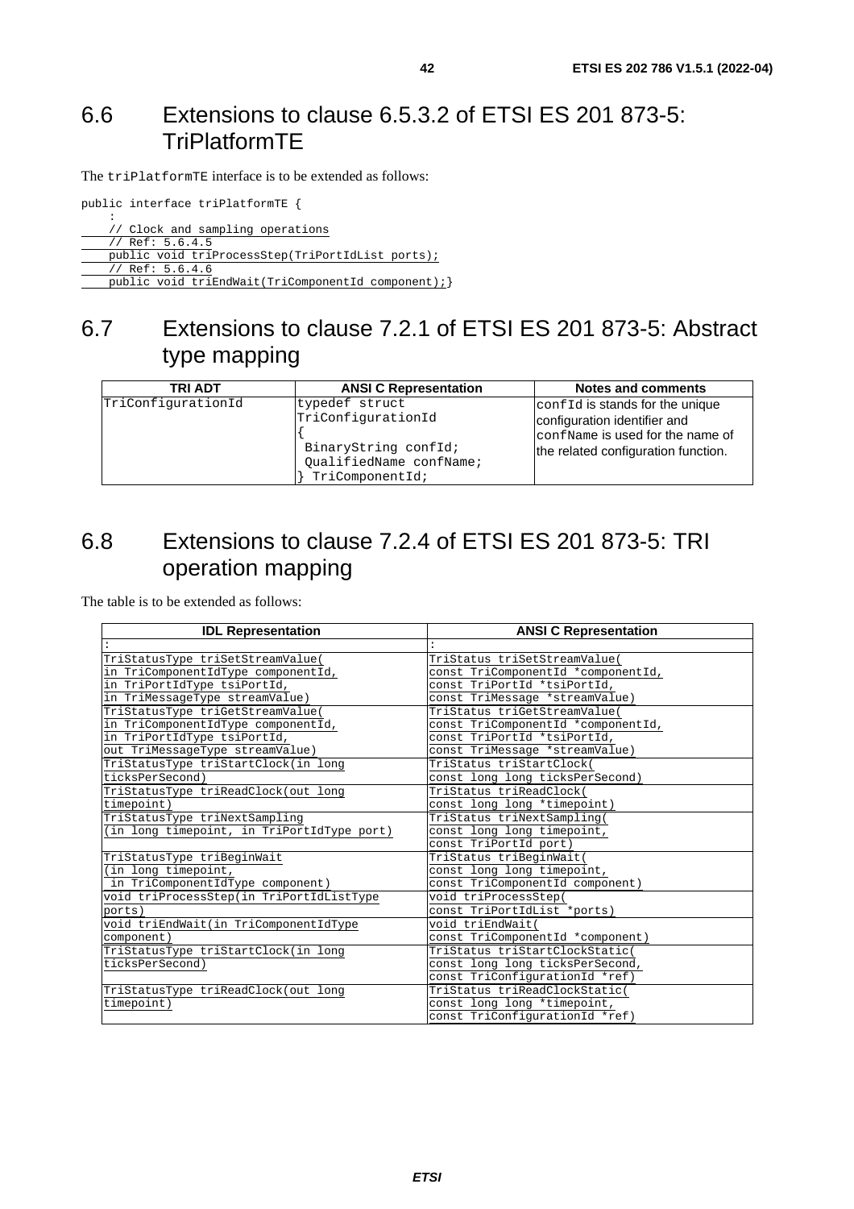## 6.6 Extensions to clause 6.5.3.2 of ETSI ES 201 873-5: TriPlatformTE

The triPlatformTE interface is to be extended as follows:

```
public interface triPlatformTE {
    :
    // Clock and sampling operations
    // Ref: 5.6.4.5
    public void triProcessStep(TriPortIdList ports);
    // Ref: 5.6.4.6
    public void triEndWait(TriComponentId component);}
```

## 6.7 Extensions to clause 7.2.1 of ETSI ES 201 873-5: Abstract type mapping

| TRI ADT | ANSI C Representation | Notes and comments |
|---|---|---|
| TriConfigurationId | typedef struct TriConfigurationId<br>{<br> BinaryString confId;<br> QualifiedName confName;<br>} TriComponentId; | confId is stands for the unique configuration identifier and confName is used for the name of the related configuration function. |

## 6.8 Extensions to clause 7.2.4 of ETSI ES 201 873-5: TRI operation mapping

The table is to be extended as follows:

| IDL Representation | ANSI C Representation |
|---|---|
| : | : |
| TriStatusType triSetStreamValue(<br>in TriComponentIdType componentId,<br>in TriPortIdType tsiPortId,<br>in TriMessageType streamValue) | TriStatus triSetStreamValue(<br>const TriComponentId *componentId,<br>const TriPortId *tsiPortId,<br>const TriMessage *streamValue) |
| TriStatusType triGetStreamValue(<br>in TriComponentIdType componentId,<br>in TriPortIdType tsiPortId,<br>out TriMessageType streamValue) | TriStatus triGetStreamValue(<br>const TriComponentId *componentId,<br>const TriPortId *tsiPortId,<br>const TriMessage *streamValue) |
| TriStatusType triStartClock(in long ticksPerSecond) | TriStatus triStartClock(<br>const long long ticksPerSecond) |
| TriStatusType triReadClock(out long timepoint) | TriStatus triReadClock(<br>const long long *timepoint) |
| TriStatusType triNextSampling<br>(in long timepoint, in TriPortIdType port) | TriStatus triNextSampling(<br>const long long timepoint,<br>const TriPortId port) |
| TriStatusType triBeginWait<br>(in long timepoint,<br> in TriComponentIdType component) | TriStatus triBeginWait(<br>const long long timepoint,<br>const TriComponentId component) |
| void triProcessStep(in TriPortIdListType ports) | void triProcessStep(<br>const TriPortIdList *ports) |
| void triEndWait(in TriComponentIdType component) | void triEndWait(<br>const TriComponentId *component) |
| TriStatusType triStartClock(in long ticksPerSecond) | TriStatus triStartClockStatic(<br>const long long ticksPerSecond,<br>const TriConfigurationId *ref) |
| TriStatusType triReadClock(out long timepoint) | TriStatus triReadClockStatic(<br>const long long *timepoint,<br>const TriConfigurationId *ref) |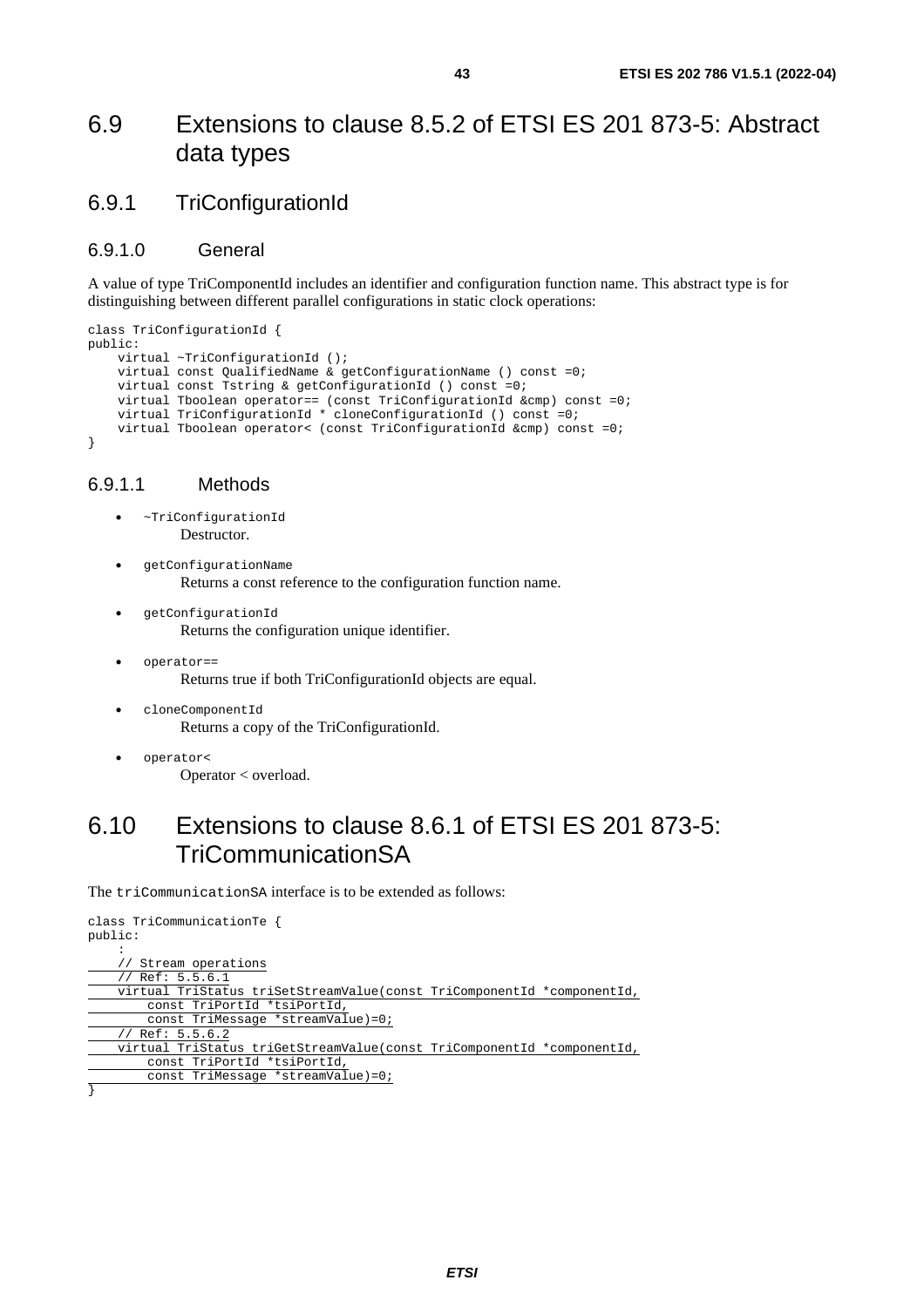# 6.9 Extensions to clause 8.5.2 of ETSI ES 201 873-5: Abstract data types

## 6.9.1 TriConfigurationId

### 6.9.1.0 General

A value of type TriComponentId includes an identifier and configuration function name. This abstract type is for distinguishing between different parallel configurations in static clock operations:

```
class TriConfigurationId {
public:
    virtual ~TriConfigurationId ();
    virtual const QualifiedName & getConfigurationName () const =0;
    virtual const Tstring & getConfigurationId () const =0;
    virtual Tboolean operator== (const TriConfigurationId &cmp) const =0;
    virtual TriConfigurationId * cloneConfigurationId () const =0;
    virtual Tboolean operator< (const TriConfigurationId &cmp) const =0;
}
```

### 6.9.1.1 Methods

- `~TriConfigurationId`
  Destructor.
- `getConfigurationName`
  Returns a const reference to the configuration function name.
- `getConfigurationId`
  Returns the configuration unique identifier.
- `operator==`
  Returns true if both TriConfigurationId objects are equal.
- `cloneComponentId`
  Returns a copy of the TriConfigurationId.
- `operator<`
  Operator < overload.

# 6.10 Extensions to clause 8.6.1 of ETSI ES 201 873-5: TriCommunicationSA

The `triCommunicationSA` interface is to be extended as follows:

```
class TriCommunicationTe {
public:
    :
    // Stream operations
    // Ref: 5.5.6.1
    virtual TriStatus triSetStreamValue(const TriComponentId *componentId,
        const TriPortId *tsiPortId,
        const TriMessage *streamValue)=0;
    // Ref: 5.5.6.2
    virtual TriStatus triGetStreamValue(const TriComponentId *componentId,
        const TriPortId *tsiPortId,
        const TriMessage *streamValue)=0;
}
```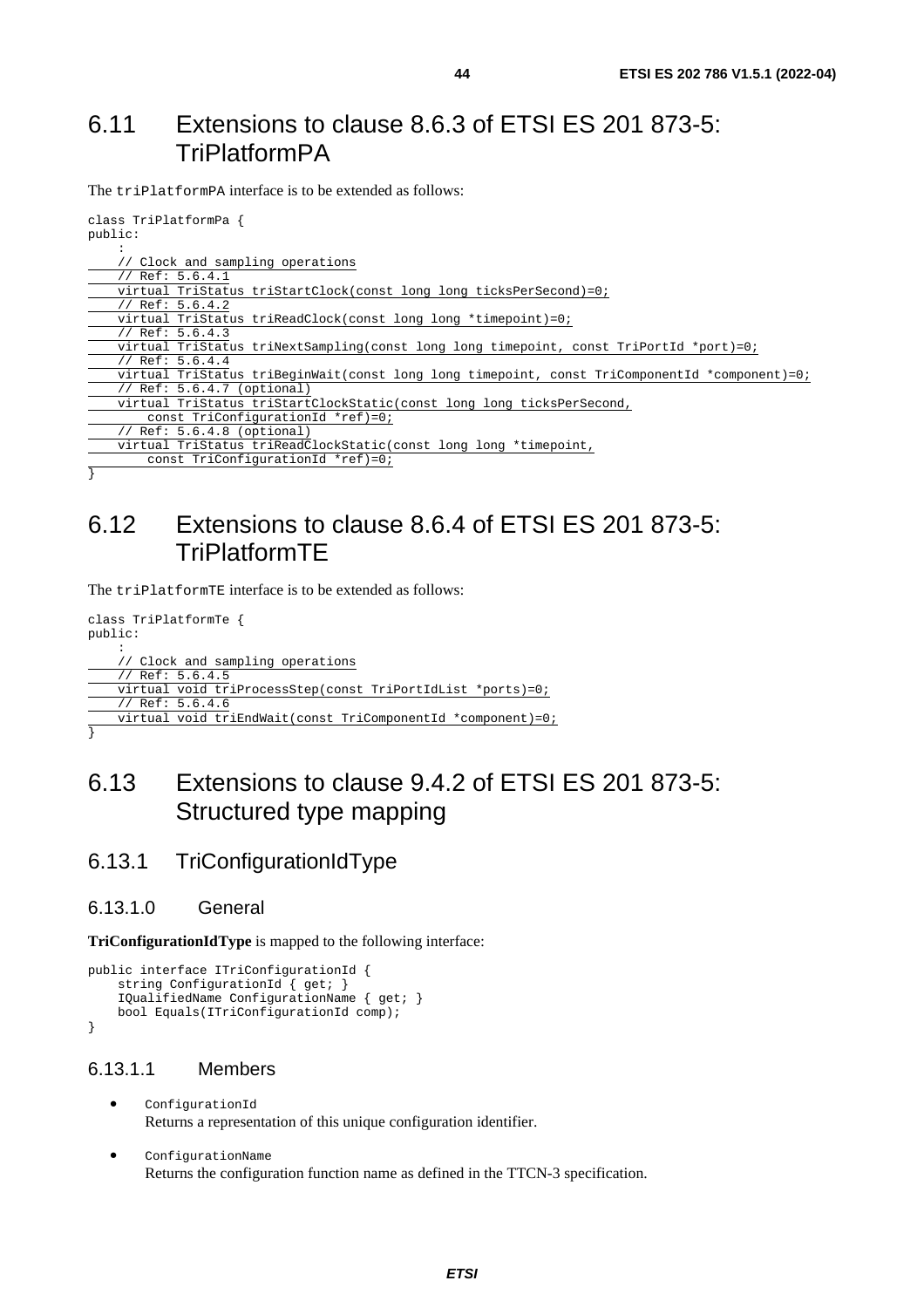## 6.11 Extensions to clause 8.6.3 of ETSI ES 201 873-5: TriPlatformPA

The `triPlatformPA` interface is to be extended as follows:

```
class TriPlatformPa {
public:
    :
    // Clock and sampling operations
    // Ref: 5.6.4.1
    virtual TriStatus triStartClock(const long long ticksPerSecond)=0;
    // Ref: 5.6.4.2
    virtual TriStatus triReadClock(const long long *timepoint)=0;
    // Ref: 5.6.4.3
    virtual TriStatus triNextSampling(const long long timepoint, const TriPortId *port)=0;
    // Ref: 5.6.4.4
    virtual TriStatus triBeginWait(const long long timepoint, const TriComponentId *component)=0;
    // Ref: 5.6.4.7 (optional)
    virtual TriStatus triStartClockStatic(const long long ticksPerSecond,
        const TriConfigurationId *ref)=0;
    // Ref: 5.6.4.8 (optional)
    virtual TriStatus triReadClockStatic(const long long *timepoint,
        const TriConfigurationId *ref)=0;
}
```

## 6.12 Extensions to clause 8.6.4 of ETSI ES 201 873-5: TriPlatformTE

The `triPlatformTE` interface is to be extended as follows:

```
class TriPlatformTe {
public:
    :
    // Clock and sampling operations
    // Ref: 5.6.4.5
    virtual void triProcessStep(const TriPortIdList *ports)=0;
    // Ref: 5.6.4.6
    virtual void triEndWait(const TriComponentId *component)=0;
}
```

## 6.13 Extensions to clause 9.4.2 of ETSI ES 201 873-5: Structured type mapping

### 6.13.1 TriConfigurationIdType

#### 6.13.1.0 General

**TriConfigurationIdType** is mapped to the following interface:

```
public interface ITriConfigurationId {
    string ConfigurationId { get; }
    IQualifiedName ConfigurationName { get; }
    bool Equals(ITriConfigurationId comp);
}
```

#### 6.13.1.1 Members

- `ConfigurationId`
  Returns a representation of this unique configuration identifier.

- `ConfigurationName`
  Returns the configuration function name as defined in the TTCN-3 specification.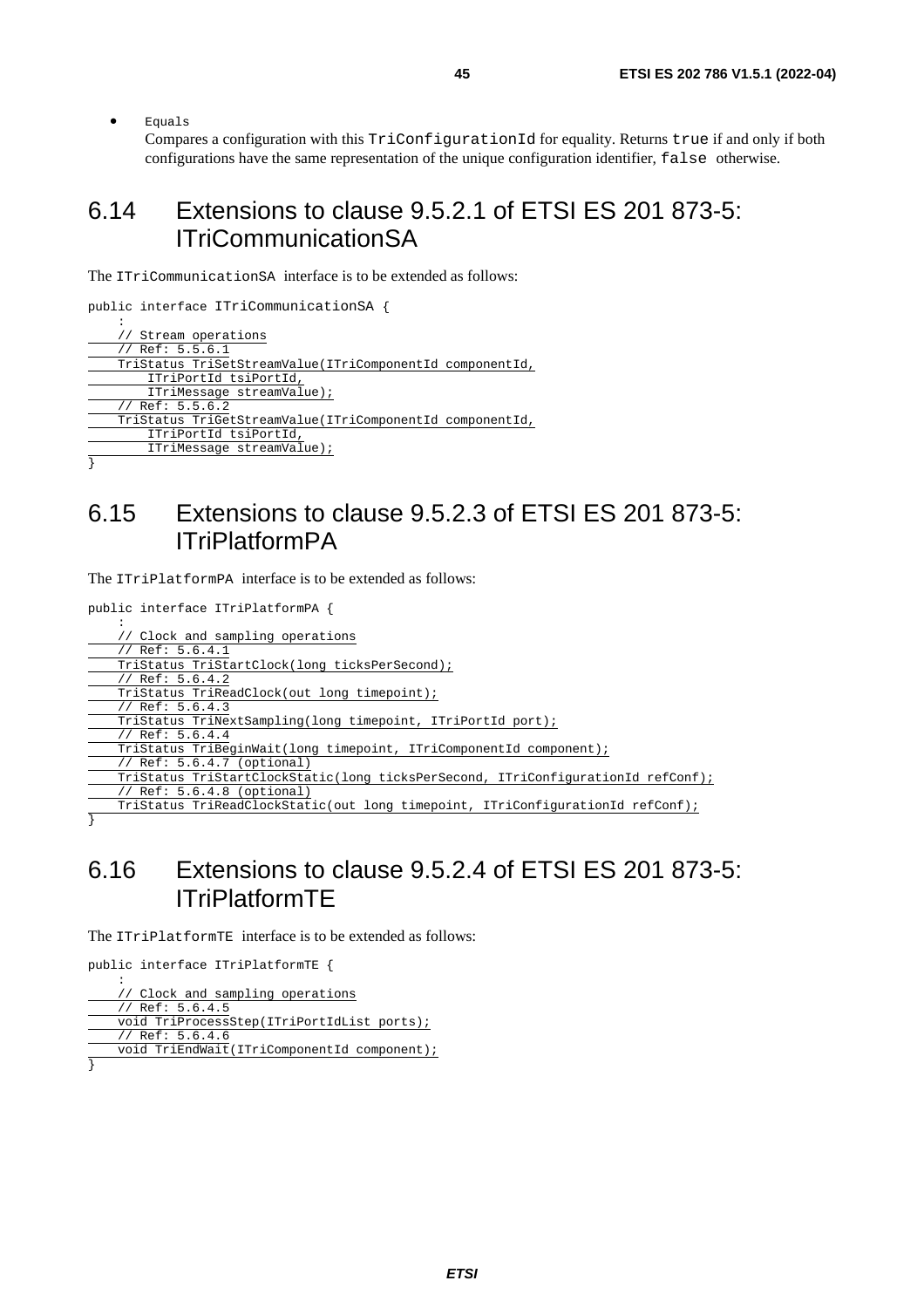- `Equals`
  Compares a configuration with this `TriConfigurationId` for equality. Returns `true` if and only if both configurations have the same representation of the unique configuration identifier, `false` otherwise.

## 6.14 Extensions to clause 9.5.2.1 of ETSI ES 201 873-5: ITriCommunicationSA

The `ITriCommunicationSA` interface is to be extended as follows:

```
public interface ITriCommunicationSA {
    :
    // Stream operations
    // Ref: 5.5.6.1
    TriStatus TriSetStreamValue(ITriComponentId componentId,
        ITriPortId tsiPortId,
        ITriMessage streamValue);
    // Ref: 5.5.6.2
    TriStatus TriGetStreamValue(ITriComponentId componentId,
        ITriPortId tsiPortId,
        ITriMessage streamValue);
}
```

## 6.15 Extensions to clause 9.5.2.3 of ETSI ES 201 873-5: ITriPlatformPA

The `ITriPlatformPA` interface is to be extended as follows:

```
public interface ITriPlatformPA {
    :
    // Clock and sampling operations
    // Ref: 5.6.4.1
    TriStatus TriStartClock(long ticksPerSecond);
    // Ref: 5.6.4.2
    TriStatus TriReadClock(out long timepoint);
    // Ref: 5.6.4.3
    TriStatus TriNextSampling(long timepoint, ITriPortId port);
    // Ref: 5.6.4.4
    TriStatus TriBeginWait(long timepoint, ITriComponentId component);
    // Ref: 5.6.4.7 (optional)
    TriStatus TriStartClockStatic(long ticksPerSecond, ITriConfigurationId refConf);
    // Ref: 5.6.4.8 (optional)
    TriStatus TriReadClockStatic(out long timepoint, ITriConfigurationId refConf);
}
```

## 6.16 Extensions to clause 9.5.2.4 of ETSI ES 201 873-5: ITriPlatformTE

The `ITriPlatformTE` interface is to be extended as follows:

```
public interface ITriPlatformTE {
    :
    // Clock and sampling operations
    // Ref: 5.6.4.5
    void TriProcessStep(ITriPortIdList ports);
    // Ref: 5.6.4.6
    void TriEndWait(ITriComponentId component);
}
```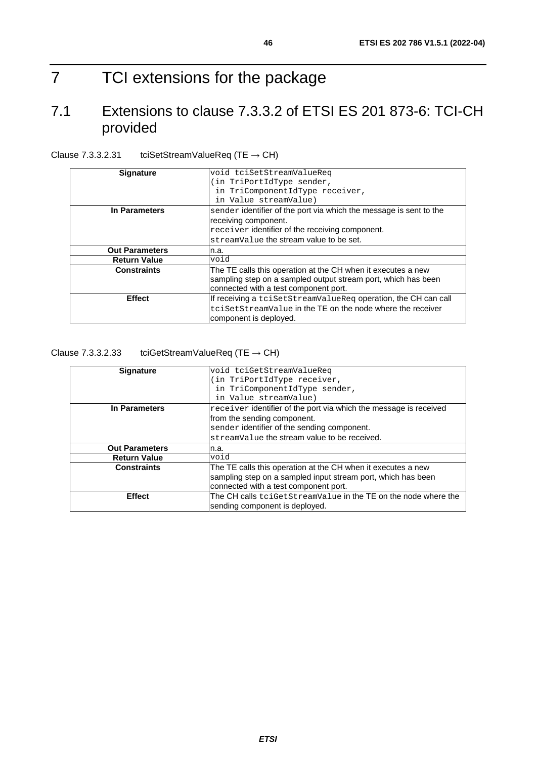# 7 TCI extensions for the package

## 7.1 Extensions to clause 7.3.3.2 of ETSI ES 201 873-6: TCI-CH provided

Clause 7.3.3.2.31 tciSetStreamValueReq (TE → CH)

| **Signature** | void tciSetStreamValueReq<br>(in TriPortIdType sender,<br>in TriComponentIdType receiver,<br>in Value streamValue) |
|---|---|
| **In Parameters** | sender identifier of the port via which the message is sent to the receiving component.<br>receiver identifier of the receiving component.<br>streamValue the stream value to be set. |
| **Out Parameters** | n.a. |
| **Return Value** | void |
| **Constraints** | The TE calls this operation at the CH when it executes a new sampling step on a sampled output stream port, which has been connected with a test component port. |
| **Effect** | If receiving a tciSetStreamValueReq operation, the CH can call tciSetStreamValue in the TE on the node where the receiver component is deployed. |

Clause 7.3.3.2.33 tciGetStreamValueReq (TE → CH)

| **Signature** | void tciGetStreamValueReq<br>(in TriPortIdType receiver,<br>in TriComponentIdType sender,<br>in Value streamValue) |
|---|---|
| **In Parameters** | receiver identifier of the port via which the message is received from the sending component.<br>sender identifier of the sending component.<br>streamValue the stream value to be received. |
| **Out Parameters** | n.a. |
| **Return Value** | void |
| **Constraints** | The TE calls this operation at the CH when it executes a new sampling step on a sampled input stream port, which has been connected with a test component port. |
| **Effect** | The CH calls tciGetStreamValue in the TE on the node where the sending component is deployed. |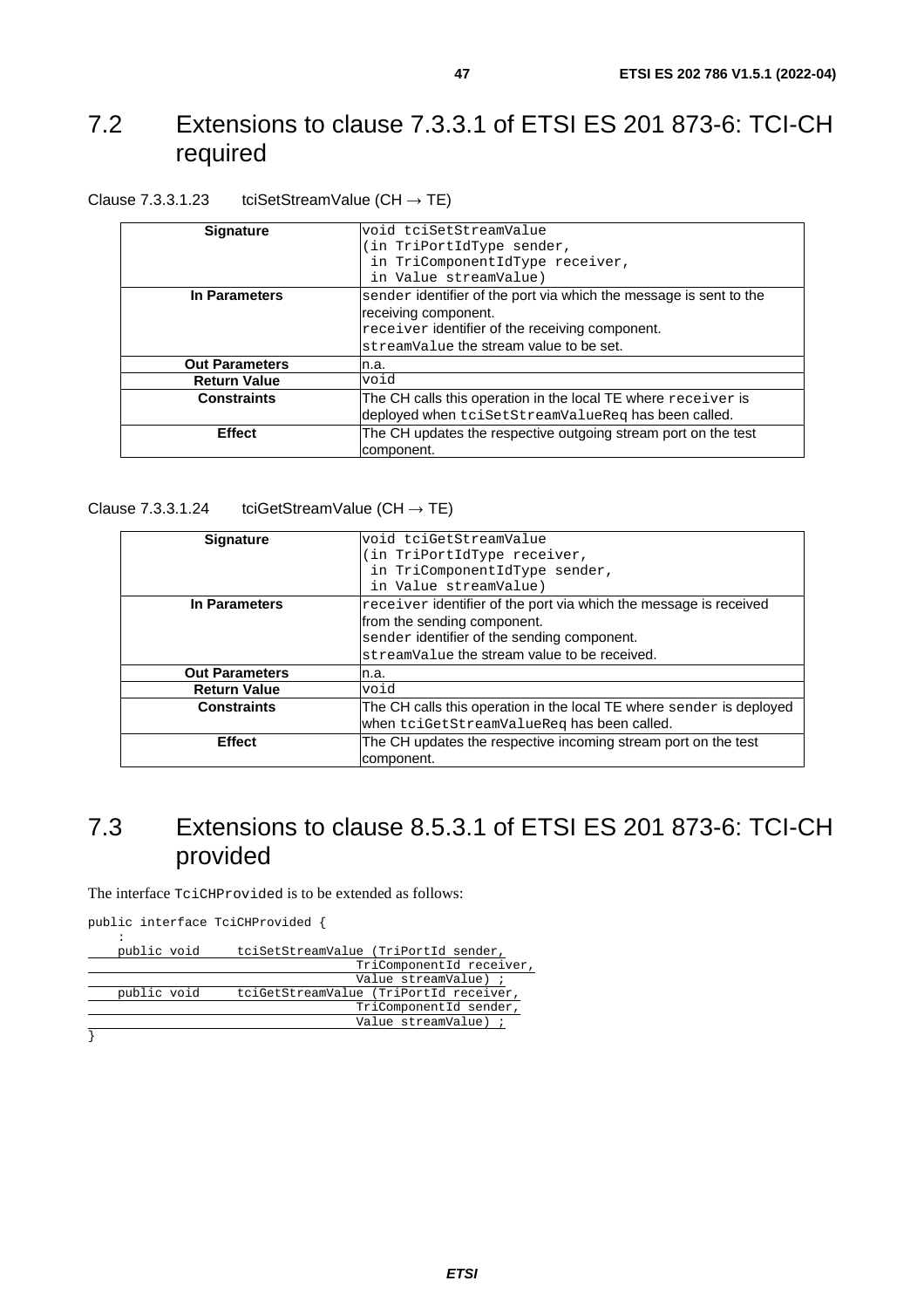## 7.2 Extensions to clause 7.3.3.1 of ETSI ES 201 873-6: TCI-CH required

Clause 7.3.3.1.23 tciSetStreamValue (CH → TE)

| **Signature** | `void tciSetStreamValue (in TriPortIdType sender, in TriComponentIdType receiver, in Value streamValue)` |
|---|---|
| **In Parameters** | `sender` identifier of the port via which the message is sent to the receiving component.<br>`receiver` identifier of the receiving component.<br>`streamValue` the stream value to be set. |
| **Out Parameters** | n.a. |
| **Return Value** | `void` |
| **Constraints** | The CH calls this operation in the local TE where `receiver` is deployed when `tciSetStreamValueReq` has been called. |
| **Effect** | The CH updates the respective outgoing stream port on the test component. |

Clause 7.3.3.1.24 tciGetStreamValue (CH → TE)

| **Signature** | `void tciGetStreamValue (in TriPortIdType receiver, in TriComponentIdType sender, in Value streamValue)` |
|---|---|
| **In Parameters** | `receiver` identifier of the port via which the message is received from the sending component.<br>`sender` identifier of the sending component.<br>`streamValue` the stream value to be received. |
| **Out Parameters** | n.a. |
| **Return Value** | `void` |
| **Constraints** | The CH calls this operation in the local TE where `sender` is deployed when `tciGetStreamValueReq` has been called. |
| **Effect** | The CH updates the respective incoming stream port on the test component. |

## 7.3 Extensions to clause 8.5.3.1 of ETSI ES 201 873-6: TCI-CH provided

The interface `TciCHProvided` is to be extended as follows:

```
public interface TciCHProvided {
    :
    public void     tciSetStreamValue (TriPortId sender,
                                       TriComponentId receiver,
                                       Value streamValue) ;
    public void     tciGetStreamValue (TriPortId receiver,
                                       TriComponentId sender,
                                       Value streamValue) ;
}
```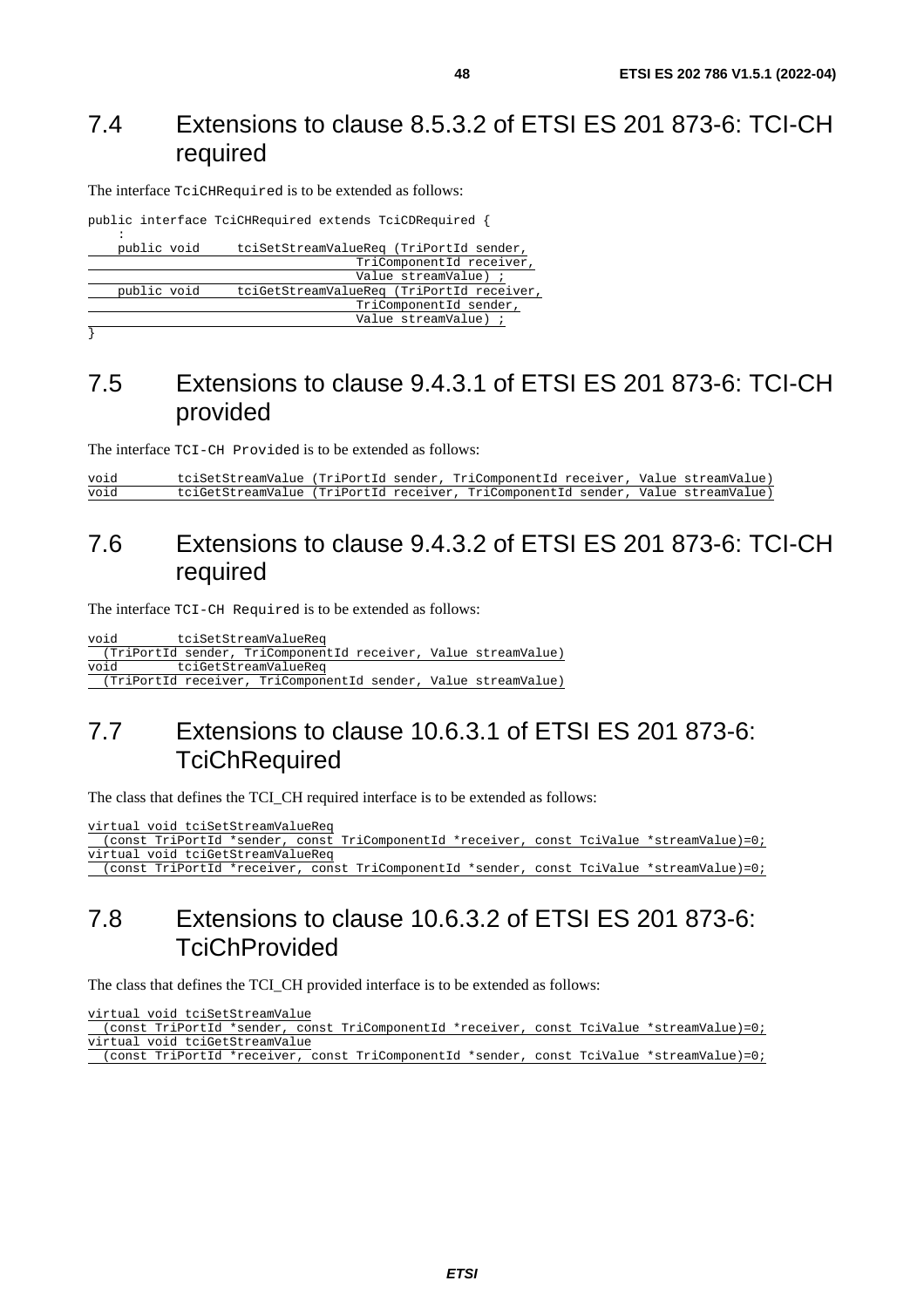## 7.4 Extensions to clause 8.5.3.2 of ETSI ES 201 873-6: TCI-CH required

The interface `TciCHRequired` is to be extended as follows:

```
public interface TciCHRequired extends TciCDRequired {
    :
    public void     tciSetStreamValueReq (TriPortId sender,
                                  TriComponentId receiver,
                                  Value streamValue) ;
    public void     tciGetStreamValueReq (TriPortId receiver,
                                  TriComponentId sender,
                                  Value streamValue) ;
}
```

## 7.5 Extensions to clause 9.4.3.1 of ETSI ES 201 873-6: TCI-CH provided

The interface `TCI-CH Provided` is to be extended as follows:

```
void        tciSetStreamValue (TriPortId sender, TriComponentId receiver, Value streamValue)
void        tciGetStreamValue (TriPortId receiver, TriComponentId sender, Value streamValue)
```

## 7.6 Extensions to clause 9.4.3.2 of ETSI ES 201 873-6: TCI-CH required

The interface `TCI-CH Required` is to be extended as follows:

```
void        tciSetStreamValueReq
  (TriPortId sender, TriComponentId receiver, Value streamValue)
void        tciGetStreamValueReq
  (TriPortId receiver, TriComponentId sender, Value streamValue)
```

## 7.7 Extensions to clause 10.6.3.1 of ETSI ES 201 873-6: TciChRequired

The class that defines the TCI_CH required interface is to be extended as follows:

```
virtual void tciSetStreamValueReq
  (const TriPortId *sender, const TriComponentId *receiver, const TciValue *streamValue)=0;
virtual void tciGetStreamValueReq
  (const TriPortId *receiver, const TriComponentId *sender, const TciValue *streamValue)=0;
```

## 7.8 Extensions to clause 10.6.3.2 of ETSI ES 201 873-6: TciChProvided

The class that defines the TCI_CH provided interface is to be extended as follows:

```
virtual void tciSetStreamValue
  (const TriPortId *sender, const TriComponentId *receiver, const TciValue *streamValue)=0;
virtual void tciGetStreamValue
  (const TriPortId *receiver, const TriComponentId *sender, const TciValue *streamValue)=0;
```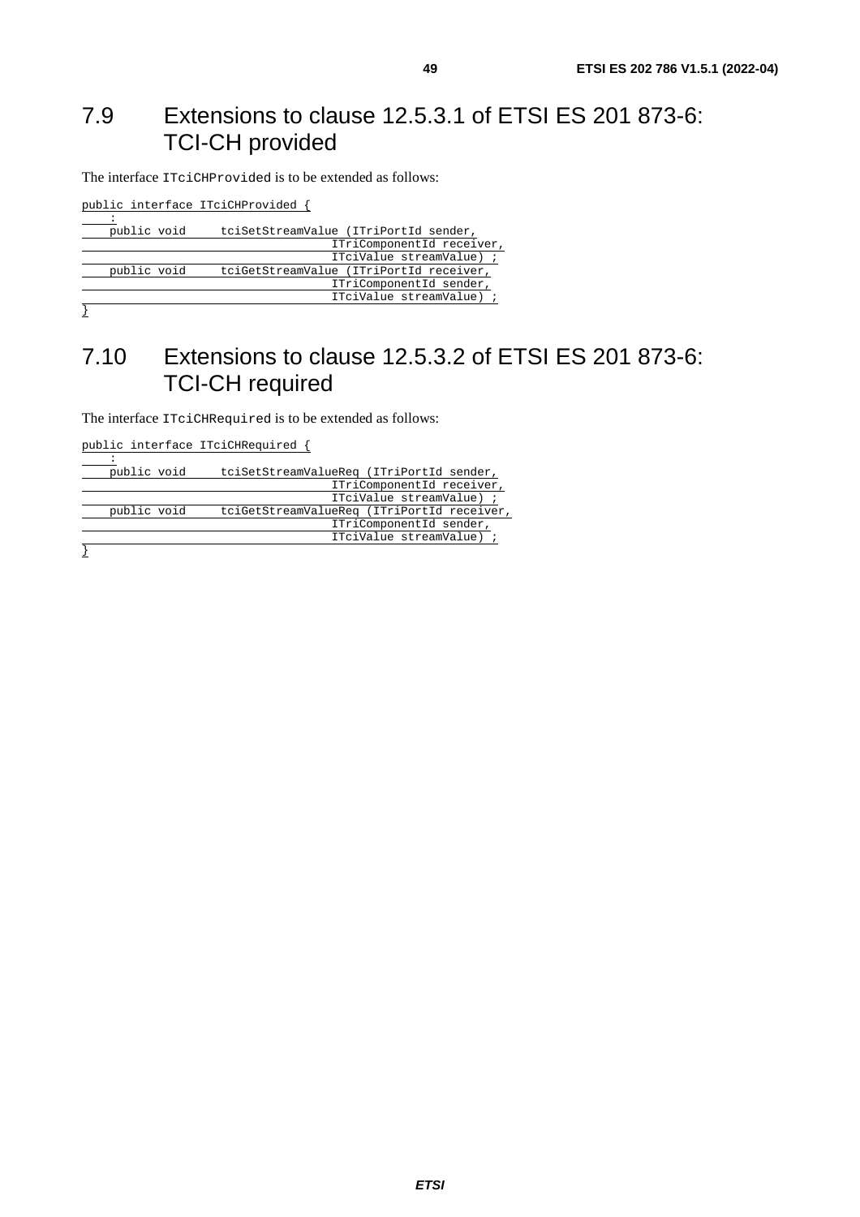## 7.9 Extensions to clause 12.5.3.1 of ETSI ES 201 873-6: TCI-CH provided

The interface ITciCHProvided is to be extended as follows:

```
public interface ITciCHProvided {
    :
    public void     tciSetStreamValue (ITriPortId sender,
                                       ITriComponentId receiver,
                                       ITciValue streamValue) ;
    public void     tciGetStreamValue (ITriPortId receiver,
                                       ITriComponentId sender,
                                       ITciValue streamValue) ;
}
```

## 7.10 Extensions to clause 12.5.3.2 of ETSI ES 201 873-6: TCI-CH required

The interface ITciCHRequired is to be extended as follows:

```
public interface ITciCHRequired {
    :
    public void     tciSetStreamValueReq (ITriPortId sender,
                                       ITriComponentId receiver,
                                       ITciValue streamValue) ;
    public void     tciGetStreamValueReq (ITriPortId receiver,
                                       ITriComponentId sender,
                                       ITciValue streamValue) ;
}
```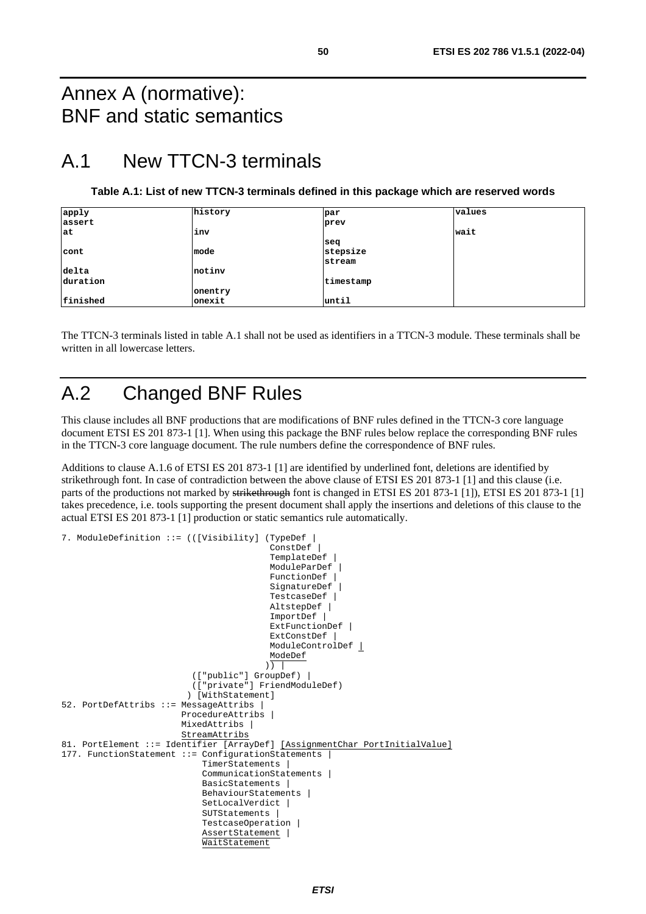# Annex A (normative): BNF and static semantics

# A.1 New TTCN-3 terminals

**Table A.1: List of new TTCN-3 terminals defined in this package which are reserved words**

| | | | |
|---|---|---|---|
| apply | history | par | values |
| assert | | prev | |
| at | inv | | wait |
| | | seq | |
| cont | mode | stepsize | |
| | | stream | |
| delta | notinv | | |
| duration | | timestamp | |
| | onentry | | |
| finished | onexit | until | |

The TTCN-3 terminals listed in table A.1 shall not be used as identifiers in a TTCN-3 module. These terminals shall be written in all lowercase letters.

# A.2 Changed BNF Rules

This clause includes all BNF productions that are modifications of BNF rules defined in the TTCN-3 core language document ETSI ES 201 873-1 [1]. When using this package the BNF rules below replace the corresponding BNF rules in the TTCN-3 core language document. The rule numbers define the correspondence of BNF rules.

Additions to clause A.1.6 of ETSI ES 201 873-1 [1] are identified by underlined font, deletions are identified by strikethrough font. In case of contradiction between the above clause of ETSI ES 201 873-1 [1] and this clause (i.e. parts of the productions not marked by ~~strikethrough~~ font is changed in ETSI ES 201 873-1 [1]), ETSI ES 201 873-1 [1] takes precedence, i.e. tools supporting the present document shall apply the insertions and deletions of this clause to the actual ETSI ES 201 873-1 [1] production or static semantics rule automatically.

```
7. ModuleDefinition ::= (([Visibility] (TypeDef |
                                        ConstDef |
                                        TemplateDef |
                                        ModuleParDef |
                                        FunctionDef |
                                        SignatureDef |
                                        TestcaseDef |
                                        AltstepDef |
                                        ImportDef |
                                        ExtFunctionDef |
                                        ExtConstDef |
                                        ModuleControlDef |
                                        ModeDef
                                       )) |
                         (["public"] GroupDef) |
                         (["private"] FriendModuleDef)
                        ) [WithStatement]
52. PortDefAttribs ::= MessageAttribs |
                       ProcedureAttribs |
                       MixedAttribs |
                       StreamAttribs
81. PortElement ::= Identifier [ArrayDef] [AssignmentChar PortInitialValue]
177. FunctionStatement ::= ConfigurationStatements |
                           TimerStatements |
                           CommunicationStatements |
                           BasicStatements |
                           BehaviourStatements |
                           SetLocalVerdict |
                           SUTStatements |
                           TestcaseOperation |
                           AssertStatement |
                           WaitStatement
```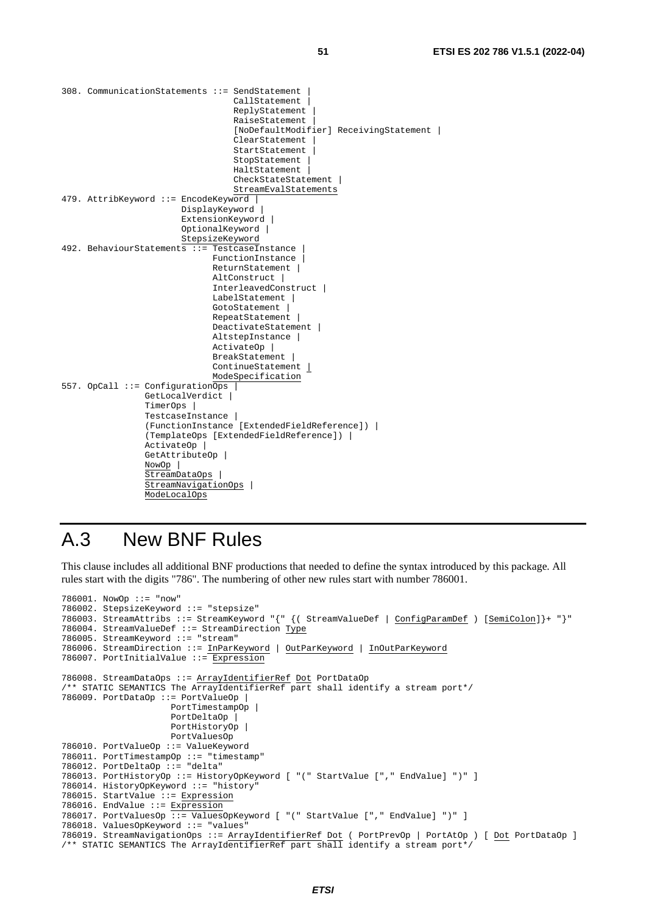```
308. CommunicationStatements ::= SendStatement |
                                 CallStatement |
                                 ReplyStatement |
                                 RaiseStatement |
                                 [NoDefaultModifier] ReceivingStatement |
                                 ClearStatement |
                                 StartStatement |
                                 StopStatement |
                                 HaltStatement |
                                 CheckStateStatement |
                                 StreamEvalStatements
479. AttribKeyword ::= EncodeKeyword |
                       DisplayKeyword |
                       ExtensionKeyword |
                       OptionalKeyword |
                       StepsizeKeyword
492. BehaviourStatements ::= TestcaseInstance |
                             FunctionInstance |
                             ReturnStatement |
                             AltConstruct |
                             InterleavedConstruct |
                             LabelStatement |
                             GotoStatement |
                             RepeatStatement |
                             DeactivateStatement |
                             AltstepInstance |
                             ActivateOp |
                             BreakStatement |
                             ContinueStatement |
                             ModeSpecification
557. OpCall ::= ConfigurationOps |
                GetLocalVerdict |
                TimerOps |
                TestcaseInstance |
                (FunctionInstance [ExtendedFieldReference]) |
                (TemplateOps [ExtendedFieldReference]) |
                ActivateOp |
                GetAttributeOp |
                NowOp |
                StreamDataOps |
                StreamNavigationOps |
                ModeLocalOps
```

# A.3 New BNF Rules

This clause includes all additional BNF productions that needed to define the syntax introduced by this package. All rules start with the digits "786". The numbering of other new rules start with number 786001.

```
786001. NowOp ::= "now"
786002. StepsizeKeyword ::= "stepsize"
786003. StreamAttribs ::= StreamKeyword "{" {( StreamValueDef | ConfigParamDef ) [SemiColon]}+ "}"
786004. StreamValueDef ::= StreamDirection Type
786005. StreamKeyword ::= "stream"
786006. StreamDirection ::= InParKeyword | OutParKeyword | InOutParKeyword
786007. PortInitialValue ::= Expression

786008. StreamDataOps ::= ArrayIdentifierRef Dot PortDataOp
/** STATIC SEMANTICS The ArrayIdentifierRef part shall identify a stream port*/
786009. PortDataOp ::= PortValueOp |
                       PortTimestampOp |
                       PortDeltaOp |
                       PortHistoryOp |
                       PortValuesOp
786010. PortValueOp ::= ValueKeyword
786011. PortTimestampOp ::= "timestamp"
786012. PortDeltaOp ::= "delta"
786013. PortHistoryOp ::= HistoryOpKeyword [ "(" StartValue ["," EndValue] ")" ]
786014. HistoryOpKeyword ::= "history"
786015. StartValue ::= Expression
786016. EndValue ::= Expression
786017. PortValuesOp ::= ValuesOpKeyword [ "(" StartValue ["," EndValue] ")" ]
786018. ValuesOpKeyword ::= "values"
786019. StreamNavigationOps ::= ArrayIdentifierRef Dot ( PortPrevOp | PortAtOp ) [ Dot PortDataOp ]
/** STATIC SEMANTICS The ArrayIdentifierRef part shall identify a stream port*/
```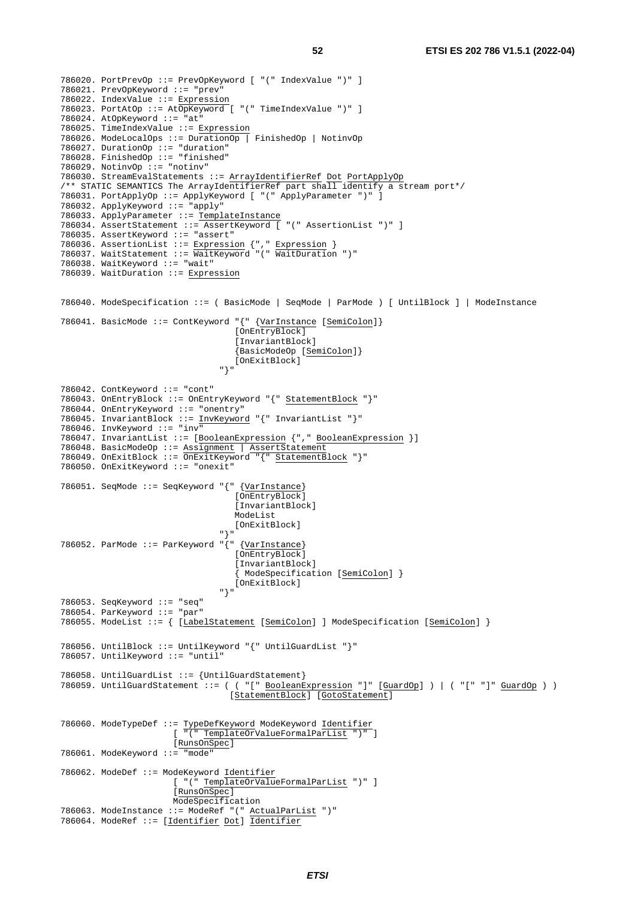```
786020. PortPrevOp ::= PrevOpKeyword [ "(" IndexValue ")" ]
786021. PrevOpKeyword ::= "prev"
786022. IndexValue ::= Expression
786023. PortAtOp ::= AtOpKeyword [ "(" TimeIndexValue ")" ]
786024. AtOpKeyword ::= "at"
786025. TimeIndexValue ::= Expression
786026. ModeLocalOps ::= DurationOp | FinishedOp | NotinvOp
786027. DurationOp ::= "duration"
786028. FinishedOp ::= "finished"
786029. NotinvOp ::= "notinv"
786030. StreamEvalStatements ::= ArrayIdentifierRef Dot PortApplyOp
/** STATIC SEMANTICS The ArrayIdentifierRef part shall identify a stream port*/
786031. PortApplyOp ::= ApplyKeyword [ "(" ApplyParameter ")" ]
786032. ApplyKeyword ::= "apply"
786033. ApplyParameter ::= TemplateInstance
786034. AssertStatement ::= AssertKeyword [ "(" AssertionList ")" ]
786035. AssertKeyword ::= "assert"
786036. AssertionList ::= Expression {"," Expression }
786037. WaitStatement ::= WaitKeyword "(" WaitDuration ")"
786038. WaitKeyword ::= "wait"
786039. WaitDuration ::= Expression


786040. ModeSpecification ::= ( BasicMode | SeqMode | ParMode ) [ UntilBlock ] | ModeInstance

786041. BasicMode ::= ContKeyword "{" {VarInstance [SemiColon]}
                                  [OnEntryBlock]
                                  [InvariantBlock]
                                  {BasicModeOp [SemiColon]}
                                  [OnExitBlock]
                              "}"

786042. ContKeyword ::= "cont"
786043. OnEntryBlock ::= OnEntryKeyword "{" StatementBlock "}"
786044. OnEntryKeyword ::= "onentry"
786045. InvariantBlock ::= InvKeyword "{" InvariantList "}"
786046. InvKeyword ::= "inv"
786047. InvariantList ::= [BooleanExpression {"," BooleanExpression }]
786048. BasicModeOp ::= Assignment | AssertStatement
786049. OnExitBlock ::= OnExitKeyword "{" StatementBlock "}"
786050. OnExitKeyword ::= "onexit"

786051. SeqMode ::= SeqKeyword "{" {VarInstance}
                                  [OnEntryBlock]
                                  [InvariantBlock]
                                  ModeList
                                  [OnExitBlock]
                              "}"
786052. ParMode ::= ParKeyword "{" {VarInstance}
                                  [OnEntryBlock]
                                  [InvariantBlock]
                                  { ModeSpecification [SemiColon] }
                                  [OnExitBlock]
                              "}"
786053. SeqKeyword ::= "seq"
786054. ParKeyword ::= "par"
786055. ModeList ::= { [LabelStatement [SemiColon] ] ModeSpecification [SemiColon] }

786056. UntilBlock ::= UntilKeyword "{" UntilGuardList "}"
786057. UntilKeyword ::= "until"

786058. UntilGuardList ::= {UntilGuardStatement}
786059. UntilGuardStatement ::= ( ( "[" BooleanExpression "]" [GuardOp] ) | ( "[" "]" GuardOp ) )
                                  [StatementBlock] [GotoStatement]


786060. ModeTypeDef ::= TypeDefKeyword ModeKeyword Identifier
                    [ "(" TemplateOrValueFormalParList ")" ]
                    [RunsOnSpec]
786061. ModeKeyword ::= "mode"

786062. ModeDef ::= ModeKeyword Identifier
                    [ "(" TemplateOrValueFormalParList ")" ]
                    [RunsOnSpec]
                    ModeSpecification
786063. ModeInstance ::= ModeRef "(" ActualParList ")"
786064. ModeRef ::= [Identifier Dot] Identifier
```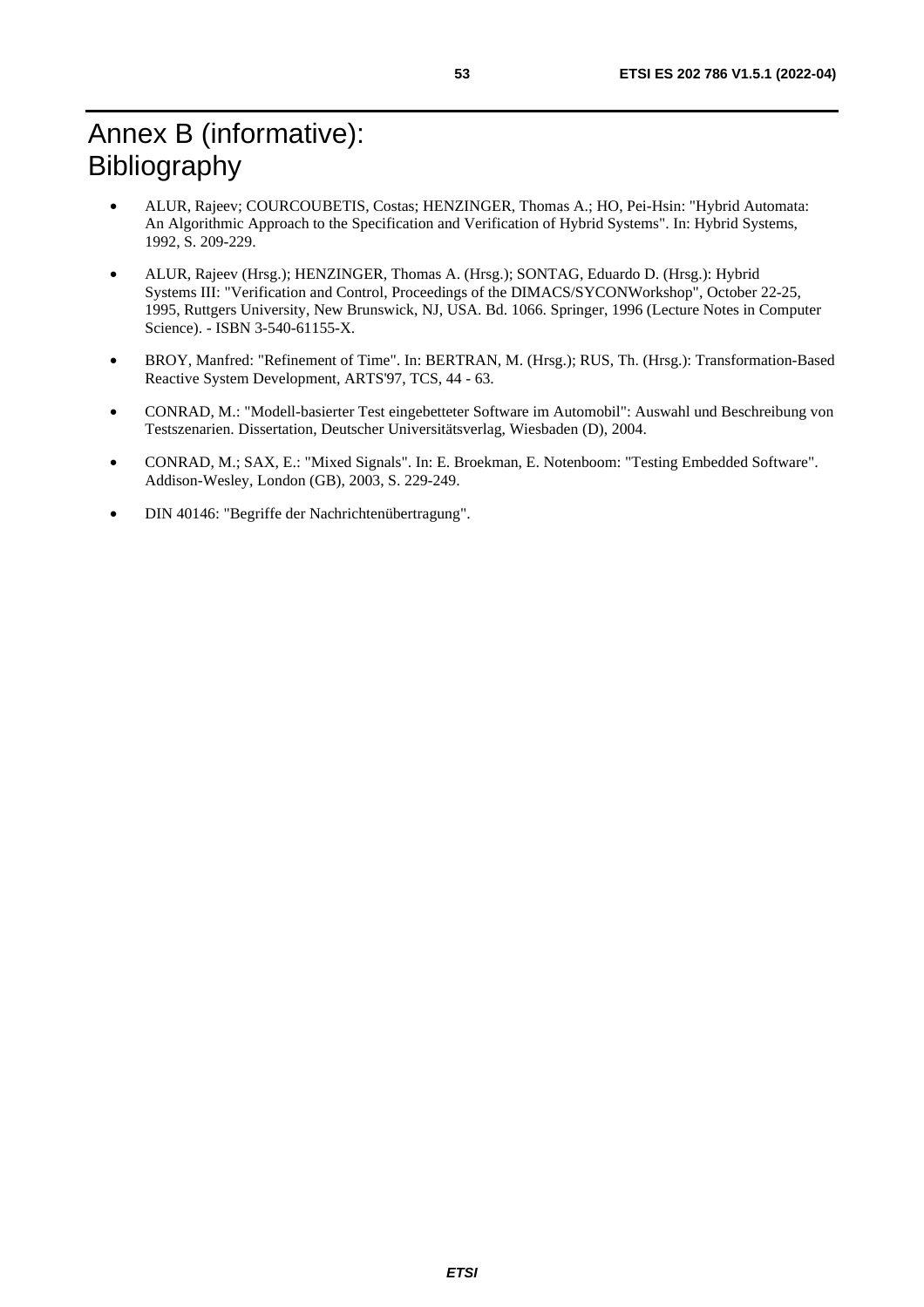# Annex B (informative): Bibliography

- ALUR, Rajeev; COURCOUBETIS, Costas; HENZINGER, Thomas A.; HO, Pei-Hsin: "Hybrid Automata: An Algorithmic Approach to the Specification and Verification of Hybrid Systems". In: Hybrid Systems, 1992, S. 209-229.
- ALUR, Rajeev (Hrsg.); HENZINGER, Thomas A. (Hrsg.); SONTAG, Eduardo D. (Hrsg.): Hybrid Systems III: "Verification and Control, Proceedings of the DIMACS/SYCONWorkshop", October 22-25, 1995, Ruttgers University, New Brunswick, NJ, USA. Bd. 1066. Springer, 1996 (Lecture Notes in Computer Science). - ISBN 3-540-61155-X.
- BROY, Manfred: "Refinement of Time". In: BERTRAN, M. (Hrsg.); RUS, Th. (Hrsg.): Transformation-Based Reactive System Development, ARTS'97, TCS, 44 - 63.
- CONRAD, M.: "Modell-basierter Test eingebetteter Software im Automobil": Auswahl und Beschreibung von Testszenarien. Dissertation, Deutscher Universitätsverlag, Wiesbaden (D), 2004.
- CONRAD, M.; SAX, E.: "Mixed Signals". In: E. Broekman, E. Notenboom: "Testing Embedded Software". Addison-Wesley, London (GB), 2003, S. 229-249.
- DIN 40146: "Begriffe der Nachrichtenübertragung".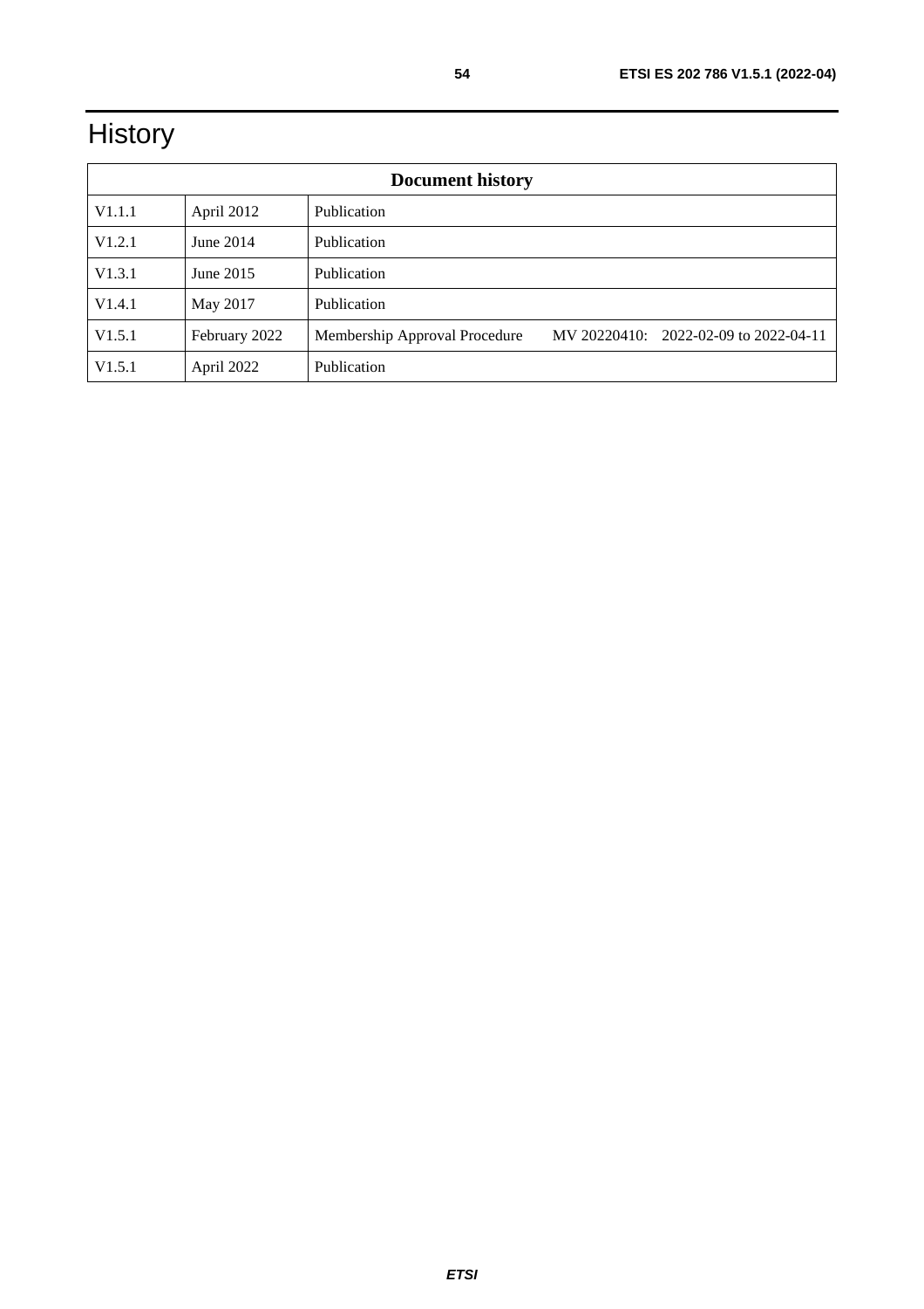# History

| Document history | | |
|---|---|---|
| V1.1.1 | April 2012 | Publication |
| V1.2.1 | June 2014 | Publication |
| V1.3.1 | June 2015 | Publication |
| V1.4.1 | May 2017 | Publication |
| V1.5.1 | February 2022 | Membership Approval Procedure MV 20220410: 2022-02-09 to 2022-04-11 |
| V1.5.1 | April 2022 | Publication |